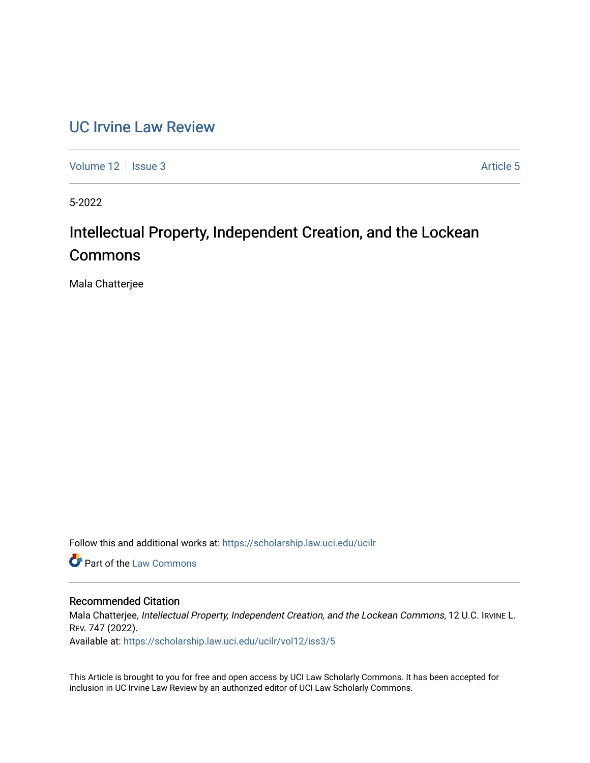# UC Irvine Law Review

Volume 12 | Issue 3 | Article 5

5-2022

## Intellectual Property, Independent Creation, and the Lockean Commons

Mala Chatterjee

Follow this and additional works at: https://scholarship.law.uci.edu/ucilr

Part of the Law Commons

### Recommended Citation

Mala Chatterjee, *Intellectual Property, Independent Creation, and the Lockean Commons*, 12 U.C. IRVINE L. REV. 747 (2022).

Available at: https://scholarship.law.uci.edu/ucilr/vol12/iss3/5

This Article is brought to you for free and open access by UCI Law Scholarly Commons. It has been accepted for inclusion in UC Irvine Law Review by an authorized editor of UCI Law Scholarly Commons.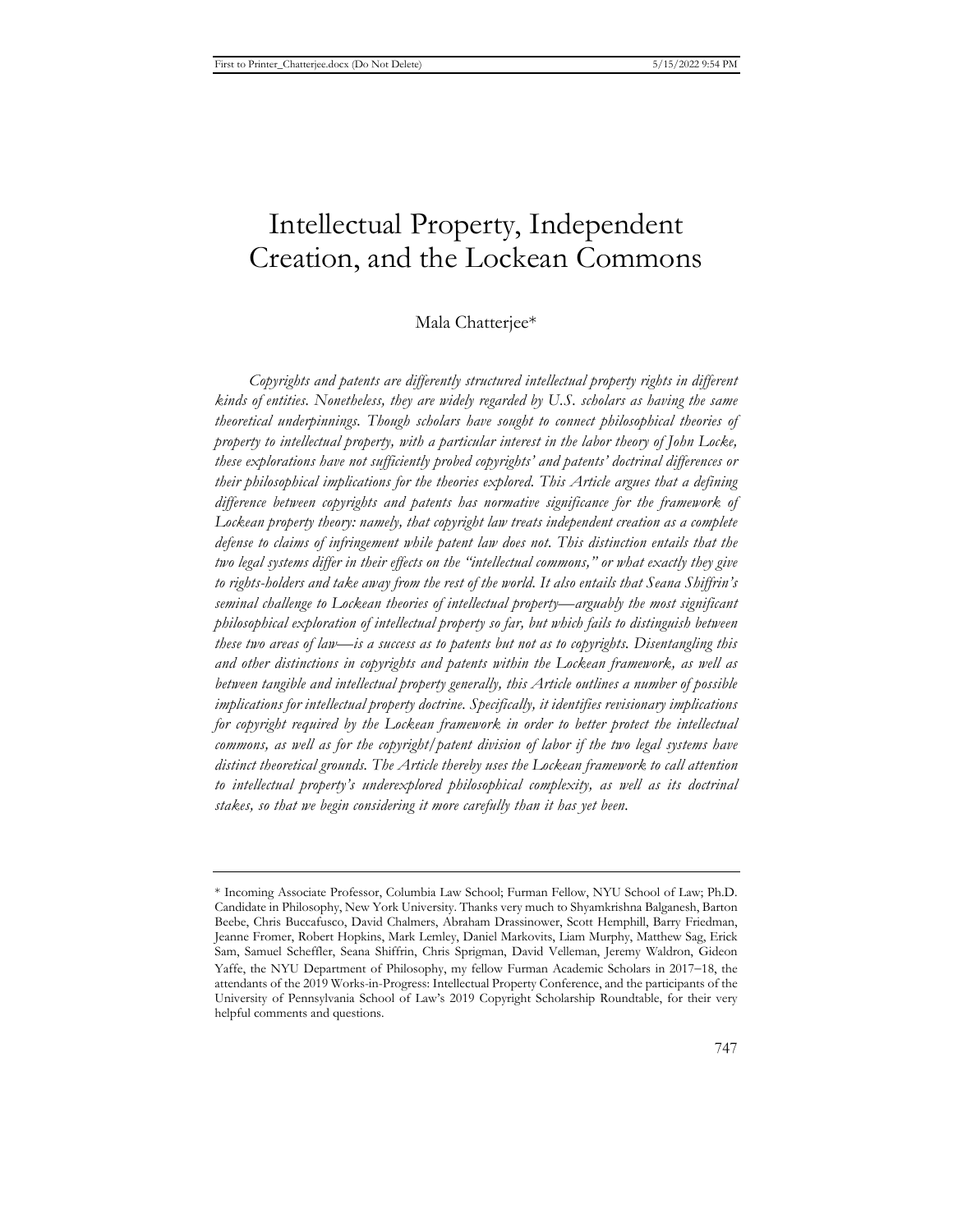# Intellectual Property, Independent Creation, and the Lockean Commons

Mala Chatterjee*

*Copyrights and patents are differently structured intellectual property rights in different kinds of entities. Nonetheless, they are widely regarded by U.S. scholars as having the same theoretical underpinnings. Though scholars have sought to connect philosophical theories of property to intellectual property, with a particular interest in the labor theory of John Locke, these explorations have not sufficiently probed copyrights' and patents' doctrinal differences or their philosophical implications for the theories explored. This Article argues that a defining difference between copyrights and patents has normative significance for the framework of Lockean property theory: namely, that copyright law treats independent creation as a complete defense to claims of infringement while patent law does not. This distinction entails that the two legal systems differ in their effects on the "intellectual commons," or what exactly they give to rights-holders and take away from the rest of the world. It also entails that Seana Shiffrin's seminal challenge to Lockean theories of intellectual property—arguably the most significant philosophical exploration of intellectual property so far, but which fails to distinguish between these two areas of law—is a success as to patents but not as to copyrights. Disentangling this and other distinctions in copyrights and patents within the Lockean framework, as well as between tangible and intellectual property generally, this Article outlines a number of possible implications for intellectual property doctrine. Specifically, it identifies revisionary implications for copyright required by the Lockean framework in order to better protect the intellectual commons, as well as for the copyright/patent division of labor if the two legal systems have distinct theoretical grounds. The Article thereby uses the Lockean framework to call attention to intellectual property's underexplored philosophical complexity, as well as its doctrinal stakes, so that we begin considering it more carefully than it has yet been.*

---

\* Incoming Associate Professor, Columbia Law School; Furman Fellow, NYU School of Law; Ph.D. Candidate in Philosophy, New York University. Thanks very much to Shyamkrishna Balganesh, Barton Beebe, Chris Buccafusco, David Chalmers, Abraham Drassinower, Scott Hemphill, Barry Friedman, Jeanne Fromer, Robert Hopkins, Mark Lemley, Daniel Markovits, Liam Murphy, Matthew Sag, Erick Sam, Samuel Scheffler, Seana Shiffrin, Chris Sprigman, David Velleman, Jeremy Waldron, Gideon Yaffe, the NYU Department of Philosophy, my fellow Furman Academic Scholars in 2017–18, the attendants of the 2019 Works-in-Progress: Intellectual Property Conference, and the participants of the University of Pennsylvania School of Law's 2019 Copyright Scholarship Roundtable, for their very helpful comments and questions.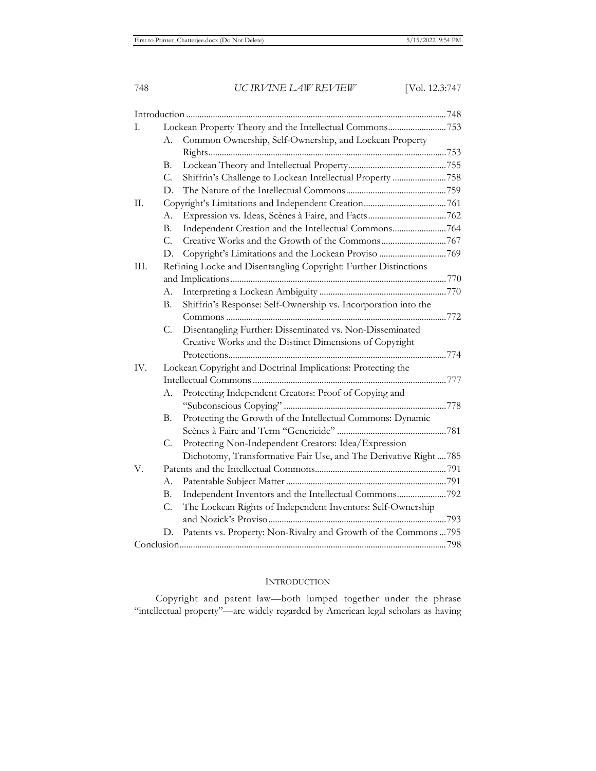| | | |
|---|---|---|
| Introduction | | 748 |
| I. | Lockean Property Theory and the Intellectual Commons | 753 |
| | A. Common Ownership, Self-Ownership, and Lockean Property Rights | 753 |
| | B. Lockean Theory and Intellectual Property | 755 |
| | C. Shiffrin's Challenge to Lockean Intellectual Property | 758 |
| | D. The Nature of the Intellectual Commons | 759 |
| II. | Copyright's Limitations and Independent Creation | 761 |
| | A. Expression vs. Ideas, Scènes à Faire, and Facts | 762 |
| | B. Independent Creation and the Intellectual Commons | 764 |
| | C. Creative Works and the Growth of the Commons | 767 |
| | D. Copyright's Limitations and the Lockean Proviso | 769 |
| III. | Refining Locke and Disentangling Copyright: Further Distinctions and Implications | 770 |
| | A. Interpreting a Lockean Ambiguity | 770 |
| | B. Shiffrin's Response: Self-Ownership vs. Incorporation into the Commons | 772 |
| | C. Disentangling Further: Disseminated vs. Non-Disseminated Creative Works and the Distinct Dimensions of Copyright Protections | 774 |
| IV. | Lockean Copyright and Doctrinal Implications: Protecting the Intellectual Commons | 777 |
| | A. Protecting Independent Creators: Proof of Copying and "Subconscious Copying" | 778 |
| | B. Protecting the Growth of the Intellectual Commons: Dynamic Scènes à Faire and Term "Genericide" | 781 |
| | C. Protecting Non-Independent Creators: Idea/Expression Dichotomy, Transformative Fair Use, and The Derivative Right | 785 |
| V. | Patents and the Intellectual Commons | 791 |
| | A. Patentable Subject Matter | 791 |
| | B. Independent Inventors and the Intellectual Commons | 792 |
| | C. The Lockean Rights of Independent Inventors: Self-Ownership and Nozick's Proviso | 793 |
| | D. Patents vs. Property: Non-Rivalry and Growth of the Commons | 795 |
| Conclusion | | 798 |

## INTRODUCTION

Copyright and patent law—both lumped together under the phrase "intellectual property"—are widely regarded by American legal scholars as having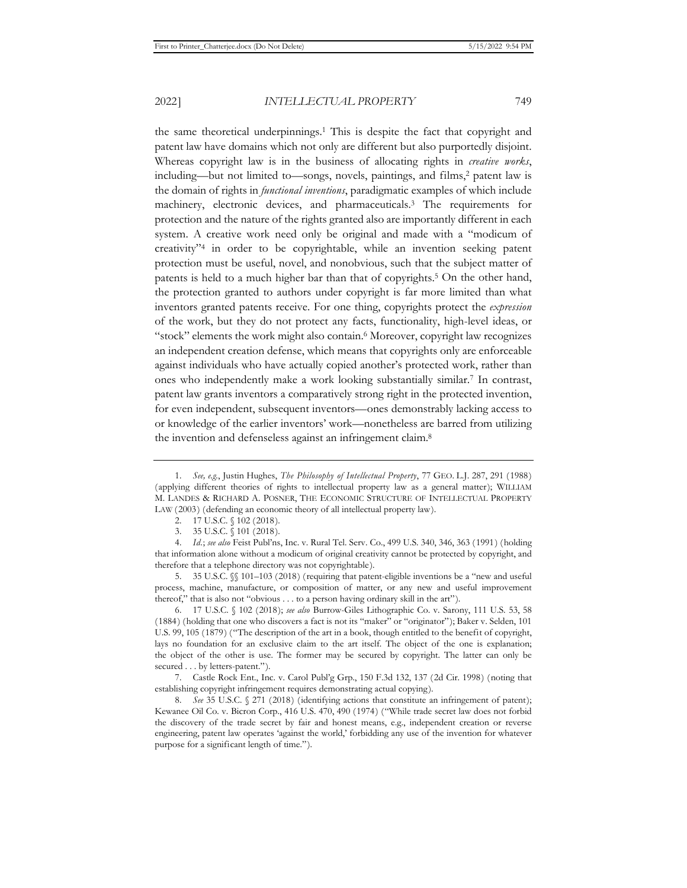the same theoretical underpinnings.[1] This is despite the fact that copyright and patent law have domains which not only are different but also purportedly disjoint. Whereas copyright law is in the business of allocating rights in *creative works*, including—but not limited to—songs, novels, paintings, and films,[2] patent law is the domain of rights in *functional inventions*, paradigmatic examples of which include machinery, electronic devices, and pharmaceuticals.[3] The requirements for protection and the nature of the rights granted also are importantly different in each system. A creative work need only be original and made with a "modicum of creativity"[4] in order to be copyrightable, while an invention seeking patent protection must be useful, novel, and nonobvious, such that the subject matter of patents is held to a much higher bar than that of copyrights.[5] On the other hand, the protection granted to authors under copyright is far more limited than what inventors granted patents receive. For one thing, copyrights protect the *expression* of the work, but they do not protect any facts, functionality, high-level ideas, or "stock" elements the work might also contain.[6] Moreover, copyright law recognizes an independent creation defense, which means that copyrights only are enforceable against individuals who have actually copied another's protected work, rather than ones who independently make a work looking substantially similar.[7] In contrast, patent law grants inventors a comparatively strong right in the protected invention, for even independent, subsequent inventors—ones demonstrably lacking access to or knowledge of the earlier inventors' work—nonetheless are barred from utilizing the invention and defenseless against an infringement claim.[8]

---

1. *See, e.g.*, Justin Hughes, *The Philosophy of Intellectual Property*, 77 GEO. L.J. 287, 291 (1988) (applying different theories of rights to intellectual property law as a general matter); WILLIAM M. LANDES & RICHARD A. POSNER, THE ECONOMIC STRUCTURE OF INTELLECTUAL PROPERTY LAW (2003) (defending an economic theory of all intellectual property law).

2. 17 U.S.C. § 102 (2018).

3. 35 U.S.C. § 101 (2018).

4. *Id.*; *see also* Feist Publ'ns, Inc. v. Rural Tel. Serv. Co., 499 U.S. 340, 346, 363 (1991) (holding that information alone without a modicum of original creativity cannot be protected by copyright, and therefore that a telephone directory was not copyrightable).

5. 35 U.S.C. §§ 101–103 (2018) (requiring that patent-eligible inventions be a "new and useful process, machine, manufacture, or composition of matter, or any new and useful improvement thereof," that is also not "obvious . . . to a person having ordinary skill in the art").

6. 17 U.S.C. § 102 (2018); *see also* Burrow-Giles Lithographic Co. v. Sarony, 111 U.S. 53, 58 (1884) (holding that one who discovers a fact is not its "maker" or "originator"); Baker v. Selden, 101 U.S. 99, 105 (1879) ("The description of the art in a book, though entitled to the benefit of copyright, lays no foundation for an exclusive claim to the art itself. The object of the one is explanation; the object of the other is use. The former may be secured by copyright. The latter can only be secured . . . by letters-patent.").

7. Castle Rock Ent., Inc. v. Carol Publ'g Grp., 150 F.3d 132, 137 (2d Cir. 1998) (noting that establishing copyright infringement requires demonstrating actual copying).

8. *See* 35 U.S.C. § 271 (2018) (identifying actions that constitute an infringement of patent); Kewanee Oil Co. v. Bicron Corp., 416 U.S. 470, 490 (1974) ("While trade secret law does not forbid the discovery of the trade secret by fair and honest means, e.g., independent creation or reverse engineering, patent law operates 'against the world,' forbidding any use of the invention for whatever purpose for a significant length of time.").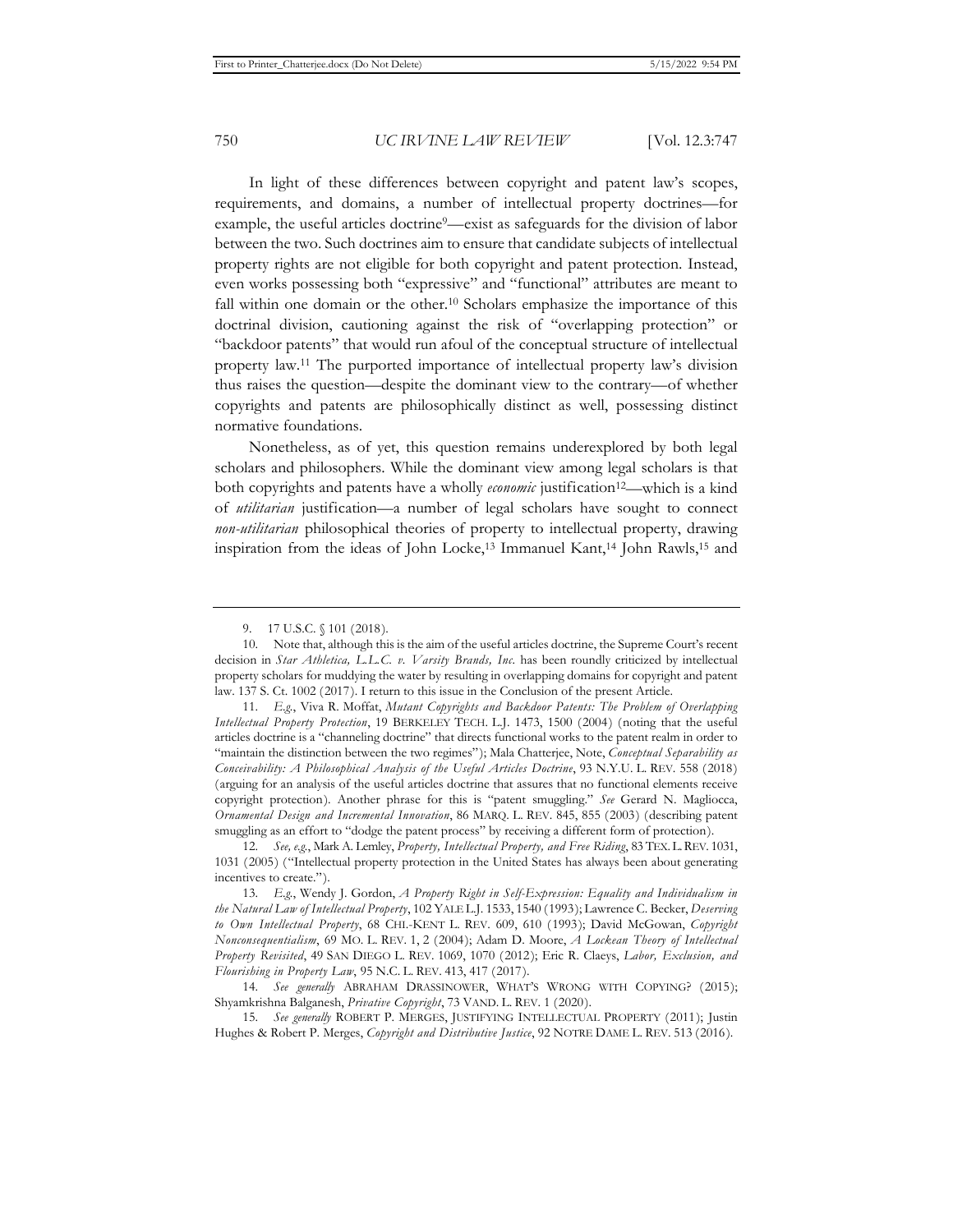In light of these differences between copyright and patent law's scopes, requirements, and domains, a number of intellectual property doctrines—for example, the useful articles doctrine[9]—exist as safeguards for the division of labor between the two. Such doctrines aim to ensure that candidate subjects of intellectual property rights are not eligible for both copyright and patent protection. Instead, even works possessing both "expressive" and "functional" attributes are meant to fall within one domain or the other.[10] Scholars emphasize the importance of this doctrinal division, cautioning against the risk of "overlapping protection" or "backdoor patents" that would run afoul of the conceptual structure of intellectual property law.[11] The purported importance of intellectual property law's division thus raises the question—despite the dominant view to the contrary—of whether copyrights and patents are philosophically distinct as well, possessing distinct normative foundations.

Nonetheless, as of yet, this question remains underexplored by both legal scholars and philosophers. While the dominant view among legal scholars is that both copyrights and patents have a wholly *economic* justification[12]—which is a kind of *utilitarian* justification—a number of legal scholars have sought to connect *non-utilitarian* philosophical theories of property to intellectual property, drawing inspiration from the ideas of John Locke,[13] Immanuel Kant,[14] John Rawls,[15] and

---

9. 17 U.S.C. § 101 (2018).

10. Note that, although this is the aim of the useful articles doctrine, the Supreme Court's recent decision in *Star Athletica, L.L.C. v. Varsity Brands, Inc.* has been roundly criticized by intellectual property scholars for muddying the water by resulting in overlapping domains for copyright and patent law. 137 S. Ct. 1002 (2017). I return to this issue in the Conclusion of the present Article.

11. *E.g.*, Viva R. Moffat, *Mutant Copyrights and Backdoor Patents: The Problem of Overlapping Intellectual Property Protection*, 19 BERKELEY TECH. L.J. 1473, 1500 (2004) (noting that the useful articles doctrine is a "channeling doctrine" that directs functional works to the patent realm in order to "maintain the distinction between the two regimes"); Mala Chatterjee, Note, *Conceptual Separability as Conceivability: A Philosophical Analysis of the Useful Articles Doctrine*, 93 N.Y.U. L. REV. 558 (2018) (arguing for an analysis of the useful articles doctrine that assures that no functional elements receive copyright protection). Another phrase for this is "patent smuggling." *See* Gerard N. Magliocca, *Ornamental Design and Incremental Innovation*, 86 MARQ. L. REV. 845, 855 (2003) (describing patent smuggling as an effort to "dodge the patent process" by receiving a different form of protection).

12. *See, e.g.*, Mark A. Lemley, *Property, Intellectual Property, and Free Riding*, 83 TEX. L. REV. 1031, 1031 (2005) ("Intellectual property protection in the United States has always been about generating incentives to create.").

13. *E.g.*, Wendy J. Gordon, *A Property Right in Self-Expression: Equality and Individualism in the Natural Law of Intellectual Property*, 102 YALE L.J. 1533, 1540 (1993); Lawrence C. Becker, *Deserving to Own Intellectual Property*, 68 CHI.-KENT L. REV. 609, 610 (1993); David McGowan, *Copyright Nonconsequentialism*, 69 MO. L. REV. 1, 2 (2004); Adam D. Moore, *A Lockean Theory of Intellectual Property Revisited*, 49 SAN DIEGO L. REV. 1069, 1070 (2012); Eric R. Claeys, *Labor, Exclusion, and Flourishing in Property Law*, 95 N.C. L. REV. 413, 417 (2017).

14. *See generally* ABRAHAM DRASSINOWER, WHAT'S WRONG WITH COPYING? (2015); Shyamkrishna Balganesh, *Privative Copyright*, 73 VAND. L. REV. 1 (2020).

15. *See generally* ROBERT P. MERGES, JUSTIFYING INTELLECTUAL PROPERTY (2011); Justin Hughes & Robert P. Merges, *Copyright and Distributive Justice*, 92 NOTRE DAME L. REV. 513 (2016).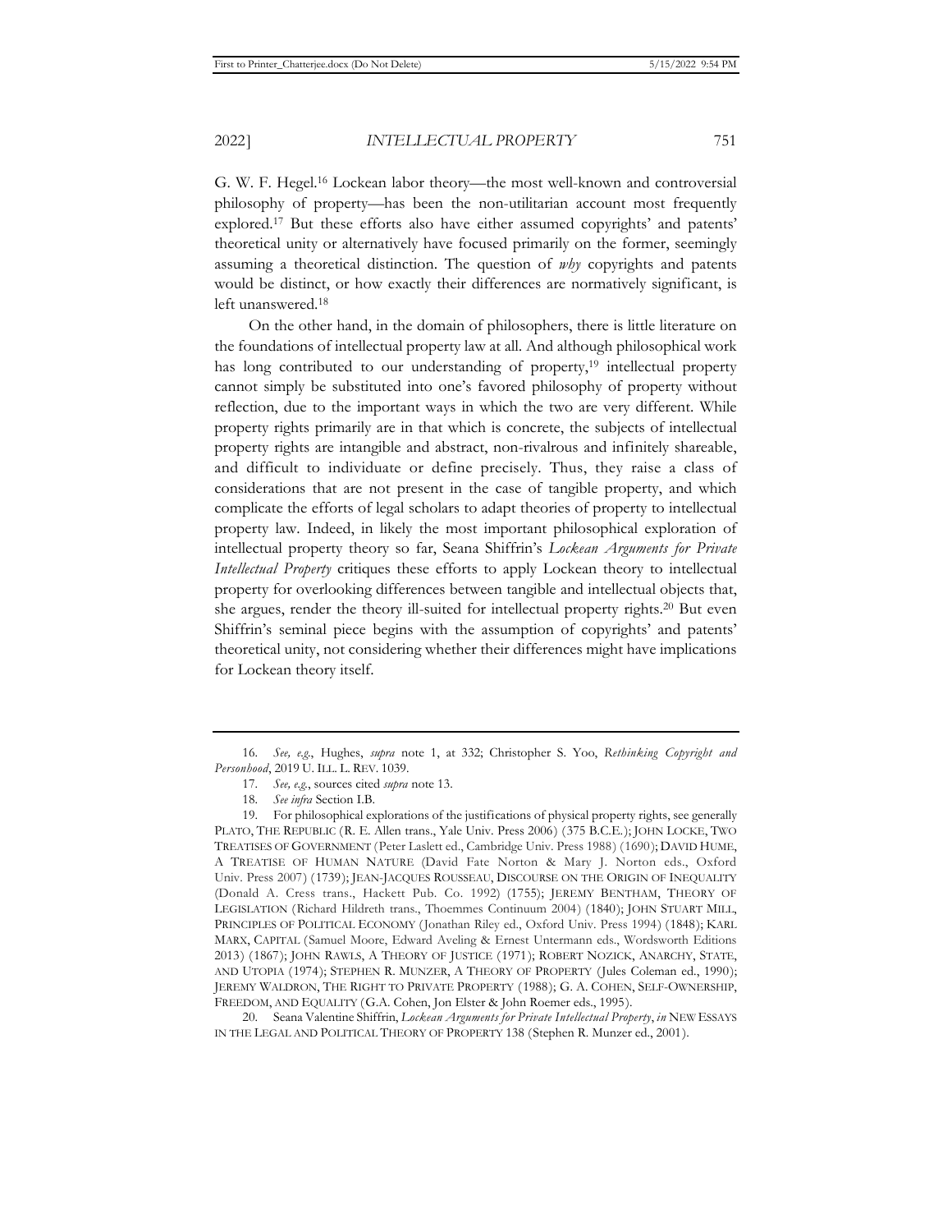G. W. F. Hegel.[16] Lockean labor theory—the most well-known and controversial philosophy of property—has been the non-utilitarian account most frequently explored.[17] But these efforts also have either assumed copyrights' and patents' theoretical unity or alternatively have focused primarily on the former, seemingly assuming a theoretical distinction. The question of *why* copyrights and patents would be distinct, or how exactly their differences are normatively significant, is left unanswered.[18]

On the other hand, in the domain of philosophers, there is little literature on the foundations of intellectual property law at all. And although philosophical work has long contributed to our understanding of property,[19] intellectual property cannot simply be substituted into one's favored philosophy of property without reflection, due to the important ways in which the two are very different. While property rights primarily are in that which is concrete, the subjects of intellectual property rights are intangible and abstract, non-rivalrous and infinitely shareable, and difficult to individuate or define precisely. Thus, they raise a class of considerations that are not present in the case of tangible property, and which complicate the efforts of legal scholars to adapt theories of property to intellectual property law. Indeed, in likely the most important philosophical exploration of intellectual property theory so far, Seana Shiffrin's *Lockean Arguments for Private Intellectual Property* critiques these efforts to apply Lockean theory to intellectual property for overlooking differences between tangible and intellectual objects that, she argues, render the theory ill-suited for intellectual property rights.[20] But even Shiffrin's seminal piece begins with the assumption of copyrights' and patents' theoretical unity, not considering whether their differences might have implications for Lockean theory itself.

---

16. *See, e.g.*, Hughes, *supra* note 1, at 332; Christopher S. Yoo, *Rethinking Copyright and Personhood*, 2019 U. ILL. L. REV. 1039.

17. *See, e.g.*, sources cited *supra* note 13.

18. *See infra* Section I.B.

19. For philosophical explorations of the justifications of physical property rights, see generally PLATO, THE REPUBLIC (R. E. Allen trans., Yale Univ. Press 2006) (375 B.C.E.); JOHN LOCKE, TWO TREATISES OF GOVERNMENT (Peter Laslett ed., Cambridge Univ. Press 1988) (1690); DAVID HUME, A TREATISE OF HUMAN NATURE (David Fate Norton & Mary J. Norton eds., Oxford Univ. Press 2007) (1739); JEAN-JACQUES ROUSSEAU, DISCOURSE ON THE ORIGIN OF INEQUALITY (Donald A. Cress trans., Hackett Pub. Co. 1992) (1755); JEREMY BENTHAM, THEORY OF LEGISLATION (Richard Hildreth trans., Thoemmes Continuum 2004) (1840); JOHN STUART MILL, PRINCIPLES OF POLITICAL ECONOMY (Jonathan Riley ed., Oxford Univ. Press 1994) (1848); KARL MARX, CAPITAL (Samuel Moore, Edward Aveling & Ernest Untermann eds., Wordsworth Editions 2013) (1867); JOHN RAWLS, A THEORY OF JUSTICE (1971); ROBERT NOZICK, ANARCHY, STATE, AND UTOPIA (1974); STEPHEN R. MUNZER, A THEORY OF PROPERTY (Jules Coleman ed., 1990); JEREMY WALDRON, THE RIGHT TO PRIVATE PROPERTY (1988); G. A. COHEN, SELF-OWNERSHIP, FREEDOM, AND EQUALITY (G.A. Cohen, Jon Elster & John Roemer eds., 1995).

20. Seana Valentine Shiffrin, *Lockean Arguments for Private Intellectual Property*, *in* NEW ESSAYS IN THE LEGAL AND POLITICAL THEORY OF PROPERTY 138 (Stephen R. Munzer ed., 2001).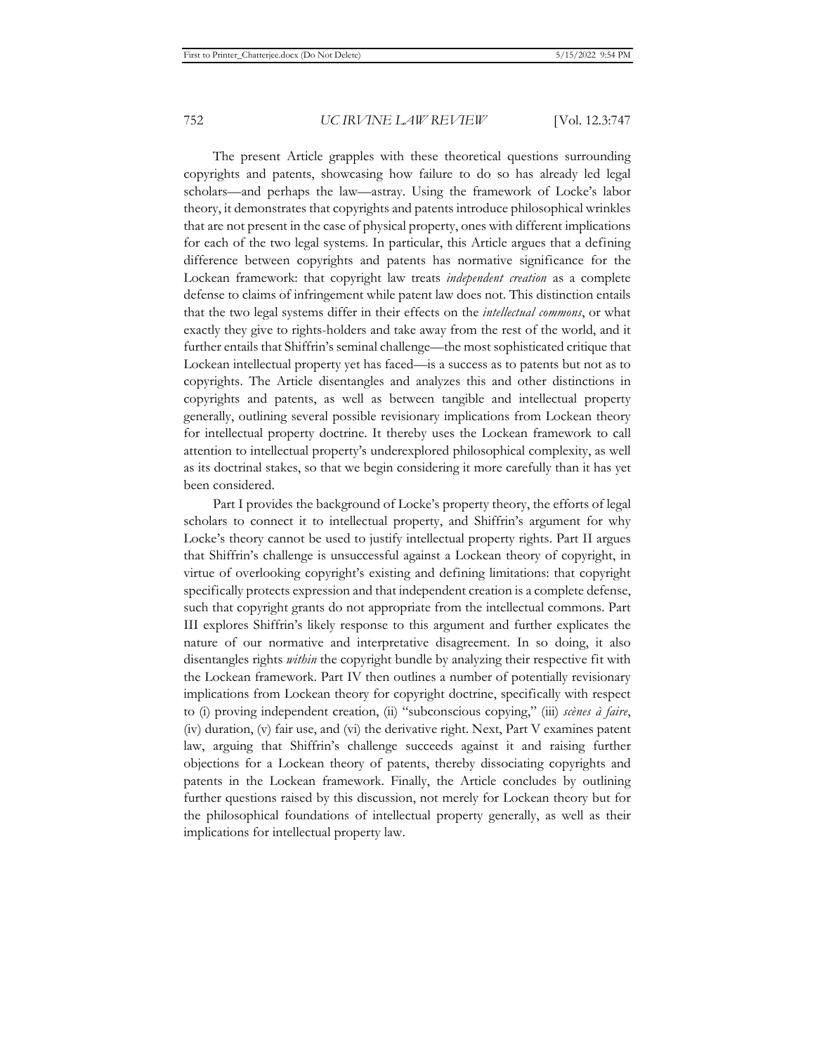The present Article grapples with these theoretical questions surrounding copyrights and patents, showcasing how failure to do so has already led legal scholars—and perhaps the law—astray. Using the framework of Locke's labor theory, it demonstrates that copyrights and patents introduce philosophical wrinkles that are not present in the case of physical property, ones with different implications for each of the two legal systems. In particular, this Article argues that a defining difference between copyrights and patents has normative significance for the Lockean framework: that copyright law treats *independent creation* as a complete defense to claims of infringement while patent law does not. This distinction entails that the two legal systems differ in their effects on the *intellectual commons*, or what exactly they give to rights-holders and take away from the rest of the world, and it further entails that Shiffrin's seminal challenge—the most sophisticated critique that Lockean intellectual property yet has faced—is a success as to patents but not as to copyrights. The Article disentangles and analyzes this and other distinctions in copyrights and patents, as well as between tangible and intellectual property generally, outlining several possible revisionary implications from Lockean theory for intellectual property doctrine. It thereby uses the Lockean framework to call attention to intellectual property's underexplored philosophical complexity, as well as its doctrinal stakes, so that we begin considering it more carefully than it has yet been considered.

Part I provides the background of Locke's property theory, the efforts of legal scholars to connect it to intellectual property, and Shiffrin's argument for why Locke's theory cannot be used to justify intellectual property rights. Part II argues that Shiffrin's challenge is unsuccessful against a Lockean theory of copyright, in virtue of overlooking copyright's existing and defining limitations: that copyright specifically protects expression and that independent creation is a complete defense, such that copyright grants do not appropriate from the intellectual commons. Part III explores Shiffrin's likely response to this argument and further explicates the nature of our normative and interpretative disagreement. In so doing, it also disentangles rights *within* the copyright bundle by analyzing their respective fit with the Lockean framework. Part IV then outlines a number of potentially revisionary implications from Lockean theory for copyright doctrine, specifically with respect to (i) proving independent creation, (ii) "subconscious copying," (iii) *scènes à faire*, (iv) duration, (v) fair use, and (vi) the derivative right. Next, Part V examines patent law, arguing that Shiffrin's challenge succeeds against it and raising further objections for a Lockean theory of patents, thereby dissociating copyrights and patents in the Lockean framework. Finally, the Article concludes by outlining further questions raised by this discussion, not merely for Lockean theory but for the philosophical foundations of intellectual property generally, as well as their implications for intellectual property law.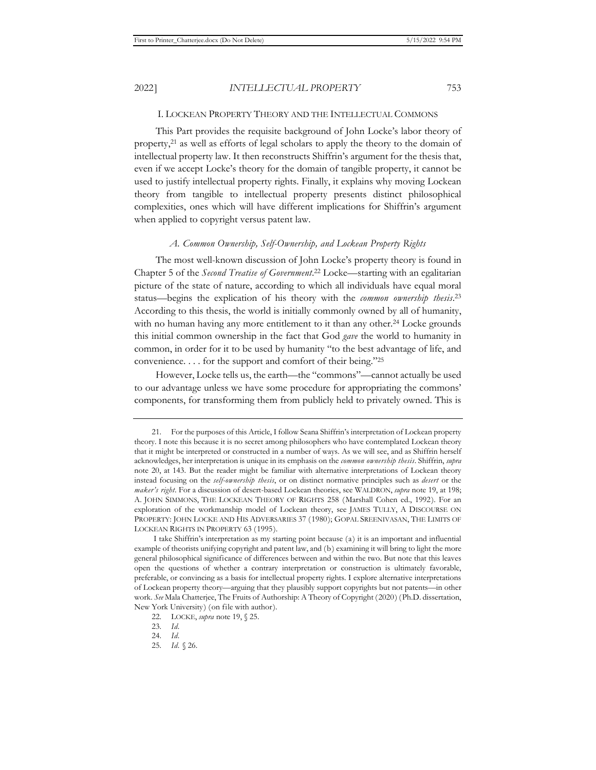## I. LOCKEAN PROPERTY THEORY AND THE INTELLECTUAL COMMONS

This Part provides the requisite background of John Locke's labor theory of property,[21] as well as efforts of legal scholars to apply the theory to the domain of intellectual property law. It then reconstructs Shiffrin's argument for the thesis that, even if we accept Locke's theory for the domain of tangible property, it cannot be used to justify intellectual property rights. Finally, it explains why moving Lockean theory from tangible to intellectual property presents distinct philosophical complexities, ones which will have different implications for Shiffrin's argument when applied to copyright versus patent law.

### *A. Common Ownership, Self-Ownership, and Lockean Property Rights*

The most well-known discussion of John Locke's property theory is found in Chapter 5 of the *Second Treatise of Government*.[22] Locke—starting with an egalitarian picture of the state of nature, according to which all individuals have equal moral status—begins the explication of his theory with the *common ownership thesis*.[23] According to this thesis, the world is initially commonly owned by all of humanity, with no human having any more entitlement to it than any other.[24] Locke grounds this initial common ownership in the fact that God *gave* the world to humanity in common, in order for it to be used by humanity "to the best advantage of life, and convenience. . . . for the support and comfort of their being."[25]

However, Locke tells us, the earth—the "commons"—cannot actually be used to our advantage unless we have some procedure for appropriating the commons' components, for transforming them from publicly held to privately owned. This is

---

21. For the purposes of this Article, I follow Seana Shiffrin's interpretation of Lockean property theory. I note this because it is no secret among philosophers who have contemplated Lockean theory that it might be interpreted or constructed in a number of ways. As we will see, and as Shiffrin herself acknowledges, her interpretation is unique in its emphasis on the *common ownership thesis*. Shiffrin, *supra* note 20, at 143. But the reader might be familiar with alternative interpretations of Lockean theory instead focusing on the *self-ownership thesis*, or on distinct normative principles such as *desert* or the *maker's right*. For a discussion of desert-based Lockean theories, see WALDRON, *supra* note 19, at 198; A. JOHN SIMMONS, THE LOCKEAN THEORY OF RIGHTS 258 (Marshall Cohen ed., 1992). For an exploration of the workmanship model of Lockean theory, see JAMES TULLY, A DISCOURSE ON PROPERTY: JOHN LOCKE AND HIS ADVERSARIES 37 (1980); GOPAL SREENIVASAN, THE LIMITS OF LOCKEAN RIGHTS IN PROPERTY 63 (1995).

I take Shiffrin's interpretation as my starting point because (a) it is an important and influential example of theorists unifying copyright and patent law, and (b) examining it will bring to light the more general philosophical significance of differences between and within the two. But note that this leaves open the questions of whether a contrary interpretation or construction is ultimately favorable, preferable, or convincing as a basis for intellectual property rights. I explore alternative interpretations of Lockean property theory—arguing that they plausibly support copyrights but not patents—in other work. *See* Mala Chatterjee, The Fruits of Authorship: A Theory of Copyright (2020) (Ph.D. dissertation, New York University) (on file with author).

22. LOCKE, *supra* note 19, § 25.

23. *Id*.

24. *Id*.

25. *Id.* § 26.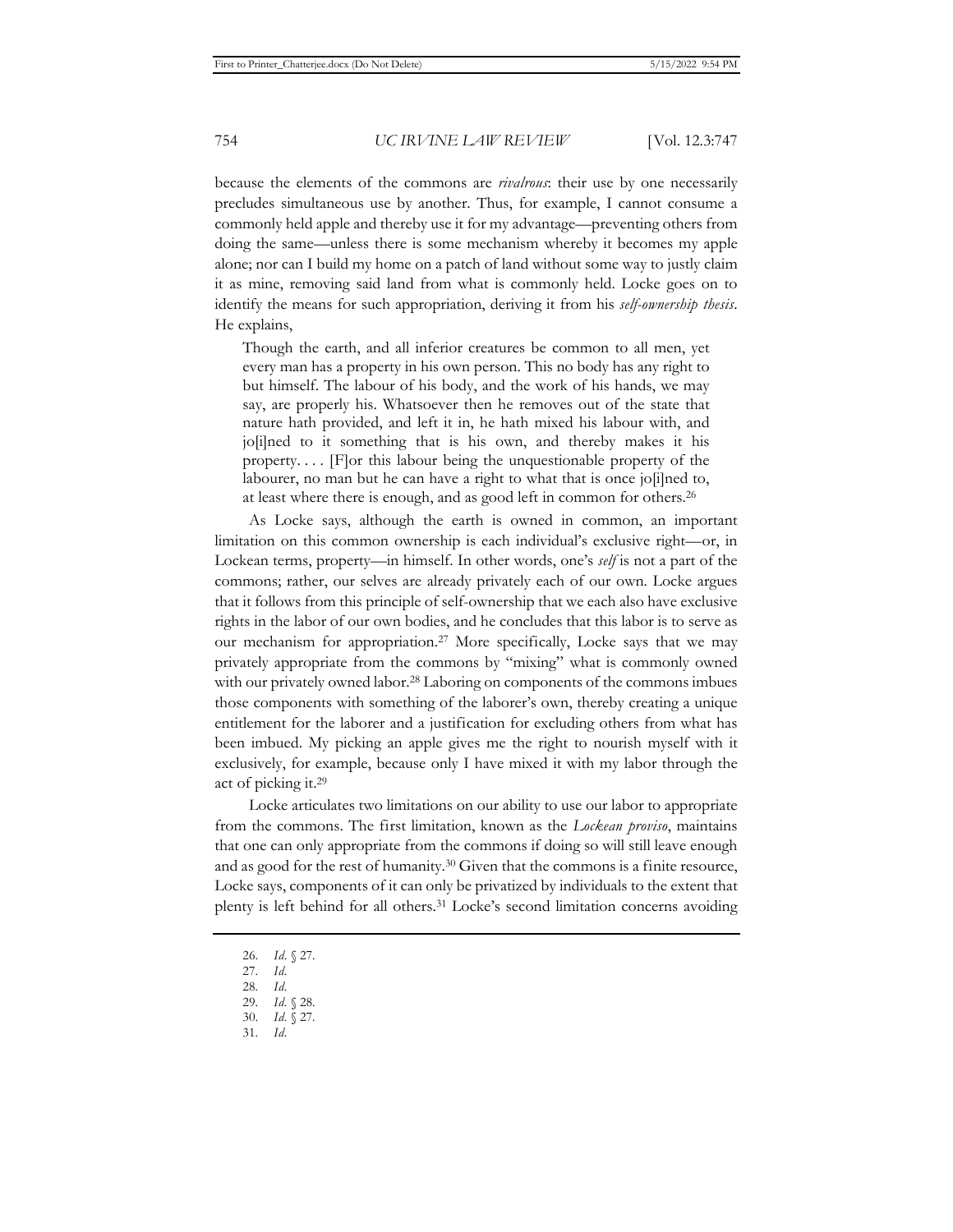because the elements of the commons are *rivalrous*: their use by one necessarily precludes simultaneous use by another. Thus, for example, I cannot consume a commonly held apple and thereby use it for my advantage—preventing others from doing the same—unless there is some mechanism whereby it becomes my apple alone; nor can I build my home on a patch of land without some way to justly claim it as mine, removing said land from what is commonly held. Locke goes on to identify the means for such appropriation, deriving it from his *self-ownership thesis*. He explains,

> Though the earth, and all inferior creatures be common to all men, yet every man has a property in his own person. This no body has any right to but himself. The labour of his body, and the work of his hands, we may say, are properly his. Whatsoever then he removes out of the state that nature hath provided, and left it in, he hath mixed his labour with, and jo[i]ned to it something that is his own, and thereby makes it his property. . . . [F]or this labour being the unquestionable property of the labourer, no man but he can have a right to what that is once jo[i]ned to, at least where there is enough, and as good left in common for others.[26]

As Locke says, although the earth is owned in common, an important limitation on this common ownership is each individual's exclusive right—or, in Lockean terms, property—in himself. In other words, one's *self* is not a part of the commons; rather, our selves are already privately each of our own. Locke argues that it follows from this principle of self-ownership that we each also have exclusive rights in the labor of our own bodies, and he concludes that this labor is to serve as our mechanism for appropriation.[27] More specifically, Locke says that we may privately appropriate from the commons by "mixing" what is commonly owned with our privately owned labor.[28] Laboring on components of the commons imbues those components with something of the laborer's own, thereby creating a unique entitlement for the laborer and a justification for excluding others from what has been imbued. My picking an apple gives me the right to nourish myself with it exclusively, for example, because only I have mixed it with my labor through the act of picking it.[29]

Locke articulates two limitations on our ability to use our labor to appropriate from the commons. The first limitation, known as the *Lockean proviso*, maintains that one can only appropriate from the commons if doing so will still leave enough and as good for the rest of humanity.[30] Given that the commons is a finite resource, Locke says, components of it can only be privatized by individuals to the extent that plenty is left behind for all others.[31] Locke's second limitation concerns avoiding

26. *Id.* § 27.
27. *Id.*
28. *Id.*
29. *Id.* § 28.
30. *Id.* § 27.
31. *Id.*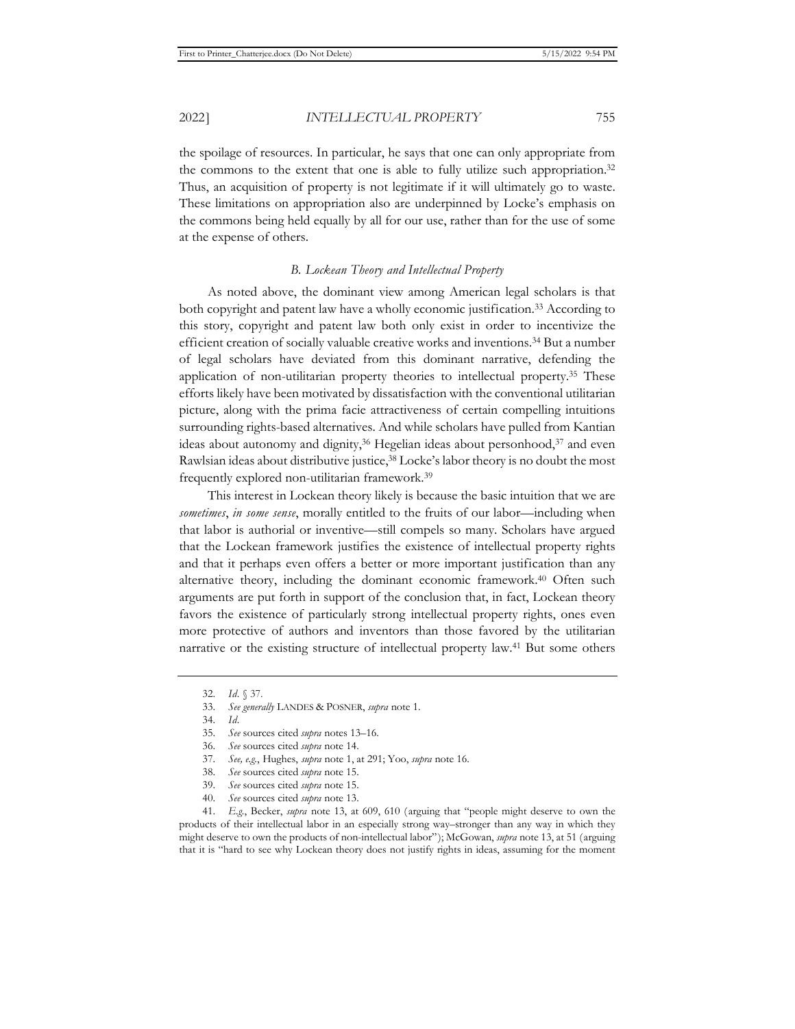the spoilage of resources. In particular, he says that one can only appropriate from the commons to the extent that one is able to fully utilize such appropriation.[32] Thus, an acquisition of property is not legitimate if it will ultimately go to waste. These limitations on appropriation also are underpinned by Locke's emphasis on the commons being held equally by all for our use, rather than for the use of some at the expense of others.

### *B. Lockean Theory and Intellectual Property*

As noted above, the dominant view among American legal scholars is that both copyright and patent law have a wholly economic justification.[33] According to this story, copyright and patent law both only exist in order to incentivize the efficient creation of socially valuable creative works and inventions.[34] But a number of legal scholars have deviated from this dominant narrative, defending the application of non-utilitarian property theories to intellectual property.[35] These efforts likely have been motivated by dissatisfaction with the conventional utilitarian picture, along with the prima facie attractiveness of certain compelling intuitions surrounding rights-based alternatives. And while scholars have pulled from Kantian ideas about autonomy and dignity,[36] Hegelian ideas about personhood,[37] and even Rawlsian ideas about distributive justice,[38] Locke's labor theory is no doubt the most frequently explored non-utilitarian framework.[39]

This interest in Lockean theory likely is because the basic intuition that we are *sometimes*, *in some sense*, morally entitled to the fruits of our labor—including when that labor is authorial or inventive—still compels so many. Scholars have argued that the Lockean framework justifies the existence of intellectual property rights and that it perhaps even offers a better or more important justification than any alternative theory, including the dominant economic framework.[40] Often such arguments are put forth in support of the conclusion that, in fact, Lockean theory favors the existence of particularly strong intellectual property rights, ones even more protective of authors and inventors than those favored by the utilitarian narrative or the existing structure of intellectual property law.[41] But some others

---

32. *Id.* § 37.

33. *See generally* LANDES & POSNER, *supra* note 1.

34. *Id.*

35. *See* sources cited *supra* notes 13–16.

36. *See* sources cited *supra* note 14.

37. *See, e.g.*, Hughes, *supra* note 1, at 291; Yoo, *supra* note 16.

38. *See* sources cited *supra* note 15.

39. *See* sources cited *supra* note 15.

40. *See* sources cited *supra* note 13.

41. *E.g.*, Becker, *supra* note 13, at 609, 610 (arguing that "people might deserve to own the products of their intellectual labor in an especially strong way–stronger than any way in which they might deserve to own the products of non-intellectual labor"); McGowan, *supra* note 13, at 51 (arguing that it is "hard to see why Lockean theory does not justify rights in ideas, assuming for the moment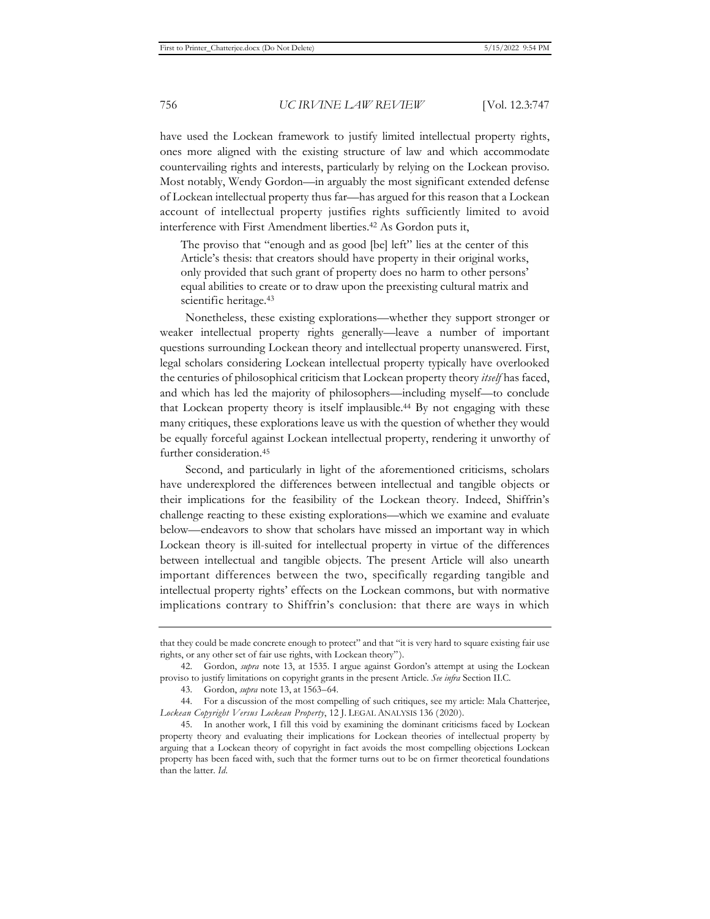have used the Lockean framework to justify limited intellectual property rights, ones more aligned with the existing structure of law and which accommodate countervailing rights and interests, particularly by relying on the Lockean proviso. Most notably, Wendy Gordon—in arguably the most significant extended defense of Lockean intellectual property thus far—has argued for this reason that a Lockean account of intellectual property justifies rights sufficiently limited to avoid interference with First Amendment liberties.[42] As Gordon puts it,

> The proviso that "enough and as good [be] left" lies at the center of this Article's thesis: that creators should have property in their original works, only provided that such grant of property does no harm to other persons' equal abilities to create or to draw upon the preexisting cultural matrix and scientific heritage.[43]

Nonetheless, these existing explorations—whether they support stronger or weaker intellectual property rights generally—leave a number of important questions surrounding Lockean theory and intellectual property unanswered. First, legal scholars considering Lockean intellectual property typically have overlooked the centuries of philosophical criticism that Lockean property theory *itself* has faced, and which has led the majority of philosophers—including myself—to conclude that Lockean property theory is itself implausible.[44] By not engaging with these many critiques, these explorations leave us with the question of whether they would be equally forceful against Lockean intellectual property, rendering it unworthy of further consideration.[45]

Second, and particularly in light of the aforementioned criticisms, scholars have underexplored the differences between intellectual and tangible objects or their implications for the feasibility of the Lockean theory. Indeed, Shiffrin's challenge reacting to these existing explorations—which we examine and evaluate below—endeavors to show that scholars have missed an important way in which Lockean theory is ill-suited for intellectual property in virtue of the differences between intellectual and tangible objects. The present Article will also unearth important differences between the two, specifically regarding tangible and intellectual property rights' effects on the Lockean commons, but with normative implications contrary to Shiffrin's conclusion: that there are ways in which

---

that they could be made concrete enough to protect" and that "it is very hard to square existing fair use rights, or any other set of fair use rights, with Lockean theory").

42. Gordon, *supra* note 13, at 1535. I argue against Gordon's attempt at using the Lockean proviso to justify limitations on copyright grants in the present Article. *See infra* Section II.C.

43. Gordon, *supra* note 13, at 1563–64.

44. For a discussion of the most compelling of such critiques, see my article: Mala Chatterjee, *Lockean Copyright Versus Lockean Property*, 12 J. LEGAL ANALYSIS 136 (2020).

45. In another work, I fill this void by examining the dominant criticisms faced by Lockean property theory and evaluating their implications for Lockean theories of intellectual property by arguing that a Lockean theory of copyright in fact avoids the most compelling objections Lockean property has been faced with, such that the former turns out to be on firmer theoretical foundations than the latter. *Id.*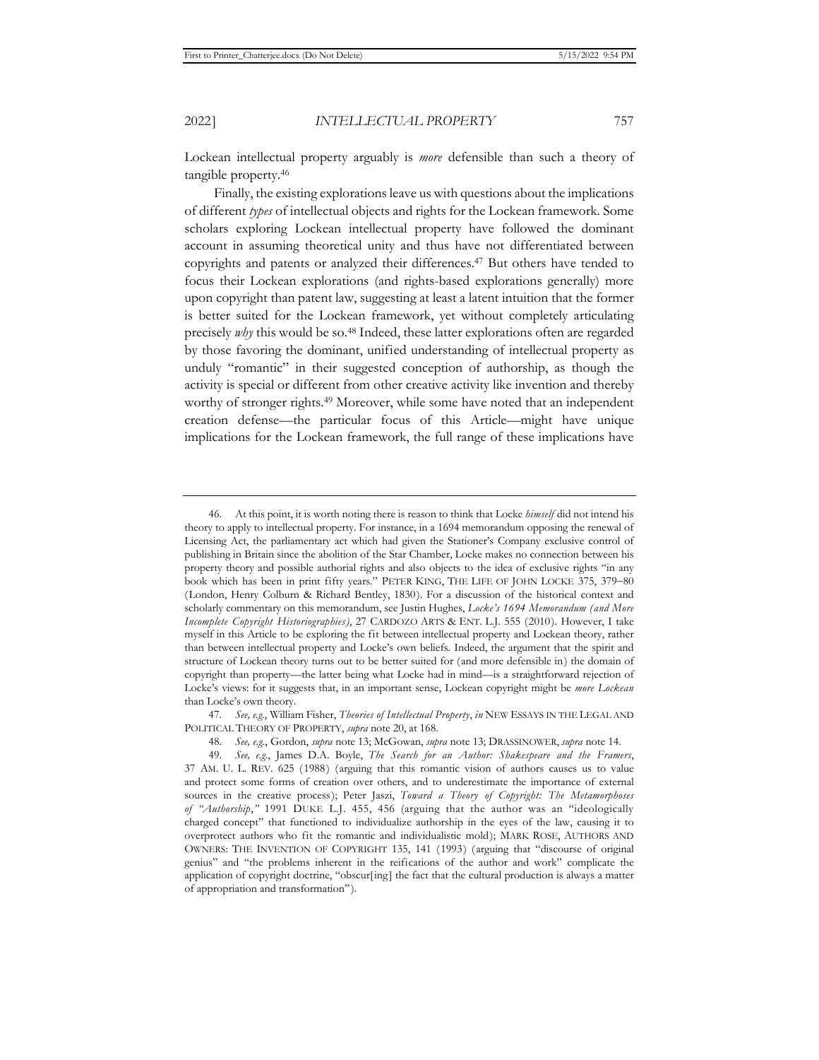Lockean intellectual property arguably is *more* defensible than such a theory of tangible property.[46]

Finally, the existing explorations leave us with questions about the implications of different *types* of intellectual objects and rights for the Lockean framework. Some scholars exploring Lockean intellectual property have followed the dominant account in assuming theoretical unity and thus have not differentiated between copyrights and patents or analyzed their differences.[47] But others have tended to focus their Lockean explorations (and rights-based explorations generally) more upon copyright than patent law, suggesting at least a latent intuition that the former is better suited for the Lockean framework, yet without completely articulating precisely *why* this would be so.[48] Indeed, these latter explorations often are regarded by those favoring the dominant, unified understanding of intellectual property as unduly "romantic" in their suggested conception of authorship, as though the activity is special or different from other creative activity like invention and thereby worthy of stronger rights.[49] Moreover, while some have noted that an independent creation defense—the particular focus of this Article—might have unique implications for the Lockean framework, the full range of these implications have

---

46. At this point, it is worth noting there is reason to think that Locke *himself* did not intend his theory to apply to intellectual property. For instance, in a 1694 memorandum opposing the renewal of Licensing Act, the parliamentary act which had given the Stationer's Company exclusive control of publishing in Britain since the abolition of the Star Chamber, Locke makes no connection between his property theory and possible authorial rights and also objects to the idea of exclusive rights "in any book which has been in print fifty years." PETER KING, THE LIFE OF JOHN LOCKE 375, 379–80 (London, Henry Colburn & Richard Bentley, 1830). For a discussion of the historical context and scholarly commentary on this memorandum, see Justin Hughes, *Locke's 1694 Memorandum (and More Incomplete Copyright Historiographies)*, 27 CARDOZO ARTS & ENT. L.J. 555 (2010). However, I take myself in this Article to be exploring the fit between intellectual property and Lockean theory, rather than between intellectual property and Locke's own beliefs. Indeed, the argument that the spirit and structure of Lockean theory turns out to be better suited for (and more defensible in) the domain of copyright than property—the latter being what Locke had in mind—is a straightforward rejection of Locke's views: for it suggests that, in an important sense, Lockean copyright might be *more Lockean* than Locke's own theory.

47. *See, e.g.*, William Fisher, *Theories of Intellectual Property*, *in* NEW ESSAYS IN THE LEGAL AND POLITICAL THEORY OF PROPERTY, *supra* note 20, at 168.

48. *See, e.g.*, Gordon, *supra* note 13; McGowan, *supra* note 13; DRASSINOWER, *supra* note 14.

49. *See, e.g.*, James D.A. Boyle, *The Search for an Author: Shakespeare and the Framers*, 37 AM. U. L. REV. 625 (1988) (arguing that this romantic vision of authors causes us to value and protect some forms of creation over others, and to underestimate the importance of external sources in the creative process); Peter Jaszi, *Toward a Theory of Copyright: The Metamorphoses of "Authorship*,*"* 1991 DUKE L.J. 455, 456 (arguing that the author was an "ideologically charged concept" that functioned to individualize authorship in the eyes of the law, causing it to overprotect authors who fit the romantic and individualistic mold); MARK ROSE, AUTHORS AND OWNERS: THE INVENTION OF COPYRIGHT 135, 141 (1993) (arguing that "discourse of original genius" and "the problems inherent in the reifications of the author and work" complicate the application of copyright doctrine, "obscur[ing] the fact that the cultural production is always a matter of appropriation and transformation").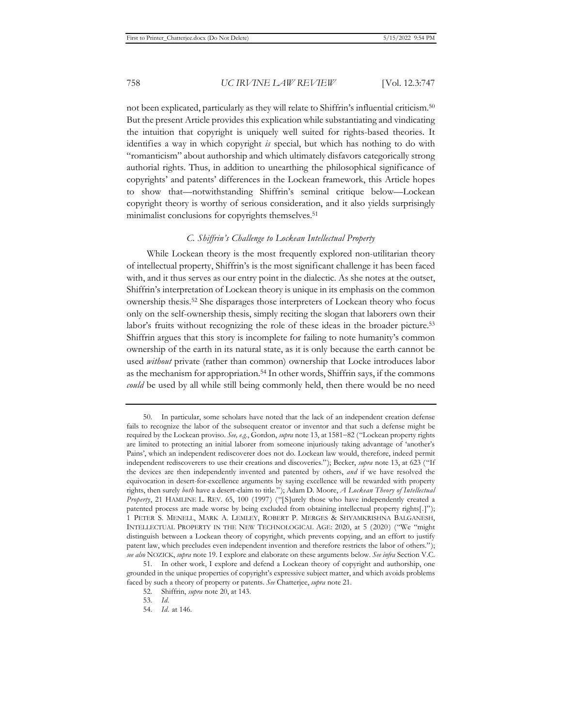not been explicated, particularly as they will relate to Shiffrin's influential criticism.[50] But the present Article provides this explication while substantiating and vindicating the intuition that copyright is uniquely well suited for rights-based theories. It identifies a way in which copyright *is* special, but which has nothing to do with "romanticism" about authorship and which ultimately disfavors categorically strong authorial rights. Thus, in addition to unearthing the philosophical significance of copyrights' and patents' differences in the Lockean framework, this Article hopes to show that—notwithstanding Shiffrin's seminal critique below—Lockean copyright theory is worthy of serious consideration, and it also yields surprisingly minimalist conclusions for copyrights themselves.[51]

### *C. Shiffrin's Challenge to Lockean Intellectual Property*

While Lockean theory is the most frequently explored non-utilitarian theory of intellectual property, Shiffrin's is the most significant challenge it has been faced with, and it thus serves as our entry point in the dialectic. As she notes at the outset, Shiffrin's interpretation of Lockean theory is unique in its emphasis on the common ownership thesis.[52] She disparages those interpreters of Lockean theory who focus only on the self-ownership thesis, simply reciting the slogan that laborers own their labor's fruits without recognizing the role of these ideas in the broader picture.[53] Shiffrin argues that this story is incomplete for failing to note humanity's common ownership of the earth in its natural state, as it is only because the earth cannot be used *without* private (rather than common) ownership that Locke introduces labor as the mechanism for appropriation.[54] In other words, Shiffrin says, if the commons *could* be used by all while still being commonly held, then there would be no need

---

50. In particular, some scholars have noted that the lack of an independent creation defense fails to recognize the labor of the subsequent creator or inventor and that such a defense might be required by the Lockean proviso. *See, e.g.*, Gordon, *supra* note 13, at 1581–82 ("Lockean property rights are limited to protecting an initial laborer from someone injuriously taking advantage of 'another's Pains', which an independent rediscoverer does not do. Lockean law would, therefore, indeed permit independent rediscoverers to use their creations and discoveries."); Becker, *supra* note 13, at 623 ("If the devices are then independently invented and patented by others, *and* if we have resolved the equivocation in desert-for-excellence arguments by saying excellence will be rewarded with property rights, then surely *both* have a desert-claim to title."); Adam D. Moore, *A Lockean Theory of Intellectual Property*, 21 HAMLINE L. REV. 65, 100 (1997) ("[S]urely those who have independently created a patented process are made worse by being excluded from obtaining intellectual property rights[.]"); 1 PETER S. MENELL, MARK A. LEMLEY, ROBERT P. MERGES & SHYAMKRISHNA BALGANESH, INTELLECTUAL PROPERTY IN THE NEW TECHNOLOGICAL AGE: 2020, at 5 (2020) ("We "might distinguish between a Lockean theory of copyright, which prevents copying, and an effort to justify patent law, which precludes even independent invention and therefore restricts the labor of others."); *see also* NOZICK, *supra* note 19. I explore and elaborate on these arguments below. *See infra* Section V.C.

51. In other work, I explore and defend a Lockean theory of copyright and authorship, one grounded in the unique properties of copyright's expressive subject matter, and which avoids problems faced by such a theory of property or patents. *See* Chatterjee, *supra* note 21.

52. Shiffrin, *supra* note 20, at 143.

53. *Id.*

54. *Id.* at 146.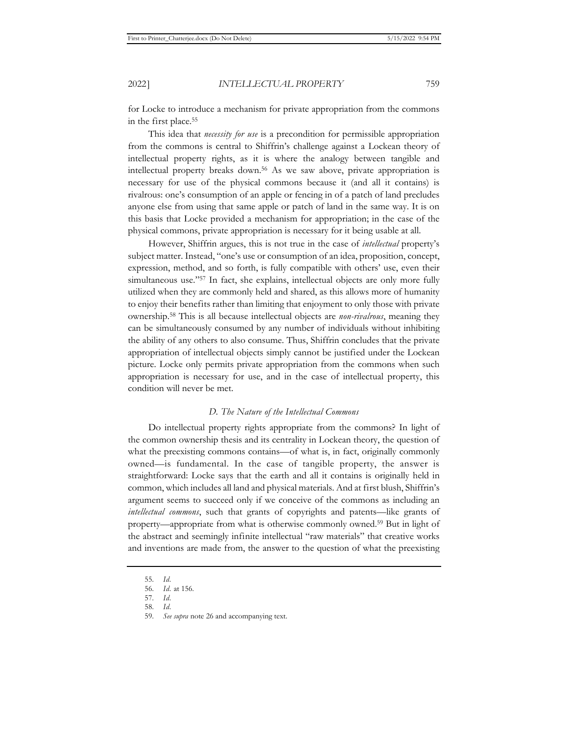for Locke to introduce a mechanism for private appropriation from the commons in the first place.[55]

This idea that *necessity for use* is a precondition for permissible appropriation from the commons is central to Shiffrin's challenge against a Lockean theory of intellectual property rights, as it is where the analogy between tangible and intellectual property breaks down.[56] As we saw above, private appropriation is necessary for use of the physical commons because it (and all it contains) is rivalrous: one's consumption of an apple or fencing in of a patch of land precludes anyone else from using that same apple or patch of land in the same way. It is on this basis that Locke provided a mechanism for appropriation; in the case of the physical commons, private appropriation is necessary for it being usable at all.

However, Shiffrin argues, this is not true in the case of *intellectual* property's subject matter. Instead, "one's use or consumption of an idea, proposition, concept, expression, method, and so forth, is fully compatible with others' use, even their simultaneous use."[57] In fact, she explains, intellectual objects are only more fully utilized when they are commonly held and shared, as this allows more of humanity to enjoy their benefits rather than limiting that enjoyment to only those with private ownership.[58] This is all because intellectual objects are *non-rivalrous*, meaning they can be simultaneously consumed by any number of individuals without inhibiting the ability of any others to also consume. Thus, Shiffrin concludes that the private appropriation of intellectual objects simply cannot be justified under the Lockean picture. Locke only permits private appropriation from the commons when such appropriation is necessary for use, and in the case of intellectual property, this condition will never be met.

### *D. The Nature of the Intellectual Commons*

Do intellectual property rights appropriate from the commons? In light of the common ownership thesis and its centrality in Lockean theory, the question of what the preexisting commons contains—of what is, in fact, originally commonly owned—is fundamental. In the case of tangible property, the answer is straightforward: Locke says that the earth and all it contains is originally held in common, which includes all land and physical materials. And at first blush, Shiffrin's argument seems to succeed only if we conceive of the commons as including an *intellectual commons*, such that grants of copyrights and patents—like grants of property—appropriate from what is otherwise commonly owned.[59] But in light of the abstract and seemingly infinite intellectual "raw materials" that creative works and inventions are made from, the answer to the question of what the preexisting

---

55. *Id.*

56. *Id.* at 156.

57. *Id.*

58. *Id.*

59. *See supra* note 26 and accompanying text.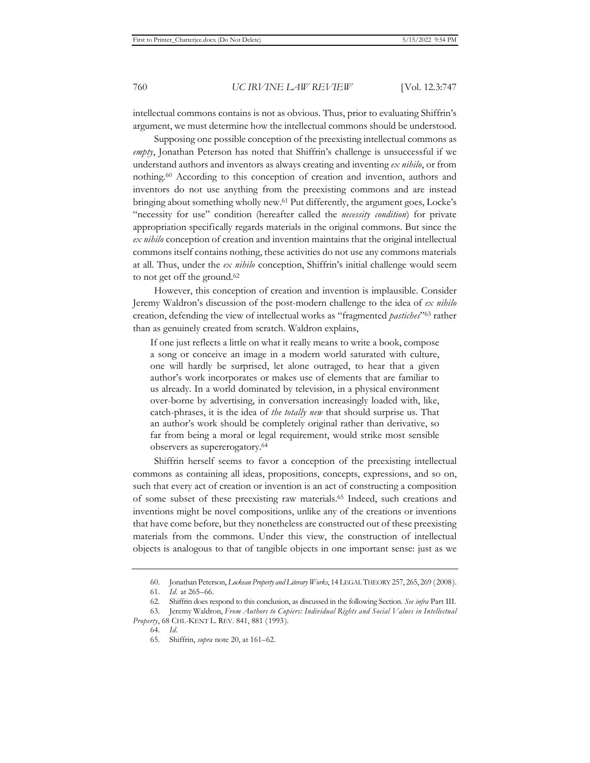intellectual commons contains is not as obvious. Thus, prior to evaluating Shiffrin's argument, we must determine how the intellectual commons should be understood.

Supposing one possible conception of the preexisting intellectual commons as *empty*, Jonathan Peterson has noted that Shiffrin's challenge is unsuccessful if we understand authors and inventors as always creating and inventing *ex nihilo*, or from nothing.[60] According to this conception of creation and invention, authors and inventors do not use anything from the preexisting commons and are instead bringing about something wholly new.[61] Put differently, the argument goes, Locke's "necessity for use" condition (hereafter called the *necessity condition*) for private appropriation specifically regards materials in the original commons. But since the *ex nihilo* conception of creation and invention maintains that the original intellectual commons itself contains nothing, these activities do not use any commons materials at all. Thus, under the *ex nihilo* conception, Shiffrin's initial challenge would seem to not get off the ground.[62]

However, this conception of creation and invention is implausible. Consider Jeremy Waldron's discussion of the post-modern challenge to the idea of *ex nihilo* creation, defending the view of intellectual works as "fragmented *pastiches*"[63] rather than as genuinely created from scratch. Waldron explains,

> If one just reflects a little on what it really means to write a book, compose a song or conceive an image in a modern world saturated with culture, one will hardly be surprised, let alone outraged, to hear that a given author's work incorporates or makes use of elements that are familiar to us already. In a world dominated by television, in a physical environment over-borne by advertising, in conversation increasingly loaded with, like, catch-phrases, it is the idea of *the totally new* that should surprise us. That an author's work should be completely original rather than derivative, so far from being a moral or legal requirement, would strike most sensible observers as supererogatory.[64]

Shiffrin herself seems to favor a conception of the preexisting intellectual commons as containing all ideas, propositions, concepts, expressions, and so on, such that every act of creation or invention is an act of constructing a composition of some subset of these preexisting raw materials.[65] Indeed, such creations and inventions might be novel compositions, unlike any of the creations or inventions that have come before, but they nonetheless are constructed out of these preexisting materials from the commons. Under this view, the construction of intellectual objects is analogous to that of tangible objects in one important sense: just as we

---

60. Jonathan Peterson, *Lockean Property and Literary Works*, 14 LEGAL THEORY 257, 265, 269 (2008).

61. *Id.* at 265–66.

62. Shiffrin does respond to this conclusion, as discussed in the following Section. *See infra* Part III.

63. Jeremy Waldron, *From Authors to Copiers: Individual Rights and Social Values in Intellectual Property*, 68 CHI.-KENT L. REV. 841, 881 (1993).

64. *Id.*

65. Shiffrin, *supra* note 20, at 161–62.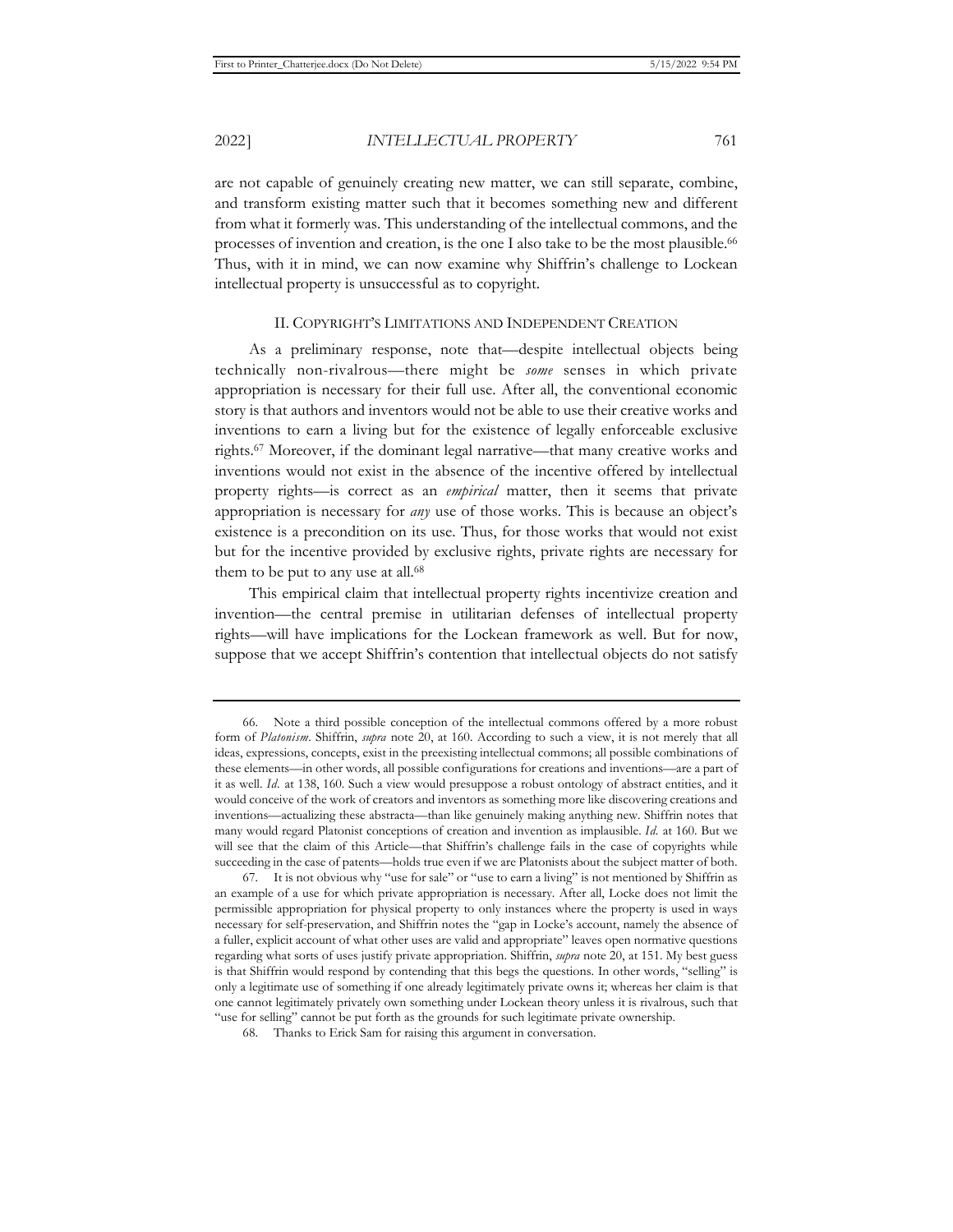are not capable of genuinely creating new matter, we can still separate, combine, and transform existing matter such that it becomes something new and different from what it formerly was. This understanding of the intellectual commons, and the processes of invention and creation, is the one I also take to be the most plausible.[66] Thus, with it in mind, we can now examine why Shiffrin's challenge to Lockean intellectual property is unsuccessful as to copyright.

## II. COPYRIGHT'S LIMITATIONS AND INDEPENDENT CREATION

As a preliminary response, note that—despite intellectual objects being technically non-rivalrous—there might be *some* senses in which private appropriation is necessary for their full use. After all, the conventional economic story is that authors and inventors would not be able to use their creative works and inventions to earn a living but for the existence of legally enforceable exclusive rights.[67] Moreover, if the dominant legal narrative—that many creative works and inventions would not exist in the absence of the incentive offered by intellectual property rights—is correct as an *empirical* matter, then it seems that private appropriation is necessary for *any* use of those works. This is because an object's existence is a precondition on its use. Thus, for those works that would not exist but for the incentive provided by exclusive rights, private rights are necessary for them to be put to any use at all.[68]

This empirical claim that intellectual property rights incentivize creation and invention—the central premise in utilitarian defenses of intellectual property rights—will have implications for the Lockean framework as well. But for now, suppose that we accept Shiffrin's contention that intellectual objects do not satisfy

---

66. Note a third possible conception of the intellectual commons offered by a more robust form of *Platonism*. Shiffrin, *supra* note 20, at 160. According to such a view, it is not merely that all ideas, expressions, concepts, exist in the preexisting intellectual commons; all possible combinations of these elements—in other words, all possible configurations for creations and inventions—are a part of it as well. *Id.* at 138, 160. Such a view would presuppose a robust ontology of abstract entities, and it would conceive of the work of creators and inventors as something more like discovering creations and inventions—actualizing these abstracta—than like genuinely making anything new. Shiffrin notes that many would regard Platonist conceptions of creation and invention as implausible. *Id.* at 160. But we will see that the claim of this Article—that Shiffrin's challenge fails in the case of copyrights while succeeding in the case of patents—holds true even if we are Platonists about the subject matter of both.

67. It is not obvious why "use for sale" or "use to earn a living" is not mentioned by Shiffrin as an example of a use for which private appropriation is necessary. After all, Locke does not limit the permissible appropriation for physical property to only instances where the property is used in ways necessary for self-preservation, and Shiffrin notes the "gap in Locke's account, namely the absence of a fuller, explicit account of what other uses are valid and appropriate" leaves open normative questions regarding what sorts of uses justify private appropriation. Shiffrin, *supra* note 20, at 151. My best guess is that Shiffrin would respond by contending that this begs the questions. In other words, "selling" is only a legitimate use of something if one already legitimately private owns it; whereas her claim is that one cannot legitimately privately own something under Lockean theory unless it is rivalrous, such that "use for selling" cannot be put forth as the grounds for such legitimate private ownership.

68. Thanks to Erick Sam for raising this argument in conversation.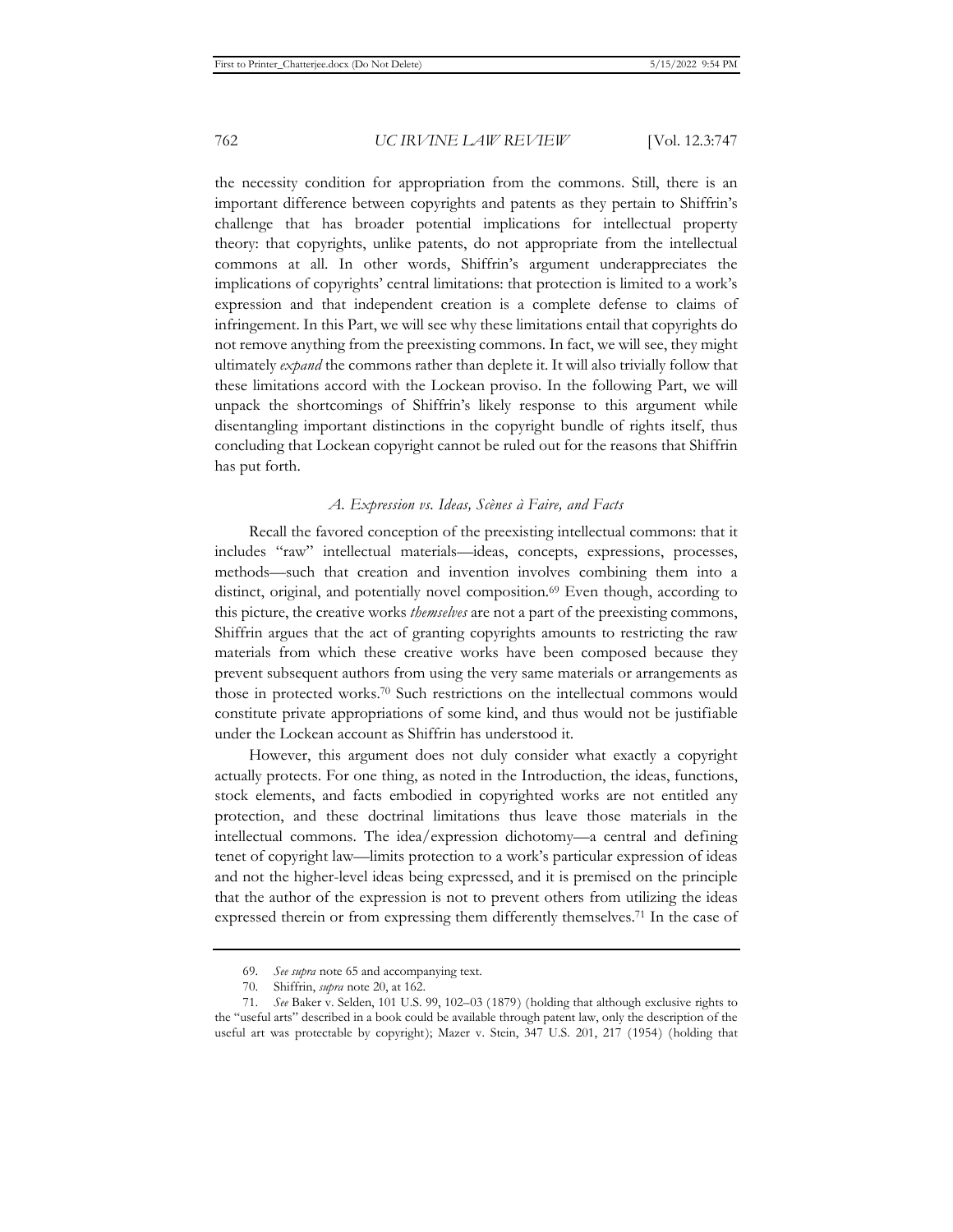the necessity condition for appropriation from the commons. Still, there is an important difference between copyrights and patents as they pertain to Shiffrin's challenge that has broader potential implications for intellectual property theory: that copyrights, unlike patents, do not appropriate from the intellectual commons at all. In other words, Shiffrin's argument underappreciates the implications of copyrights' central limitations: that protection is limited to a work's expression and that independent creation is a complete defense to claims of infringement. In this Part, we will see why these limitations entail that copyrights do not remove anything from the preexisting commons. In fact, we will see, they might ultimately *expand* the commons rather than deplete it. It will also trivially follow that these limitations accord with the Lockean proviso. In the following Part, we will unpack the shortcomings of Shiffrin's likely response to this argument while disentangling important distinctions in the copyright bundle of rights itself, thus concluding that Lockean copyright cannot be ruled out for the reasons that Shiffrin has put forth.

### *A. Expression vs. Ideas, Scènes à Faire, and Facts*

Recall the favored conception of the preexisting intellectual commons: that it includes "raw" intellectual materials—ideas, concepts, expressions, processes, methods—such that creation and invention involves combining them into a distinct, original, and potentially novel composition.[69] Even though, according to this picture, the creative works *themselves* are not a part of the preexisting commons, Shiffrin argues that the act of granting copyrights amounts to restricting the raw materials from which these creative works have been composed because they prevent subsequent authors from using the very same materials or arrangements as those in protected works.[70] Such restrictions on the intellectual commons would constitute private appropriations of some kind, and thus would not be justifiable under the Lockean account as Shiffrin has understood it.

However, this argument does not duly consider what exactly a copyright actually protects. For one thing, as noted in the Introduction, the ideas, functions, stock elements, and facts embodied in copyrighted works are not entitled any protection, and these doctrinal limitations thus leave those materials in the intellectual commons. The idea/expression dichotomy—a central and defining tenet of copyright law—limits protection to a work's particular expression of ideas and not the higher-level ideas being expressed, and it is premised on the principle that the author of the expression is not to prevent others from utilizing the ideas expressed therein or from expressing them differently themselves.[71] In the case of

---

69. *See supra* note 65 and accompanying text.

70. Shiffrin, *supra* note 20, at 162.

71. *See* Baker v. Selden, 101 U.S. 99, 102–03 (1879) (holding that although exclusive rights to the "useful arts" described in a book could be available through patent law, only the description of the useful art was protectable by copyright); Mazer v. Stein, 347 U.S. 201, 217 (1954) (holding that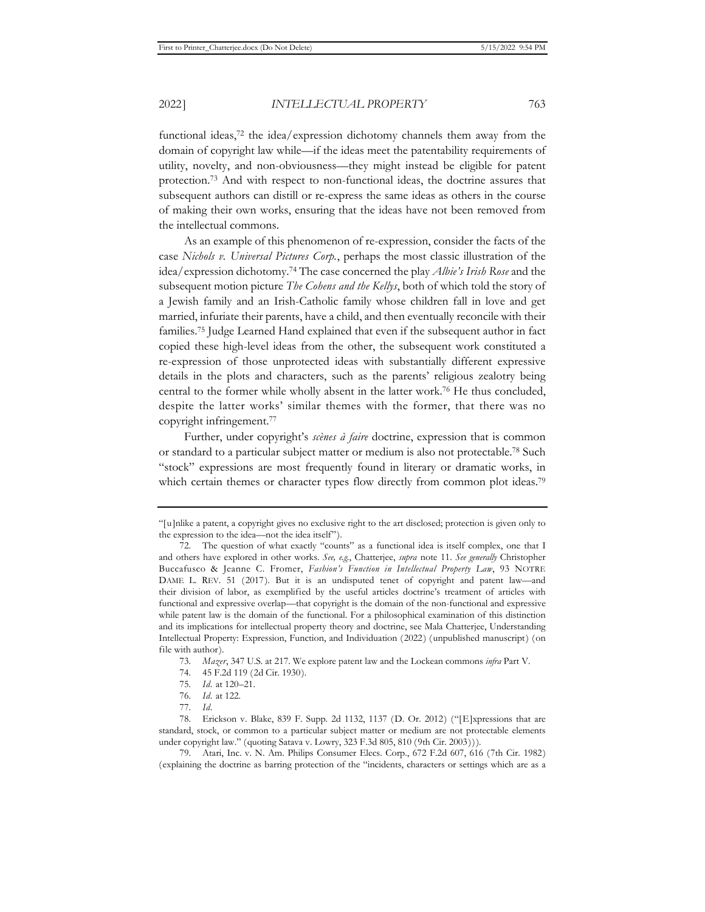functional ideas,[72] the idea/expression dichotomy channels them away from the domain of copyright law while—if the ideas meet the patentability requirements of utility, novelty, and non-obviousness—they might instead be eligible for patent protection.[73] And with respect to non-functional ideas, the doctrine assures that subsequent authors can distill or re-express the same ideas as others in the course of making their own works, ensuring that the ideas have not been removed from the intellectual commons.

As an example of this phenomenon of re-expression, consider the facts of the case *Nichols v. Universal Pictures Corp.*, perhaps the most classic illustration of the idea/expression dichotomy.[74] The case concerned the play *Albie's Irish Rose* and the subsequent motion picture *The Cohens and the Kellys*, both of which told the story of a Jewish family and an Irish-Catholic family whose children fall in love and get married, infuriate their parents, have a child, and then eventually reconcile with their families.[75] Judge Learned Hand explained that even if the subsequent author in fact copied these high-level ideas from the other, the subsequent work constituted a re-expression of those unprotected ideas with substantially different expressive details in the plots and characters, such as the parents' religious zealotry being central to the former while wholly absent in the latter work.[76] He thus concluded, despite the latter works' similar themes with the former, that there was no copyright infringement.[77]

Further, under copyright's *scènes à faire* doctrine, expression that is common or standard to a particular subject matter or medium is also not protectable.[78] Such "stock" expressions are most frequently found in literary or dramatic works, in which certain themes or character types flow directly from common plot ideas.[79]

---

"[u]nlike a patent, a copyright gives no exclusive right to the art disclosed; protection is given only to the expression to the idea—not the idea itself").

72. The question of what exactly "counts" as a functional idea is itself complex, one that I and others have explored in other works. *See, e.g.*, Chatterjee, *supra* note 11. *See generally* Christopher Buccafusco & Jeanne C. Fromer, *Fashion's Function in Intellectual Property Law*, 93 NOTRE DAME L. REV. 51 (2017). But it is an undisputed tenet of copyright and patent law—and their division of labor, as exemplified by the useful articles doctrine's treatment of articles with functional and expressive overlap—that copyright is the domain of the non-functional and expressive while patent law is the domain of the functional. For a philosophical examination of this distinction and its implications for intellectual property theory and doctrine, see Mala Chatterjee, Understanding Intellectual Property: Expression, Function, and Individuation (2022) (unpublished manuscript) (on file with author).

73. *Mazer*, 347 U.S. at 217. We explore patent law and the Lockean commons *infra* Part V.

74. 45 F.2d 119 (2d Cir. 1930).

75. *Id.* at 120–21.

76. *Id.* at 122.

77. *Id.*

78. Erickson v. Blake, 839 F. Supp. 2d 1132, 1137 (D. Or. 2012) ("[E]xpressions that are standard, stock, or common to a particular subject matter or medium are not protectable elements under copyright law." (quoting Satava v. Lowry, 323 F.3d 805, 810 (9th Cir. 2003))).

79. Atari, Inc. v. N. Am. Philips Consumer Elecs. Corp., 672 F.2d 607, 616 (7th Cir. 1982) (explaining the doctrine as barring protection of the "incidents, characters or settings which are as a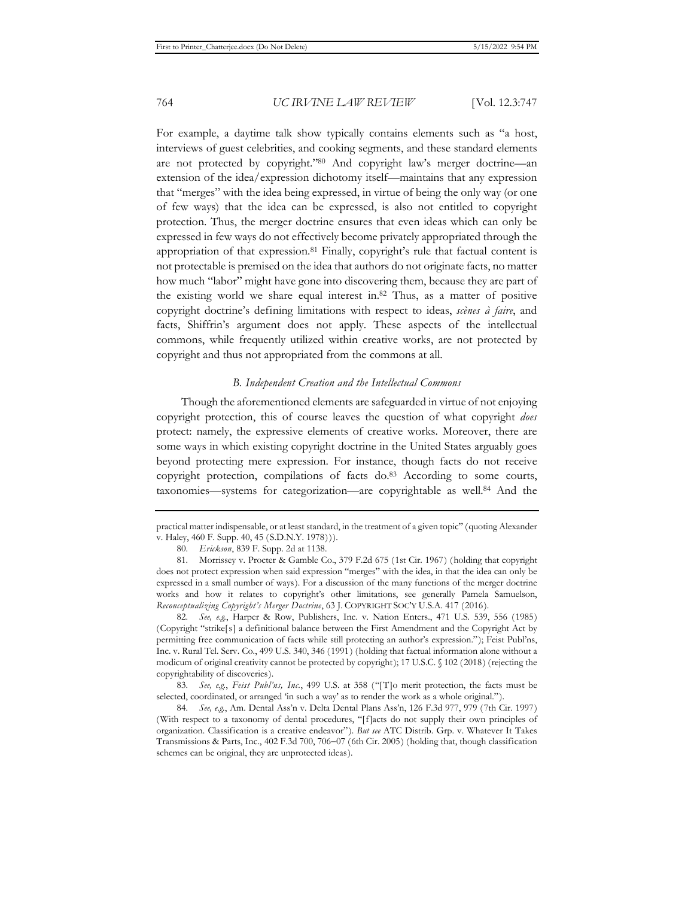For example, a daytime talk show typically contains elements such as "a host, interviews of guest celebrities, and cooking segments, and these standard elements are not protected by copyright."[80] And copyright law's merger doctrine—an extension of the idea/expression dichotomy itself—maintains that any expression that "merges" with the idea being expressed, in virtue of being the only way (or one of few ways) that the idea can be expressed, is also not entitled to copyright protection. Thus, the merger doctrine ensures that even ideas which can only be expressed in few ways do not effectively become privately appropriated through the appropriation of that expression.[81] Finally, copyright's rule that factual content is not protectable is premised on the idea that authors do not originate facts, no matter how much "labor" might have gone into discovering them, because they are part of the existing world we share equal interest in.[82] Thus, as a matter of positive copyright doctrine's defining limitations with respect to ideas, *scènes à faire*, and facts, Shiffrin's argument does not apply. These aspects of the intellectual commons, while frequently utilized within creative works, are not protected by copyright and thus not appropriated from the commons at all.

### *B. Independent Creation and the Intellectual Commons*

Though the aforementioned elements are safeguarded in virtue of not enjoying copyright protection, this of course leaves the question of what copyright *does* protect: namely, the expressive elements of creative works. Moreover, there are some ways in which existing copyright doctrine in the United States arguably goes beyond protecting mere expression. For instance, though facts do not receive copyright protection, compilations of facts do.[83] According to some courts, taxonomies—systems for categorization—are copyrightable as well.[84] And the

---

practical matter indispensable, or at least standard, in the treatment of a given topic" (quoting Alexander v. Haley, 460 F. Supp. 40, 45 (S.D.N.Y. 1978))).

80. *Erickson*, 839 F. Supp. 2d at 1138.

81. Morrissey v. Procter & Gamble Co., 379 F.2d 675 (1st Cir. 1967) (holding that copyright does not protect expression when said expression "merges" with the idea, in that the idea can only be expressed in a small number of ways). For a discussion of the many functions of the merger doctrine works and how it relates to copyright's other limitations, see generally Pamela Samuelson, *Reconceptualizing Copyright's Merger Doctrine*, 63 J. COPYRIGHT SOC'Y U.S.A. 417 (2016).

82. *See, e.g.*, Harper & Row, Publishers, Inc. v. Nation Enters., 471 U.S. 539, 556 (1985) (Copyright "strike[s] a definitional balance between the First Amendment and the Copyright Act by permitting free communication of facts while still protecting an author's expression."); Feist Publ'ns, Inc. v. Rural Tel. Serv. Co., 499 U.S. 340, 346 (1991) (holding that factual information alone without a modicum of original creativity cannot be protected by copyright); 17 U.S.C. § 102 (2018) (rejecting the copyrightability of discoveries).

83. *See, e.g.*, *Feist Publ'ns, Inc.*, 499 U.S. at 358 ("[T]o merit protection, the facts must be selected, coordinated, or arranged 'in such a way' as to render the work as a whole original.").

84. *See, e.g.*, Am. Dental Ass'n v. Delta Dental Plans Ass'n, 126 F.3d 977, 979 (7th Cir. 1997) (With respect to a taxonomy of dental procedures, "[f]acts do not supply their own principles of organization. Classification is a creative endeavor"). *But see* ATC Distrib. Grp. v. Whatever It Takes Transmissions & Parts, Inc., 402 F.3d 700, 706–07 (6th Cir. 2005) (holding that, though classification schemes can be original, they are unprotected ideas).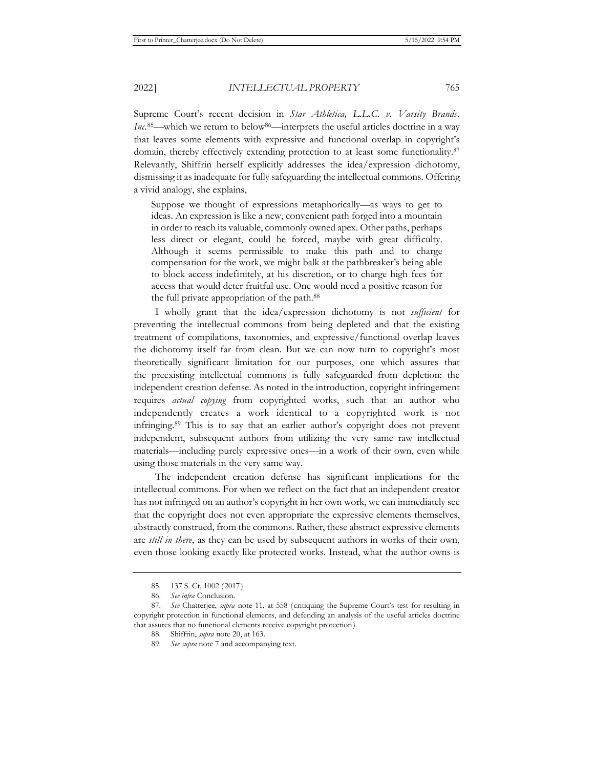Supreme Court's recent decision in *Star Athletica, L.L.C. v. Varsity Brands, Inc.*[85]—which we return to below[86]—interprets the useful articles doctrine in a way that leaves some elements with expressive and functional overlap in copyright's domain, thereby effectively extending protection to at least some functionality.[87] Relevantly, Shiffrin herself explicitly addresses the idea/expression dichotomy, dismissing it as inadequate for fully safeguarding the intellectual commons. Offering a vivid analogy, she explains,

> Suppose we thought of expressions metaphorically—as ways to get to ideas. An expression is like a new, convenient path forged into a mountain in order to reach its valuable, commonly owned apex. Other paths, perhaps less direct or elegant, could be forced, maybe with great difficulty. Although it seems permissible to make this path and to charge compensation for the work, we might balk at the pathbreaker's being able to block access indefinitely, at his discretion, or to charge high fees for access that would deter fruitful use. One would need a positive reason for the full private appropriation of the path.[88]

I wholly grant that the idea/expression dichotomy is not *sufficient* for preventing the intellectual commons from being depleted and that the existing treatment of compilations, taxonomies, and expressive/functional overlap leaves the dichotomy itself far from clean. But we can now turn to copyright's most theoretically significant limitation for our purposes, one which assures that the preexisting intellectual commons is fully safeguarded from depletion: the independent creation defense. As noted in the introduction, copyright infringement requires *actual copying* from copyrighted works, such that an author who independently creates a work identical to a copyrighted work is not infringing.[89] This is to say that an earlier author's copyright does not prevent independent, subsequent authors from utilizing the very same raw intellectual materials—including purely expressive ones—in a work of their own, even while using those materials in the very same way.

The independent creation defense has significant implications for the intellectual commons. For when we reflect on the fact that an independent creator has not infringed on an author's copyright in her own work, we can immediately see that the copyright does not even appropriate the expressive elements themselves, abstractly construed, from the commons. Rather, these abstract expressive elements are *still in there*, as they can be used by subsequent authors in works of their own, even those looking exactly like protected works. Instead, what the author owns is

---

85. 137 S. Ct. 1002 (2017).

86. *See infra* Conclusion.

87. *See* Chatterjee, *supra* note 11, at 558 (critiquing the Supreme Court's test for resulting in copyright protection in functional elements, and defending an analysis of the useful articles doctrine that assures that no functional elements receive copyright protection).

88. Shiffrin, *supra* note 20, at 163.

89. *See supra* note 7 and accompanying text.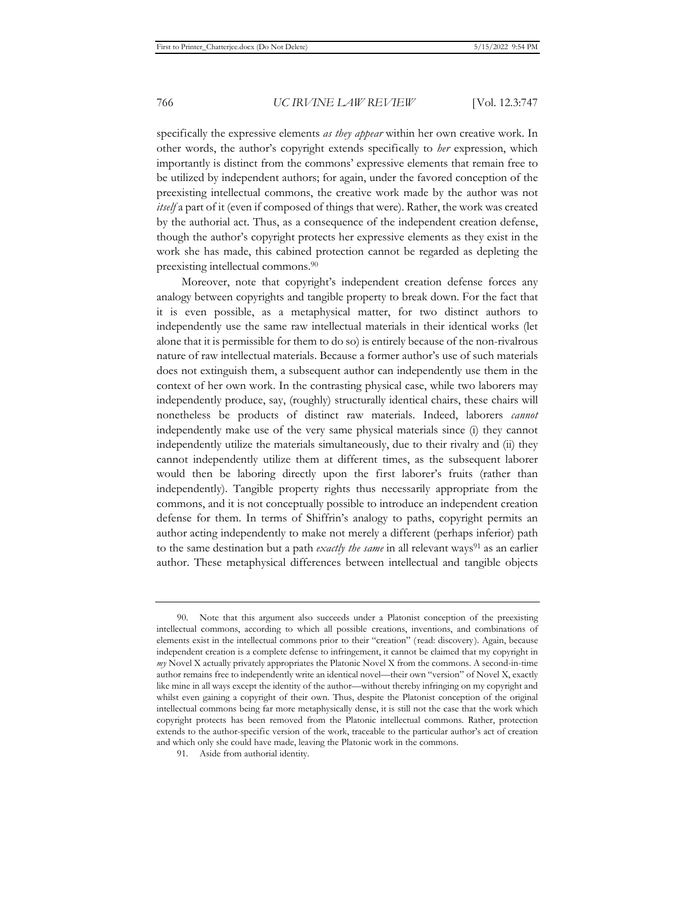specifically the expressive elements *as they appear* within her own creative work. In other words, the author's copyright extends specifically to *her* expression, which importantly is distinct from the commons' expressive elements that remain free to be utilized by independent authors; for again, under the favored conception of the preexisting intellectual commons, the creative work made by the author was not *itself* a part of it (even if composed of things that were). Rather, the work was created by the authorial act. Thus, as a consequence of the independent creation defense, though the author's copyright protects her expressive elements as they exist in the work she has made, this cabined protection cannot be regarded as depleting the preexisting intellectual commons.[90]

Moreover, note that copyright's independent creation defense forces any analogy between copyrights and tangible property to break down. For the fact that it is even possible, as a metaphysical matter, for two distinct authors to independently use the same raw intellectual materials in their identical works (let alone that it is permissible for them to do so) is entirely because of the non-rivalrous nature of raw intellectual materials. Because a former author's use of such materials does not extinguish them, a subsequent author can independently use them in the context of her own work. In the contrasting physical case, while two laborers may independently produce, say, (roughly) structurally identical chairs, these chairs will nonetheless be products of distinct raw materials. Indeed, laborers *cannot* independently make use of the very same physical materials since (i) they cannot independently utilize the materials simultaneously, due to their rivalry and (ii) they cannot independently utilize them at different times, as the subsequent laborer would then be laboring directly upon the first laborer's fruits (rather than independently). Tangible property rights thus necessarily appropriate from the commons, and it is not conceptually possible to introduce an independent creation defense for them. In terms of Shiffrin's analogy to paths, copyright permits an author acting independently to make not merely a different (perhaps inferior) path to the same destination but a path *exactly the same* in all relevant ways[91] as an earlier author. These metaphysical differences between intellectual and tangible objects

---

90. Note that this argument also succeeds under a Platonist conception of the preexisting intellectual commons, according to which all possible creations, inventions, and combinations of elements exist in the intellectual commons prior to their "creation" (read: discovery). Again, because independent creation is a complete defense to infringement, it cannot be claimed that my copyright in *my* Novel X actually privately appropriates the Platonic Novel X from the commons. A second-in-time author remains free to independently write an identical novel—their own "version" of Novel X, exactly like mine in all ways except the identity of the author—without thereby infringing on my copyright and whilst even gaining a copyright of their own. Thus, despite the Platonist conception of the original intellectual commons being far more metaphysically dense, it is still not the case that the work which copyright protects has been removed from the Platonic intellectual commons. Rather, protection extends to the author-specific version of the work, traceable to the particular author's act of creation and which only she could have made, leaving the Platonic work in the commons.

91. Aside from authorial identity.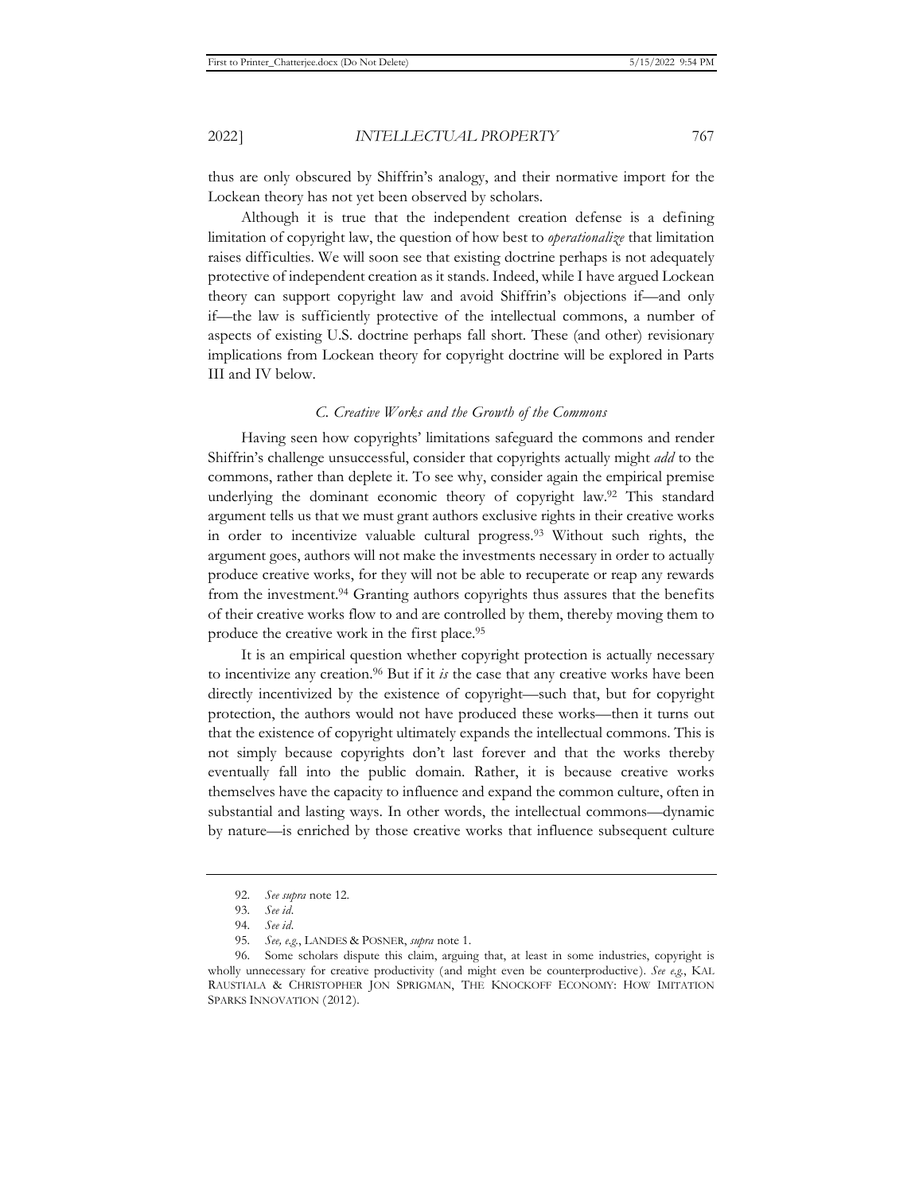thus are only obscured by Shiffrin's analogy, and their normative import for the Lockean theory has not yet been observed by scholars.

Although it is true that the independent creation defense is a defining limitation of copyright law, the question of how best to *operationalize* that limitation raises difficulties. We will soon see that existing doctrine perhaps is not adequately protective of independent creation as it stands. Indeed, while I have argued Lockean theory can support copyright law and avoid Shiffrin's objections if—and only if—the law is sufficiently protective of the intellectual commons, a number of aspects of existing U.S. doctrine perhaps fall short. These (and other) revisionary implications from Lockean theory for copyright doctrine will be explored in Parts III and IV below.

### *C. Creative Works and the Growth of the Commons*

Having seen how copyrights' limitations safeguard the commons and render Shiffrin's challenge unsuccessful, consider that copyrights actually might *add* to the commons, rather than deplete it. To see why, consider again the empirical premise underlying the dominant economic theory of copyright law.[92] This standard argument tells us that we must grant authors exclusive rights in their creative works in order to incentivize valuable cultural progress.[93] Without such rights, the argument goes, authors will not make the investments necessary in order to actually produce creative works, for they will not be able to recuperate or reap any rewards from the investment.[94] Granting authors copyrights thus assures that the benefits of their creative works flow to and are controlled by them, thereby moving them to produce the creative work in the first place.[95]

It is an empirical question whether copyright protection is actually necessary to incentivize any creation.[96] But if it *is* the case that any creative works have been directly incentivized by the existence of copyright—such that, but for copyright protection, the authors would not have produced these works—then it turns out that the existence of copyright ultimately expands the intellectual commons. This is not simply because copyrights don't last forever and that the works thereby eventually fall into the public domain. Rather, it is because creative works themselves have the capacity to influence and expand the common culture, often in substantial and lasting ways. In other words, the intellectual commons—dynamic by nature—is enriched by those creative works that influence subsequent culture

---

92. *See supra* note 12.

93. *See id.*

94. *See id.*

95. *See, e.g.*, LANDES & POSNER, *supra* note 1.

96. Some scholars dispute this claim, arguing that, at least in some industries, copyright is wholly unnecessary for creative productivity (and might even be counterproductive). *See e.g.*, KAL RAUSTIALA & CHRISTOPHER JON SPRIGMAN, THE KNOCKOFF ECONOMY: HOW IMITATION SPARKS INNOVATION (2012).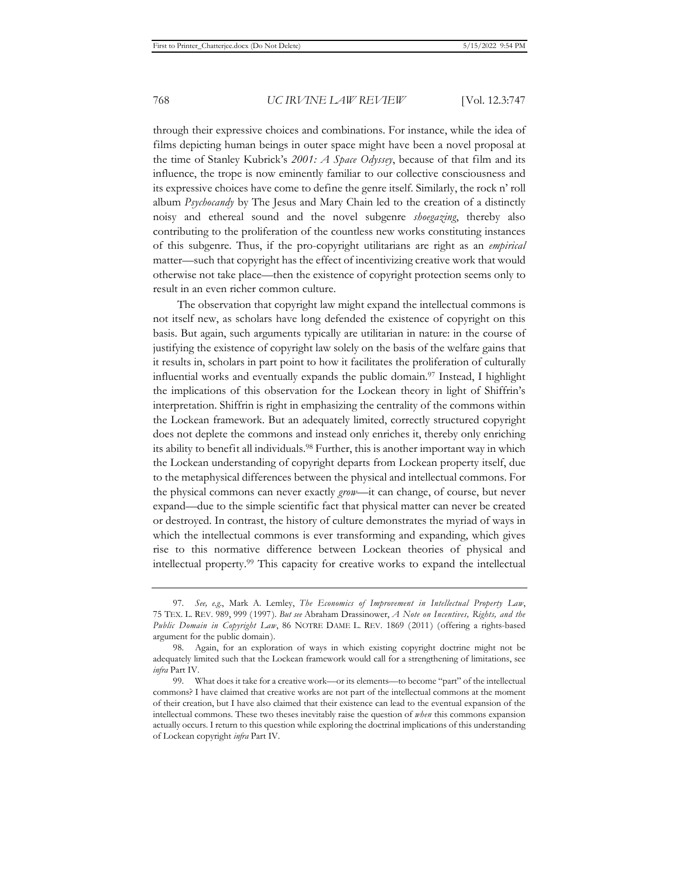through their expressive choices and combinations. For instance, while the idea of films depicting human beings in outer space might have been a novel proposal at the time of Stanley Kubrick's *2001: A Space Odyssey*, because of that film and its influence, the trope is now eminently familiar to our collective consciousness and its expressive choices have come to define the genre itself. Similarly, the rock n' roll album *Psychocandy* by The Jesus and Mary Chain led to the creation of a distinctly noisy and ethereal sound and the novel subgenre *shoegazing*, thereby also contributing to the proliferation of the countless new works constituting instances of this subgenre. Thus, if the pro-copyright utilitarians are right as an *empirical* matter—such that copyright has the effect of incentivizing creative work that would otherwise not take place—then the existence of copyright protection seems only to result in an even richer common culture.

The observation that copyright law might expand the intellectual commons is not itself new, as scholars have long defended the existence of copyright on this basis. But again, such arguments typically are utilitarian in nature: in the course of justifying the existence of copyright law solely on the basis of the welfare gains that it results in, scholars in part point to how it facilitates the proliferation of culturally influential works and eventually expands the public domain.[97] Instead, I highlight the implications of this observation for the Lockean theory in light of Shiffrin's interpretation. Shiffrin is right in emphasizing the centrality of the commons within the Lockean framework. But an adequately limited, correctly structured copyright does not deplete the commons and instead only enriches it, thereby only enriching its ability to benefit all individuals.[98] Further, this is another important way in which the Lockean understanding of copyright departs from Lockean property itself, due to the metaphysical differences between the physical and intellectual commons. For the physical commons can never exactly *grow*—it can change, of course, but never expand—due to the simple scientific fact that physical matter can never be created or destroyed. In contrast, the history of culture demonstrates the myriad of ways in which the intellectual commons is ever transforming and expanding, which gives rise to this normative difference between Lockean theories of physical and intellectual property.[99] This capacity for creative works to expand the intellectual

---

97. *See, e.g.*, Mark A. Lemley, *The Economics of Improvement in Intellectual Property Law*, 75 TEX. L. REV. 989, 999 (1997). *But see* Abraham Drassinower, *A Note on Incentives, Rights, and the Public Domain in Copyright Law*, 86 NOTRE DAME L. REV. 1869 (2011) (offering a rights-based argument for the public domain).

98. Again, for an exploration of ways in which existing copyright doctrine might not be adequately limited such that the Lockean framework would call for a strengthening of limitations, see *infra* Part IV.

99. What does it take for a creative work—or its elements—to become "part" of the intellectual commons? I have claimed that creative works are not part of the intellectual commons at the moment of their creation, but I have also claimed that their existence can lead to the eventual expansion of the intellectual commons. These two theses inevitably raise the question of *when* this commons expansion actually occurs. I return to this question while exploring the doctrinal implications of this understanding of Lockean copyright *infra* Part IV.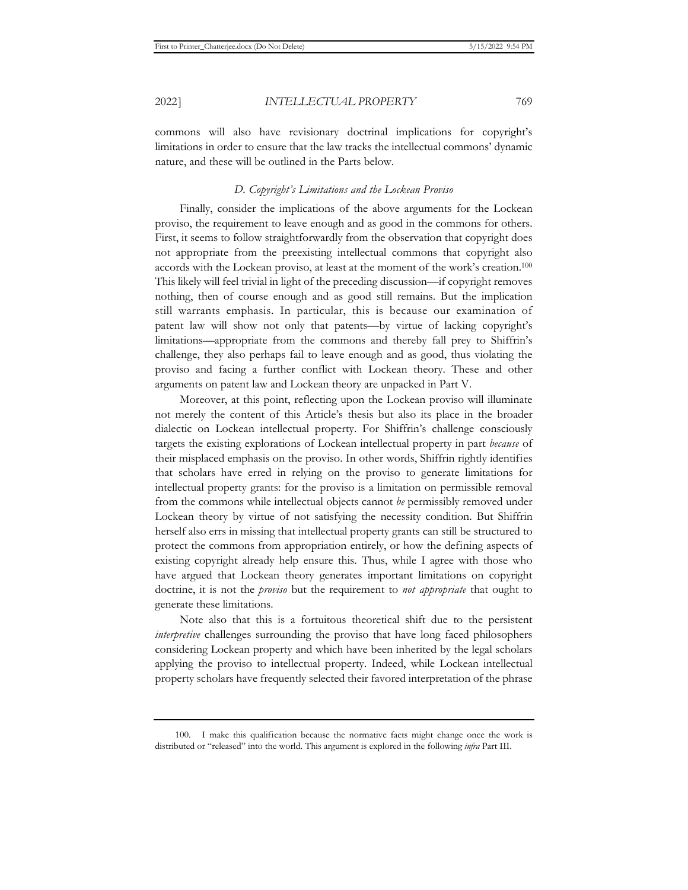commons will also have revisionary doctrinal implications for copyright's limitations in order to ensure that the law tracks the intellectual commons' dynamic nature, and these will be outlined in the Parts below.

### *D. Copyright's Limitations and the Lockean Proviso*

Finally, consider the implications of the above arguments for the Lockean proviso, the requirement to leave enough and as good in the commons for others. First, it seems to follow straightforwardly from the observation that copyright does not appropriate from the preexisting intellectual commons that copyright also accords with the Lockean proviso, at least at the moment of the work's creation.[100] This likely will feel trivial in light of the preceding discussion—if copyright removes nothing, then of course enough and as good still remains. But the implication still warrants emphasis. In particular, this is because our examination of patent law will show not only that patents—by virtue of lacking copyright's limitations—appropriate from the commons and thereby fall prey to Shiffrin's challenge, they also perhaps fail to leave enough and as good, thus violating the proviso and facing a further conflict with Lockean theory. These and other arguments on patent law and Lockean theory are unpacked in Part V.

Moreover, at this point, reflecting upon the Lockean proviso will illuminate not merely the content of this Article's thesis but also its place in the broader dialectic on Lockean intellectual property. For Shiffrin's challenge consciously targets the existing explorations of Lockean intellectual property in part *because* of their misplaced emphasis on the proviso. In other words, Shiffrin rightly identifies that scholars have erred in relying on the proviso to generate limitations for intellectual property grants: for the proviso is a limitation on permissible removal from the commons while intellectual objects cannot *be* permissibly removed under Lockean theory by virtue of not satisfying the necessity condition. But Shiffrin herself also errs in missing that intellectual property grants can still be structured to protect the commons from appropriation entirely, or how the defining aspects of existing copyright already help ensure this. Thus, while I agree with those who have argued that Lockean theory generates important limitations on copyright doctrine, it is not the *proviso* but the requirement to *not appropriate* that ought to generate these limitations.

Note also that this is a fortuitous theoretical shift due to the persistent *interpretive* challenges surrounding the proviso that have long faced philosophers considering Lockean property and which have been inherited by the legal scholars applying the proviso to intellectual property. Indeed, while Lockean intellectual property scholars have frequently selected their favored interpretation of the phrase

---

100. I make this qualification because the normative facts might change once the work is distributed or "released" into the world. This argument is explored in the following *infra* Part III.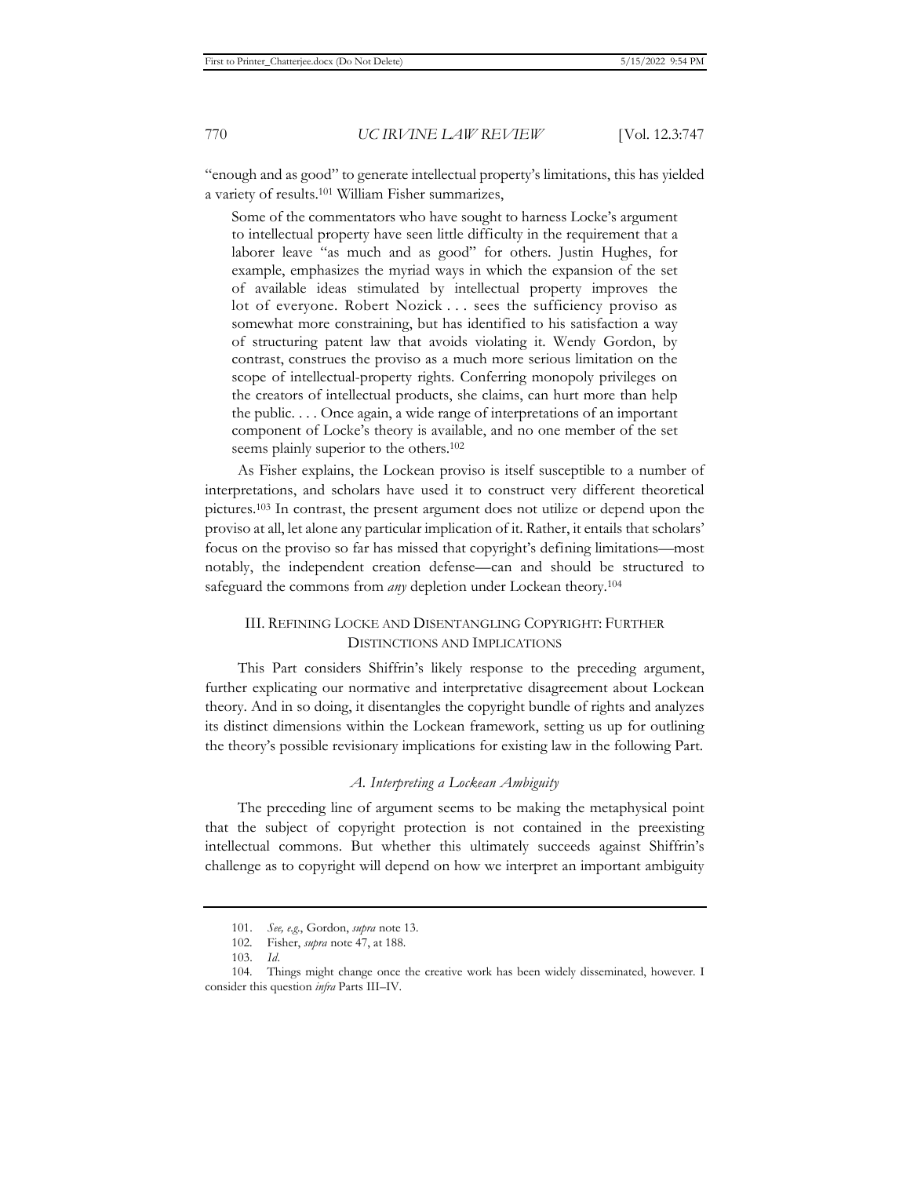"enough and as good" to generate intellectual property's limitations, this has yielded a variety of results.[101] William Fisher summarizes,

> Some of the commentators who have sought to harness Locke's argument to intellectual property have seen little difficulty in the requirement that a laborer leave "as much and as good" for others. Justin Hughes, for example, emphasizes the myriad ways in which the expansion of the set of available ideas stimulated by intellectual property improves the lot of everyone. Robert Nozick . . . sees the sufficiency proviso as somewhat more constraining, but has identified to his satisfaction a way of structuring patent law that avoids violating it. Wendy Gordon, by contrast, construes the proviso as a much more serious limitation on the scope of intellectual-property rights. Conferring monopoly privileges on the creators of intellectual products, she claims, can hurt more than help the public. . . . Once again, a wide range of interpretations of an important component of Locke's theory is available, and no one member of the set seems plainly superior to the others.[102]

As Fisher explains, the Lockean proviso is itself susceptible to a number of interpretations, and scholars have used it to construct very different theoretical pictures.[103] In contrast, the present argument does not utilize or depend upon the proviso at all, let alone any particular implication of it. Rather, it entails that scholars' focus on the proviso so far has missed that copyright's defining limitations—most notably, the independent creation defense—can and should be structured to safeguard the commons from *any* depletion under Lockean theory.[104]

## III. Refining Locke and Disentangling Copyright: Further Distinctions and Implications

This Part considers Shiffrin's likely response to the preceding argument, further explicating our normative and interpretative disagreement about Lockean theory. And in so doing, it disentangles the copyright bundle of rights and analyzes its distinct dimensions within the Lockean framework, setting us up for outlining the theory's possible revisionary implications for existing law in the following Part.

### *A. Interpreting a Lockean Ambiguity*

The preceding line of argument seems to be making the metaphysical point that the subject of copyright protection is not contained in the preexisting intellectual commons. But whether this ultimately succeeds against Shiffrin's challenge as to copyright will depend on how we interpret an important ambiguity

---

101. *See, e.g.*, Gordon, *supra* note 13.

102. Fisher, *supra* note 47, at 188.

103. *Id.*

104. Things might change once the creative work has been widely disseminated, however. I consider this question *infra* Parts III–IV.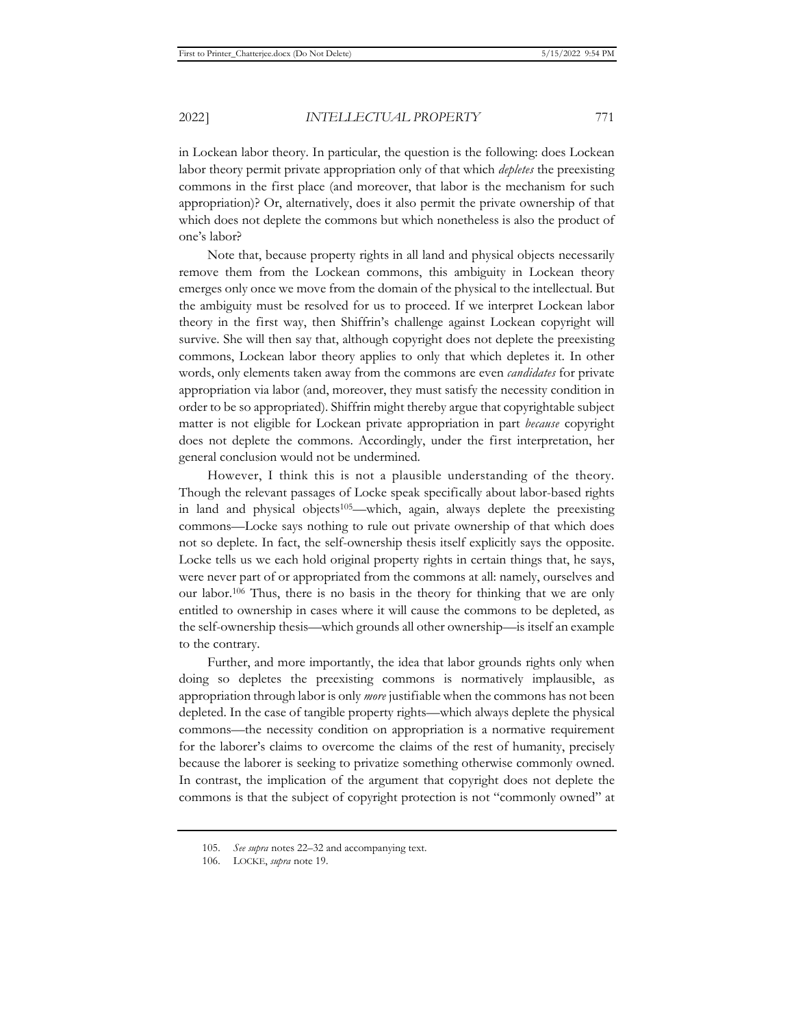in Lockean labor theory. In particular, the question is the following: does Lockean labor theory permit private appropriation only of that which *depletes* the preexisting commons in the first place (and moreover, that labor is the mechanism for such appropriation)? Or, alternatively, does it also permit the private ownership of that which does not deplete the commons but which nonetheless is also the product of one's labor?

Note that, because property rights in all land and physical objects necessarily remove them from the Lockean commons, this ambiguity in Lockean theory emerges only once we move from the domain of the physical to the intellectual. But the ambiguity must be resolved for us to proceed. If we interpret Lockean labor theory in the first way, then Shiffrin's challenge against Lockean copyright will survive. She will then say that, although copyright does not deplete the preexisting commons, Lockean labor theory applies to only that which depletes it. In other words, only elements taken away from the commons are even *candidates* for private appropriation via labor (and, moreover, they must satisfy the necessity condition in order to be so appropriated). Shiffrin might thereby argue that copyrightable subject matter is not eligible for Lockean private appropriation in part *because* copyright does not deplete the commons. Accordingly, under the first interpretation, her general conclusion would not be undermined.

However, I think this is not a plausible understanding of the theory. Though the relevant passages of Locke speak specifically about labor-based rights in land and physical objects[105]—which, again, always deplete the preexisting commons—Locke says nothing to rule out private ownership of that which does not so deplete. In fact, the self-ownership thesis itself explicitly says the opposite. Locke tells us we each hold original property rights in certain things that, he says, were never part of or appropriated from the commons at all: namely, ourselves and our labor.[106] Thus, there is no basis in the theory for thinking that we are only entitled to ownership in cases where it will cause the commons to be depleted, as the self-ownership thesis—which grounds all other ownership—is itself an example to the contrary.

Further, and more importantly, the idea that labor grounds rights only when doing so depletes the preexisting commons is normatively implausible, as appropriation through labor is only *more* justifiable when the commons has not been depleted. In the case of tangible property rights—which always deplete the physical commons—the necessity condition on appropriation is a normative requirement for the laborer's claims to overcome the claims of the rest of humanity, precisely because the laborer is seeking to privatize something otherwise commonly owned. In contrast, the implication of the argument that copyright does not deplete the commons is that the subject of copyright protection is not "commonly owned" at

105. *See supra* notes 22–32 and accompanying text.

106. LOCKE, *supra* note 19.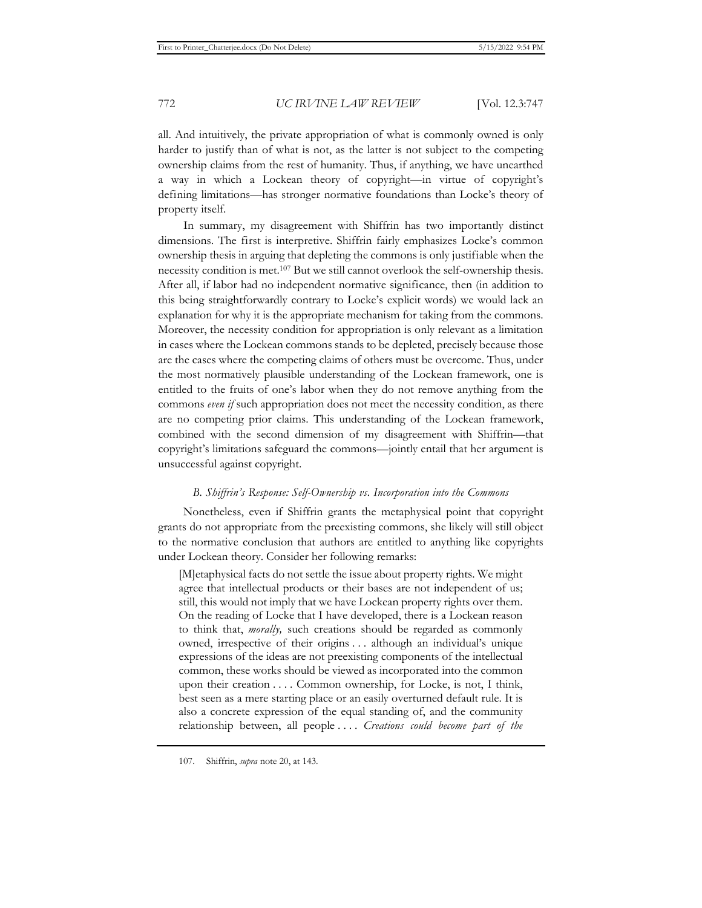all. And intuitively, the private appropriation of what is commonly owned is only harder to justify than of what is not, as the latter is not subject to the competing ownership claims from the rest of humanity. Thus, if anything, we have unearthed a way in which a Lockean theory of copyright—in virtue of copyright's defining limitations—has stronger normative foundations than Locke's theory of property itself.

In summary, my disagreement with Shiffrin has two importantly distinct dimensions. The first is interpretive. Shiffrin fairly emphasizes Locke's common ownership thesis in arguing that depleting the commons is only justifiable when the necessity condition is met.[107] But we still cannot overlook the self-ownership thesis. After all, if labor had no independent normative significance, then (in addition to this being straightforwardly contrary to Locke's explicit words) we would lack an explanation for why it is the appropriate mechanism for taking from the commons. Moreover, the necessity condition for appropriation is only relevant as a limitation in cases where the Lockean commons stands to be depleted, precisely because those are the cases where the competing claims of others must be overcome. Thus, under the most normatively plausible understanding of the Lockean framework, one is entitled to the fruits of one's labor when they do not remove anything from the commons *even if* such appropriation does not meet the necessity condition, as there are no competing prior claims. This understanding of the Lockean framework, combined with the second dimension of my disagreement with Shiffrin—that copyright's limitations safeguard the commons—jointly entail that her argument is unsuccessful against copyright.

### *B. Shiffrin's Response: Self-Ownership vs. Incorporation into the Commons*

Nonetheless, even if Shiffrin grants the metaphysical point that copyright grants do not appropriate from the preexisting commons, she likely will still object to the normative conclusion that authors are entitled to anything like copyrights under Lockean theory. Consider her following remarks:

> [M]etaphysical facts do not settle the issue about property rights. We might agree that intellectual products or their bases are not independent of us; still, this would not imply that we have Lockean property rights over them. On the reading of Locke that I have developed, there is a Lockean reason to think that, *morally,* such creations should be regarded as commonly owned, irrespective of their origins . . . although an individual's unique expressions of the ideas are not preexisting components of the intellectual common, these works should be viewed as incorporated into the common upon their creation . . . . Common ownership, for Locke, is not, I think, best seen as a mere starting place or an easily overturned default rule. It is also a concrete expression of the equal standing of, and the community relationship between, all people . . . . *Creations could become part of the*

107. Shiffrin, *supra* note 20, at 143.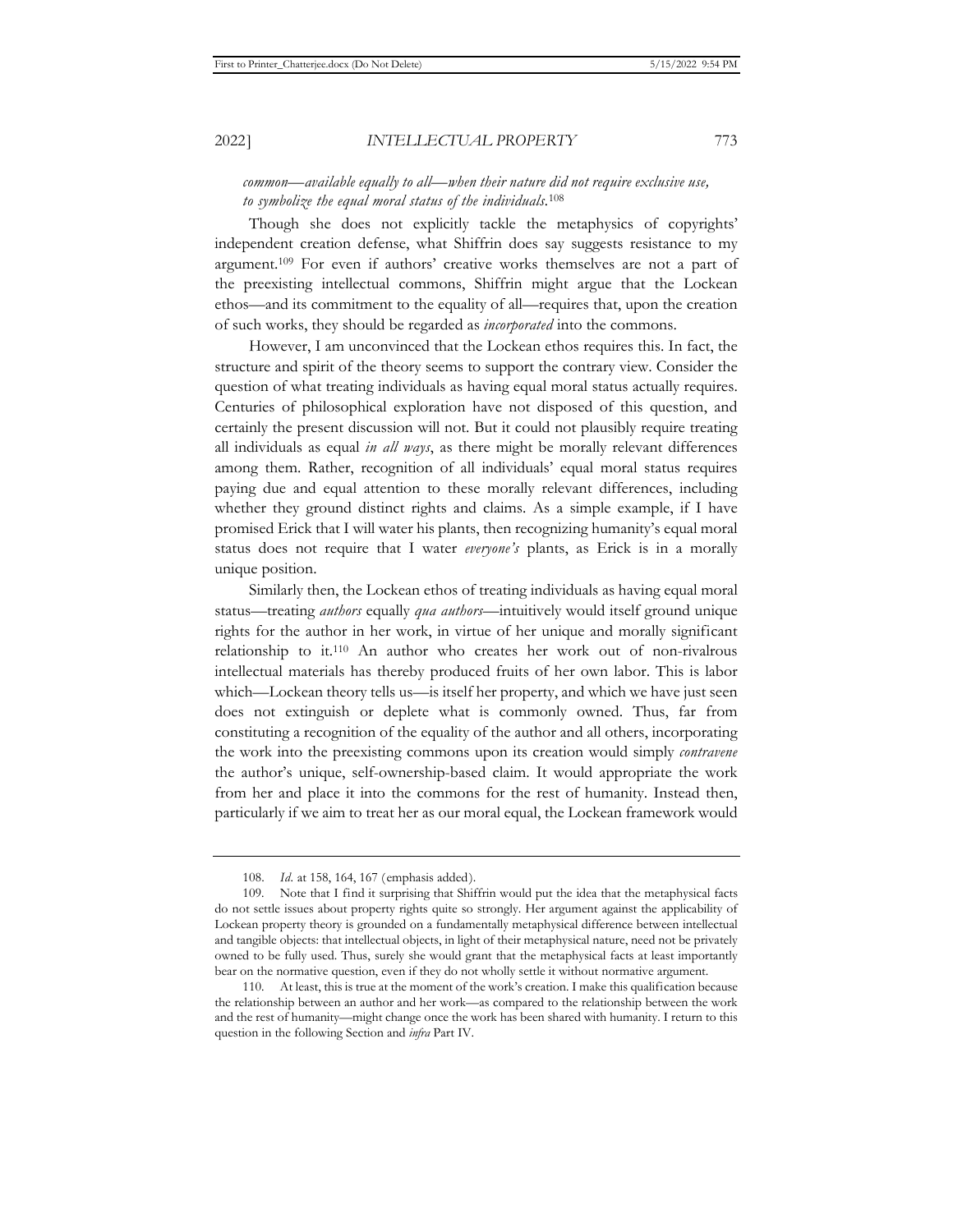*common—available equally to all—when their nature did not require exclusive use, to symbolize the equal moral status of the individuals*.[108]

Though she does not explicitly tackle the metaphysics of copyrights' independent creation defense, what Shiffrin does say suggests resistance to my argument.[109] For even if authors' creative works themselves are not a part of the preexisting intellectual commons, Shiffrin might argue that the Lockean ethos—and its commitment to the equality of all—requires that, upon the creation of such works, they should be regarded as *incorporated* into the commons.

However, I am unconvinced that the Lockean ethos requires this. In fact, the structure and spirit of the theory seems to support the contrary view. Consider the question of what treating individuals as having equal moral status actually requires. Centuries of philosophical exploration have not disposed of this question, and certainly the present discussion will not. But it could not plausibly require treating all individuals as equal *in all ways*, as there might be morally relevant differences among them. Rather, recognition of all individuals' equal moral status requires paying due and equal attention to these morally relevant differences, including whether they ground distinct rights and claims. As a simple example, if I have promised Erick that I will water his plants, then recognizing humanity's equal moral status does not require that I water *everyone's* plants, as Erick is in a morally unique position.

Similarly then, the Lockean ethos of treating individuals as having equal moral status—treating *authors* equally *qua authors*—intuitively would itself ground unique rights for the author in her work, in virtue of her unique and morally significant relationship to it.[110] An author who creates her work out of non-rivalrous intellectual materials has thereby produced fruits of her own labor. This is labor which—Lockean theory tells us—is itself her property, and which we have just seen does not extinguish or deplete what is commonly owned. Thus, far from constituting a recognition of the equality of the author and all others, incorporating the work into the preexisting commons upon its creation would simply *contravene* the author's unique, self-ownership-based claim. It would appropriate the work from her and place it into the commons for the rest of humanity. Instead then, particularly if we aim to treat her as our moral equal, the Lockean framework would

---

108. *Id.* at 158, 164, 167 (emphasis added).

109. Note that I find it surprising that Shiffrin would put the idea that the metaphysical facts do not settle issues about property rights quite so strongly. Her argument against the applicability of Lockean property theory is grounded on a fundamentally metaphysical difference between intellectual and tangible objects: that intellectual objects, in light of their metaphysical nature, need not be privately owned to be fully used. Thus, surely she would grant that the metaphysical facts at least importantly bear on the normative question, even if they do not wholly settle it without normative argument.

110. At least, this is true at the moment of the work's creation. I make this qualification because the relationship between an author and her work—as compared to the relationship between the work and the rest of humanity—might change once the work has been shared with humanity. I return to this question in the following Section and *infra* Part IV.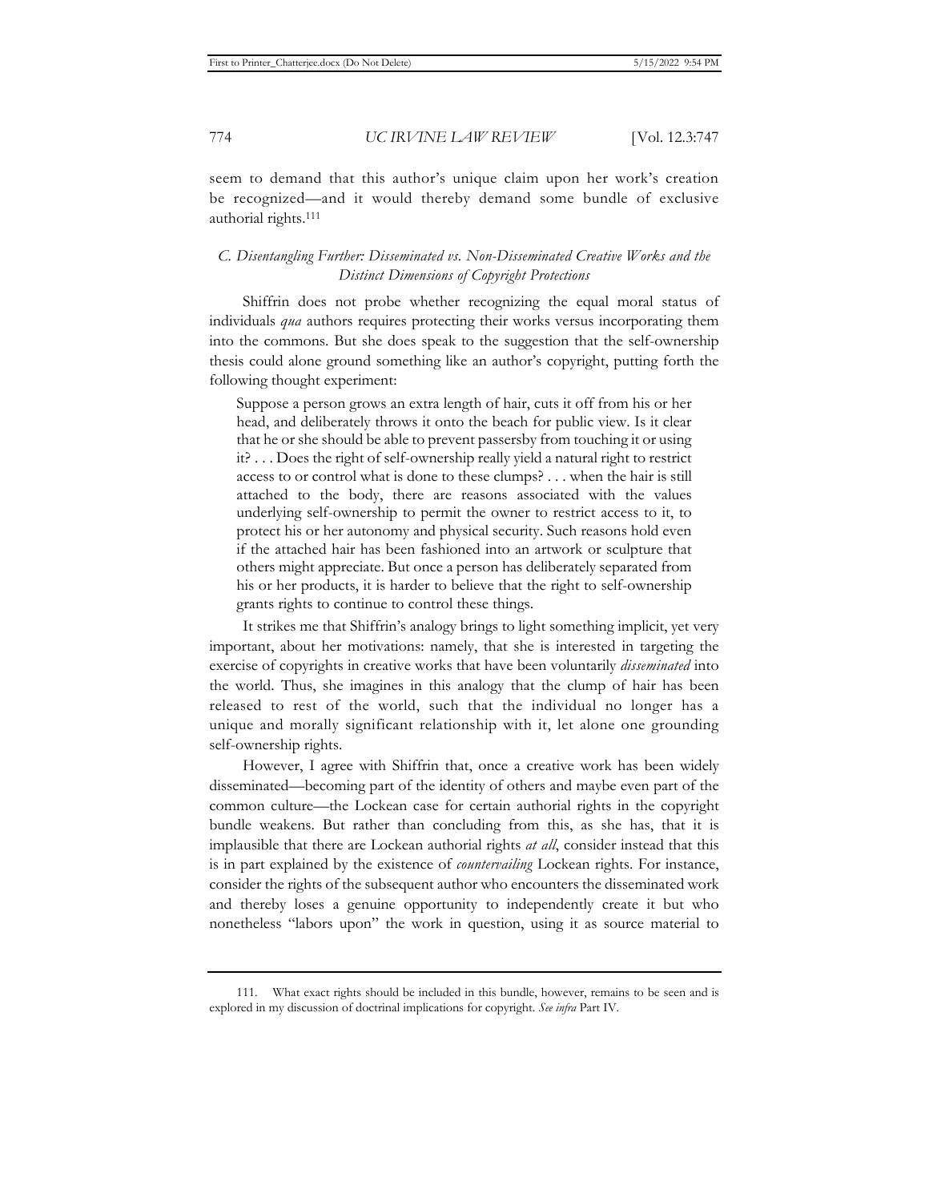seem to demand that this author's unique claim upon her work's creation be recognized—and it would thereby demand some bundle of exclusive authorial rights.[111]

### *C. Disentangling Further: Disseminated vs. Non-Disseminated Creative Works and the Distinct Dimensions of Copyright Protections*

Shiffrin does not probe whether recognizing the equal moral status of individuals *qua* authors requires protecting their works versus incorporating them into the commons. But she does speak to the suggestion that the self-ownership thesis could alone ground something like an author's copyright, putting forth the following thought experiment:

> Suppose a person grows an extra length of hair, cuts it off from his or her head, and deliberately throws it onto the beach for public view. Is it clear that he or she should be able to prevent passersby from touching it or using it? . . . Does the right of self-ownership really yield a natural right to restrict access to or control what is done to these clumps? . . . when the hair is still attached to the body, there are reasons associated with the values underlying self-ownership to permit the owner to restrict access to it, to protect his or her autonomy and physical security. Such reasons hold even if the attached hair has been fashioned into an artwork or sculpture that others might appreciate. But once a person has deliberately separated from his or her products, it is harder to believe that the right to self-ownership grants rights to continue to control these things.

It strikes me that Shiffrin's analogy brings to light something implicit, yet very important, about her motivations: namely, that she is interested in targeting the exercise of copyrights in creative works that have been voluntarily *disseminated* into the world. Thus, she imagines in this analogy that the clump of hair has been released to rest of the world, such that the individual no longer has a unique and morally significant relationship with it, let alone one grounding self-ownership rights.

However, I agree with Shiffrin that, once a creative work has been widely disseminated—becoming part of the identity of others and maybe even part of the common culture—the Lockean case for certain authorial rights in the copyright bundle weakens. But rather than concluding from this, as she has, that it is implausible that there are Lockean authorial rights *at all*, consider instead that this is in part explained by the existence of *countervailing* Lockean rights. For instance, consider the rights of the subsequent author who encounters the disseminated work and thereby loses a genuine opportunity to independently create it but who nonetheless "labors upon" the work in question, using it as source material to

---

111. What exact rights should be included in this bundle, however, remains to be seen and is explored in my discussion of doctrinal implications for copyright. *See infra* Part IV.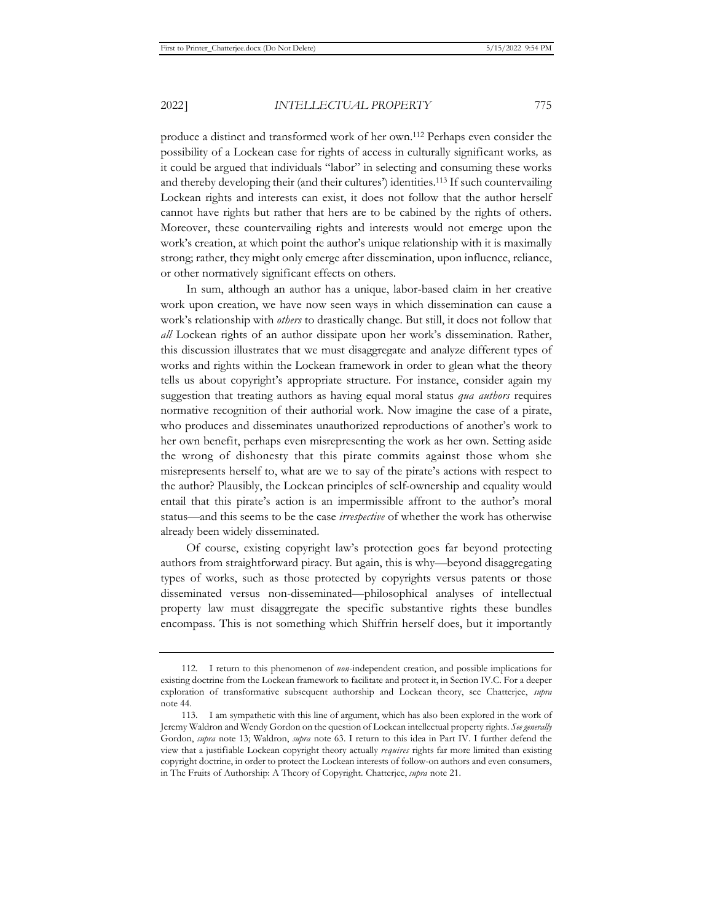produce a distinct and transformed work of her own.[112] Perhaps even consider the possibility of a Lockean case for rights of access in culturally significant works*,* as it could be argued that individuals "labor" in selecting and consuming these works and thereby developing their (and their cultures') identities.[113] If such countervailing Lockean rights and interests can exist, it does not follow that the author herself cannot have rights but rather that hers are to be cabined by the rights of others. Moreover, these countervailing rights and interests would not emerge upon the work's creation, at which point the author's unique relationship with it is maximally strong; rather, they might only emerge after dissemination, upon influence, reliance, or other normatively significant effects on others.

In sum, although an author has a unique, labor-based claim in her creative work upon creation, we have now seen ways in which dissemination can cause a work's relationship with *others* to drastically change. But still, it does not follow that *all* Lockean rights of an author dissipate upon her work's dissemination. Rather, this discussion illustrates that we must disaggregate and analyze different types of works and rights within the Lockean framework in order to glean what the theory tells us about copyright's appropriate structure. For instance, consider again my suggestion that treating authors as having equal moral status *qua authors* requires normative recognition of their authorial work. Now imagine the case of a pirate, who produces and disseminates unauthorized reproductions of another's work to her own benefit, perhaps even misrepresenting the work as her own. Setting aside the wrong of dishonesty that this pirate commits against those whom she misrepresents herself to, what are we to say of the pirate's actions with respect to the author? Plausibly, the Lockean principles of self-ownership and equality would entail that this pirate's action is an impermissible affront to the author's moral status—and this seems to be the case *irrespective* of whether the work has otherwise already been widely disseminated.

Of course, existing copyright law's protection goes far beyond protecting authors from straightforward piracy. But again, this is why—beyond disaggregating types of works, such as those protected by copyrights versus patents or those disseminated versus non-disseminated—philosophical analyses of intellectual property law must disaggregate the specific substantive rights these bundles encompass. This is not something which Shiffrin herself does, but it importantly

---

112. I return to this phenomenon of *non*-independent creation, and possible implications for existing doctrine from the Lockean framework to facilitate and protect it, in Section IV.C. For a deeper exploration of transformative subsequent authorship and Lockean theory, see Chatterjee, *supra* note 44.

113. I am sympathetic with this line of argument, which has also been explored in the work of Jeremy Waldron and Wendy Gordon on the question of Lockean intellectual property rights. *See generally* Gordon, *supra* note 13; Waldron, *supra* note 63. I return to this idea in Part IV. I further defend the view that a justifiable Lockean copyright theory actually *requires* rights far more limited than existing copyright doctrine, in order to protect the Lockean interests of follow-on authors and even consumers, in The Fruits of Authorship: A Theory of Copyright. Chatterjee, *supra* note 21.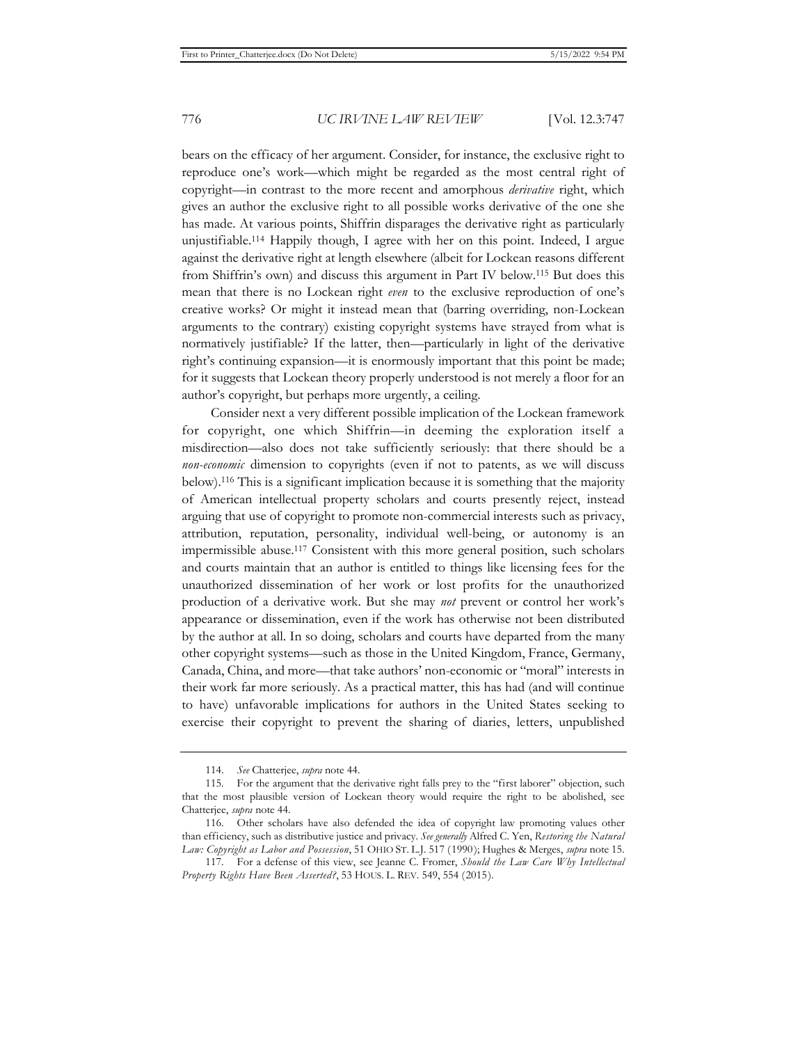bears on the efficacy of her argument. Consider, for instance, the exclusive right to reproduce one's work—which might be regarded as the most central right of copyright—in contrast to the more recent and amorphous *derivative* right, which gives an author the exclusive right to all possible works derivative of the one she has made. At various points, Shiffrin disparages the derivative right as particularly unjustifiable.[114] Happily though, I agree with her on this point. Indeed, I argue against the derivative right at length elsewhere (albeit for Lockean reasons different from Shiffrin's own) and discuss this argument in Part IV below.[115] But does this mean that there is no Lockean right *even* to the exclusive reproduction of one's creative works? Or might it instead mean that (barring overriding, non-Lockean arguments to the contrary) existing copyright systems have strayed from what is normatively justifiable? If the latter, then—particularly in light of the derivative right's continuing expansion—it is enormously important that this point be made; for it suggests that Lockean theory properly understood is not merely a floor for an author's copyright, but perhaps more urgently, a ceiling.

Consider next a very different possible implication of the Lockean framework for copyright, one which Shiffrin—in deeming the exploration itself a misdirection—also does not take sufficiently seriously: that there should be a *non-economic* dimension to copyrights (even if not to patents, as we will discuss below).[116] This is a significant implication because it is something that the majority of American intellectual property scholars and courts presently reject, instead arguing that use of copyright to promote non-commercial interests such as privacy, attribution, reputation, personality, individual well-being, or autonomy is an impermissible abuse.[117] Consistent with this more general position, such scholars and courts maintain that an author is entitled to things like licensing fees for the unauthorized dissemination of her work or lost profits for the unauthorized production of a derivative work. But she may *not* prevent or control her work's appearance or dissemination, even if the work has otherwise not been distributed by the author at all. In so doing, scholars and courts have departed from the many other copyright systems—such as those in the United Kingdom, France, Germany, Canada, China, and more—that take authors' non-economic or "moral" interests in their work far more seriously. As a practical matter, this has had (and will continue to have) unfavorable implications for authors in the United States seeking to exercise their copyright to prevent the sharing of diaries, letters, unpublished

---

114. *See* Chatterjee, *supra* note 44.

115. For the argument that the derivative right falls prey to the "first laborer" objection, such that the most plausible version of Lockean theory would require the right to be abolished, see Chatterjee, *supra* note 44.

116. Other scholars have also defended the idea of copyright law promoting values other than efficiency, such as distributive justice and privacy. *See generally* Alfred C. Yen, *Restoring the Natural Law: Copyright as Labor and Possession*, 51 OHIO ST. L.J. 517 (1990); Hughes & Merges, *supra* note 15.

117. For a defense of this view, see Jeanne C. Fromer, *Should the Law Care Why Intellectual Property Rights Have Been Asserted?*, 53 HOUS. L. REV. 549, 554 (2015).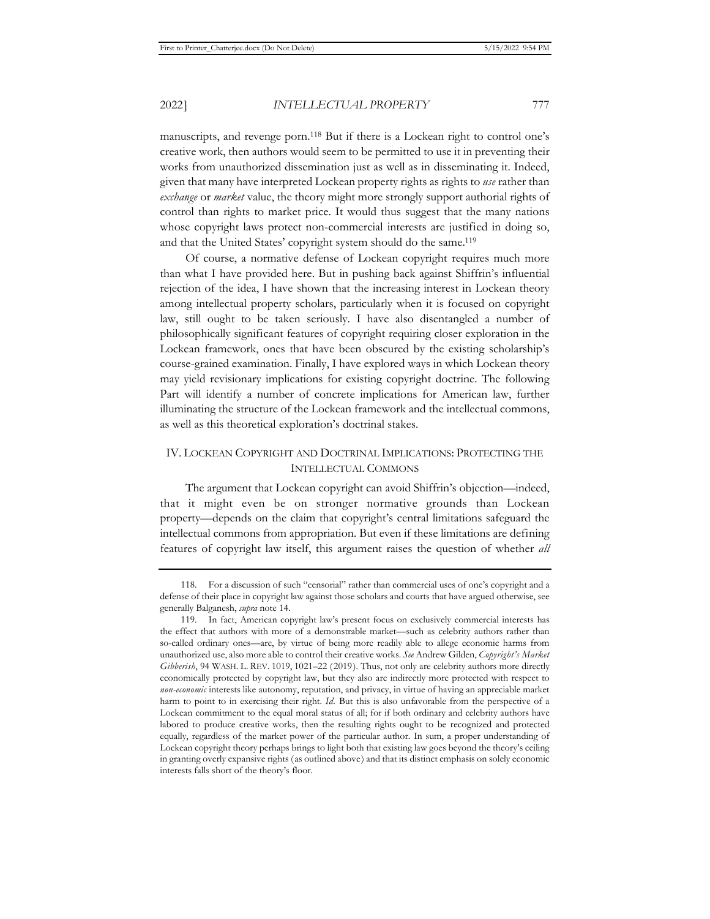manuscripts, and revenge porn.[118] But if there is a Lockean right to control one's creative work, then authors would seem to be permitted to use it in preventing their works from unauthorized dissemination just as well as in disseminating it. Indeed, given that many have interpreted Lockean property rights as rights to *use* rather than *exchange* or *market* value, the theory might more strongly support authorial rights of control than rights to market price. It would thus suggest that the many nations whose copyright laws protect non-commercial interests are justified in doing so, and that the United States' copyright system should do the same.[119]

Of course, a normative defense of Lockean copyright requires much more than what I have provided here. But in pushing back against Shiffrin's influential rejection of the idea, I have shown that the increasing interest in Lockean theory among intellectual property scholars, particularly when it is focused on copyright law, still ought to be taken seriously. I have also disentangled a number of philosophically significant features of copyright requiring closer exploration in the Lockean framework, ones that have been obscured by the existing scholarship's course-grained examination. Finally, I have explored ways in which Lockean theory may yield revisionary implications for existing copyright doctrine. The following Part will identify a number of concrete implications for American law, further illuminating the structure of the Lockean framework and the intellectual commons, as well as this theoretical exploration's doctrinal stakes.

## IV. Lockean Copyright and Doctrinal Implications: Protecting the Intellectual Commons

The argument that Lockean copyright can avoid Shiffrin's objection—indeed, that it might even be on stronger normative grounds than Lockean property—depends on the claim that copyright's central limitations safeguard the intellectual commons from appropriation. But even if these limitations are defining features of copyright law itself, this argument raises the question of whether *all*

---

118. For a discussion of such "censorial" rather than commercial uses of one's copyright and a defense of their place in copyright law against those scholars and courts that have argued otherwise, see generally Balganesh, *supra* note 14.

119. In fact, American copyright law's present focus on exclusively commercial interests has the effect that authors with more of a demonstrable market—such as celebrity authors rather than so-called ordinary ones—are, by virtue of being more readily able to allege economic harms from unauthorized use, also more able to control their creative works. *See* Andrew Gilden, *Copyright's Market Gibberish*, 94 WASH. L. REV. 1019, 1021–22 (2019). Thus, not only are celebrity authors more directly economically protected by copyright law, but they also are indirectly more protected with respect to *non-economic* interests like autonomy, reputation, and privacy, in virtue of having an appreciable market harm to point to in exercising their right. *Id.* But this is also unfavorable from the perspective of a Lockean commitment to the equal moral status of all; for if both ordinary and celebrity authors have labored to produce creative works, then the resulting rights ought to be recognized and protected equally, regardless of the market power of the particular author. In sum, a proper understanding of Lockean copyright theory perhaps brings to light both that existing law goes beyond the theory's ceiling in granting overly expansive rights (as outlined above) and that its distinct emphasis on solely economic interests falls short of the theory's floor.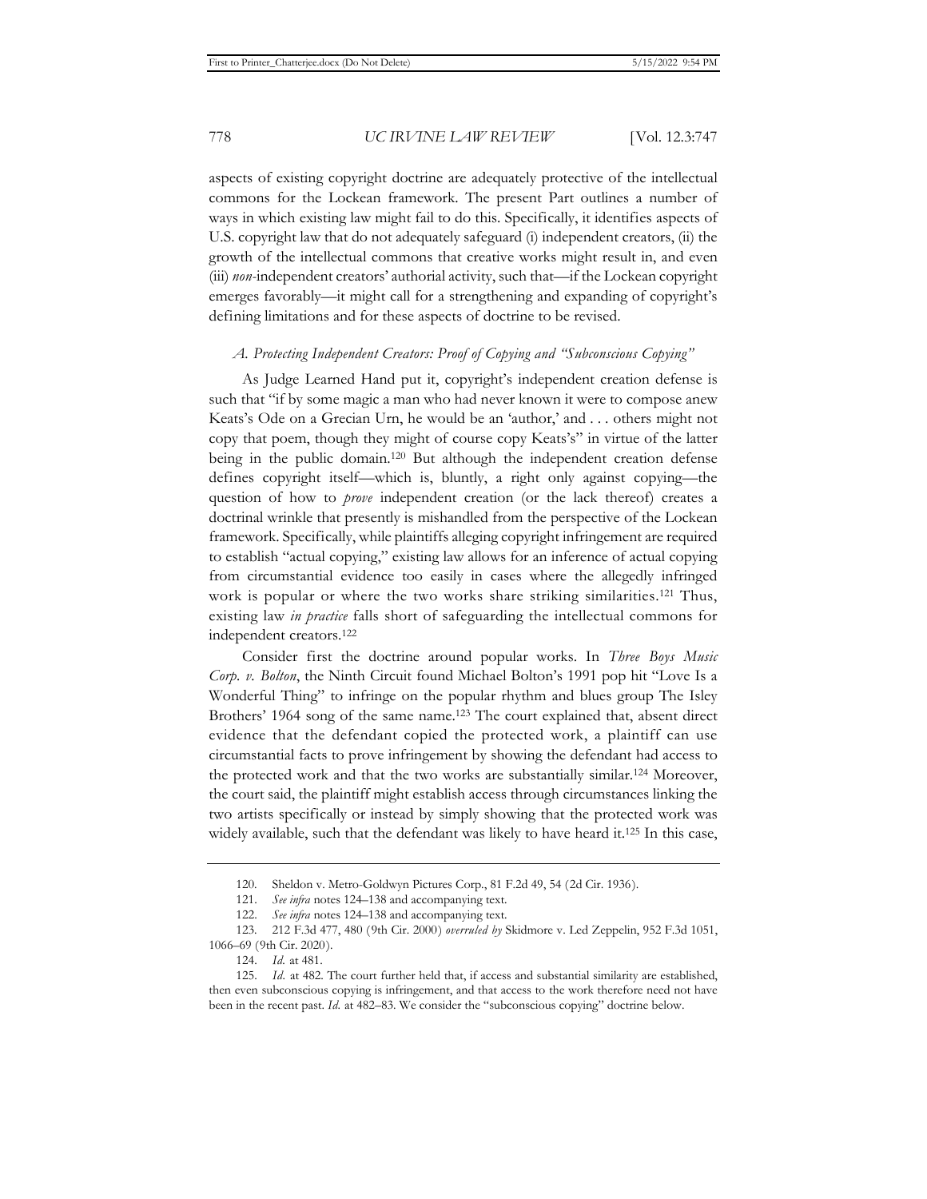aspects of existing copyright doctrine are adequately protective of the intellectual commons for the Lockean framework. The present Part outlines a number of ways in which existing law might fail to do this. Specifically, it identifies aspects of U.S. copyright law that do not adequately safeguard (i) independent creators, (ii) the growth of the intellectual commons that creative works might result in, and even (iii) *non*-independent creators' authorial activity, such that—if the Lockean copyright emerges favorably—it might call for a strengthening and expanding of copyright's defining limitations and for these aspects of doctrine to be revised.

### *A. Protecting Independent Creators: Proof of Copying and "Subconscious Copying"*

As Judge Learned Hand put it, copyright's independent creation defense is such that "if by some magic a man who had never known it were to compose anew Keats's Ode on a Grecian Urn, he would be an 'author,' and . . . others might not copy that poem, though they might of course copy Keats's" in virtue of the latter being in the public domain.[120] But although the independent creation defense defines copyright itself—which is, bluntly, a right only against copying—the question of how to *prove* independent creation (or the lack thereof) creates a doctrinal wrinkle that presently is mishandled from the perspective of the Lockean framework. Specifically, while plaintiffs alleging copyright infringement are required to establish "actual copying," existing law allows for an inference of actual copying from circumstantial evidence too easily in cases where the allegedly infringed work is popular or where the two works share striking similarities.[121] Thus, existing law *in practice* falls short of safeguarding the intellectual commons for independent creators.[122]

Consider first the doctrine around popular works. In *Three Boys Music Corp. v. Bolton*, the Ninth Circuit found Michael Bolton's 1991 pop hit "Love Is a Wonderful Thing" to infringe on the popular rhythm and blues group The Isley Brothers' 1964 song of the same name.[123] The court explained that, absent direct evidence that the defendant copied the protected work, a plaintiff can use circumstantial facts to prove infringement by showing the defendant had access to the protected work and that the two works are substantially similar.[124] Moreover, the court said, the plaintiff might establish access through circumstances linking the two artists specifically or instead by simply showing that the protected work was widely available, such that the defendant was likely to have heard it.[125] In this case,

---

120. Sheldon v. Metro-Goldwyn Pictures Corp., 81 F.2d 49, 54 (2d Cir. 1936).

121. *See infra* notes 124–138 and accompanying text.

122. *See infra* notes 124–138 and accompanying text.

123. 212 F.3d 477, 480 (9th Cir. 2000) *overruled by* Skidmore v. Led Zeppelin, 952 F.3d 1051, 1066–69 (9th Cir. 2020).

124. *Id.* at 481.

125. *Id.* at 482. The court further held that, if access and substantial similarity are established, then even subconscious copying is infringement, and that access to the work therefore need not have been in the recent past. *Id.* at 482–83. We consider the "subconscious copying" doctrine below.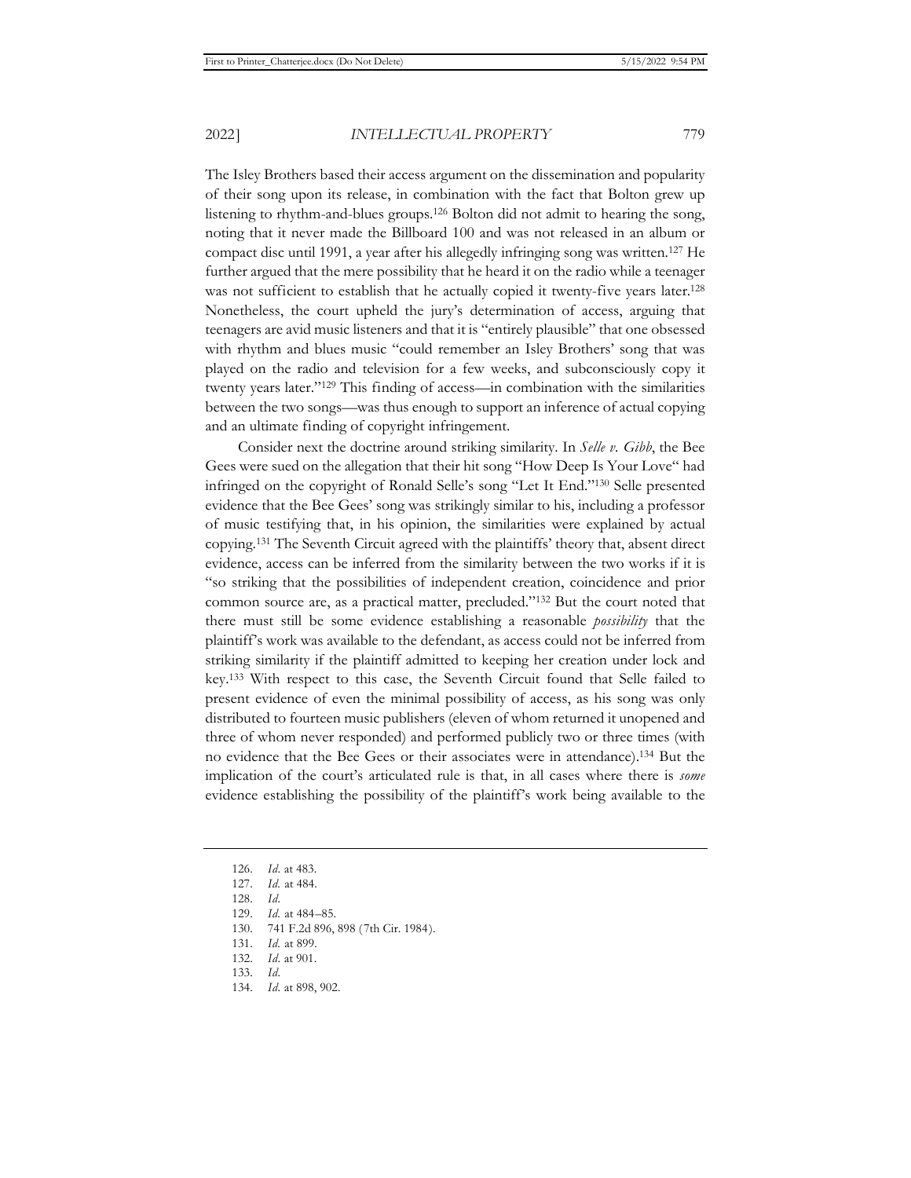The Isley Brothers based their access argument on the dissemination and popularity of their song upon its release, in combination with the fact that Bolton grew up listening to rhythm-and-blues groups.[126] Bolton did not admit to hearing the song, noting that it never made the Billboard 100 and was not released in an album or compact disc until 1991, a year after his allegedly infringing song was written.[127] He further argued that the mere possibility that he heard it on the radio while a teenager was not sufficient to establish that he actually copied it twenty-five years later.[128] Nonetheless, the court upheld the jury's determination of access, arguing that teenagers are avid music listeners and that it is "entirely plausible" that one obsessed with rhythm and blues music "could remember an Isley Brothers' song that was played on the radio and television for a few weeks, and subconsciously copy it twenty years later."[129] This finding of access—in combination with the similarities between the two songs—was thus enough to support an inference of actual copying and an ultimate finding of copyright infringement.

Consider next the doctrine around striking similarity. In *Selle v. Gibb*, the Bee Gees were sued on the allegation that their hit song "How Deep Is Your Love" had infringed on the copyright of Ronald Selle's song "Let It End."[130] Selle presented evidence that the Bee Gees' song was strikingly similar to his, including a professor of music testifying that, in his opinion, the similarities were explained by actual copying.[131] The Seventh Circuit agreed with the plaintiffs' theory that, absent direct evidence, access can be inferred from the similarity between the two works if it is "so striking that the possibilities of independent creation, coincidence and prior common source are, as a practical matter, precluded."[132] But the court noted that there must still be some evidence establishing a reasonable *possibility* that the plaintiff's work was available to the defendant, as access could not be inferred from striking similarity if the plaintiff admitted to keeping her creation under lock and key.[133] With respect to this case, the Seventh Circuit found that Selle failed to present evidence of even the minimal possibility of access, as his song was only distributed to fourteen music publishers (eleven of whom returned it unopened and three of whom never responded) and performed publicly two or three times (with no evidence that the Bee Gees or their associates were in attendance).[134] But the implication of the court's articulated rule is that, in all cases where there is *some* evidence establishing the possibility of the plaintiff's work being available to the

---

126. *Id.* at 483.
127. *Id.* at 484.
128. *Id.*
129. *Id.* at 484–85.
130. 741 F.2d 896, 898 (7th Cir. 1984).
131. *Id.* at 899.
132. *Id.* at 901.
133. *Id.*
134. *Id.* at 898, 902.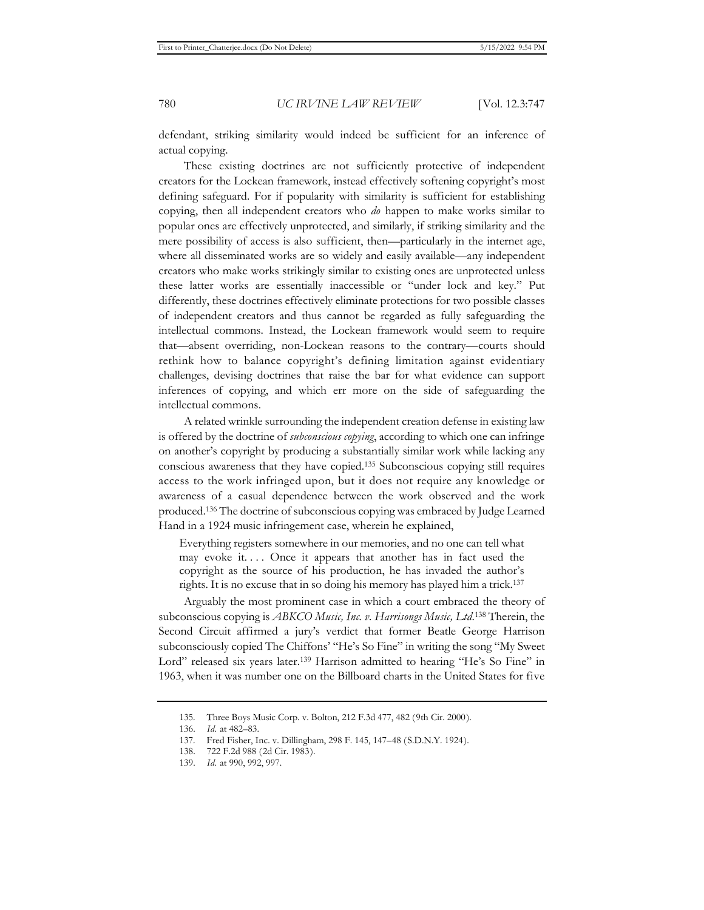defendant, striking similarity would indeed be sufficient for an inference of actual copying.

These existing doctrines are not sufficiently protective of independent creators for the Lockean framework, instead effectively softening copyright's most defining safeguard. For if popularity with similarity is sufficient for establishing copying, then all independent creators who *do* happen to make works similar to popular ones are effectively unprotected, and similarly, if striking similarity and the mere possibility of access is also sufficient, then—particularly in the internet age, where all disseminated works are so widely and easily available—any independent creators who make works strikingly similar to existing ones are unprotected unless these latter works are essentially inaccessible or "under lock and key." Put differently, these doctrines effectively eliminate protections for two possible classes of independent creators and thus cannot be regarded as fully safeguarding the intellectual commons. Instead, the Lockean framework would seem to require that—absent overriding, non-Lockean reasons to the contrary—courts should rethink how to balance copyright's defining limitation against evidentiary challenges, devising doctrines that raise the bar for what evidence can support inferences of copying, and which err more on the side of safeguarding the intellectual commons.

A related wrinkle surrounding the independent creation defense in existing law is offered by the doctrine of *subconscious copying*, according to which one can infringe on another's copyright by producing a substantially similar work while lacking any conscious awareness that they have copied.[135] Subconscious copying still requires access to the work infringed upon, but it does not require any knowledge or awareness of a casual dependence between the work observed and the work produced.[136] The doctrine of subconscious copying was embraced by Judge Learned Hand in a 1924 music infringement case, wherein he explained,

> Everything registers somewhere in our memories, and no one can tell what may evoke it. . . . Once it appears that another has in fact used the copyright as the source of his production, he has invaded the author's rights. It is no excuse that in so doing his memory has played him a trick.[137]

Arguably the most prominent case in which a court embraced the theory of subconscious copying is *ABKCO Music, Inc. v. Harrisongs Music, Ltd.*[138] Therein, the Second Circuit affirmed a jury's verdict that former Beatle George Harrison subconsciously copied The Chiffons' "He's So Fine" in writing the song "My Sweet Lord" released six years later.[139] Harrison admitted to hearing "He's So Fine" in 1963, when it was number one on the Billboard charts in the United States for five

---

135. Three Boys Music Corp. v. Bolton, 212 F.3d 477, 482 (9th Cir. 2000).

136. *Id.* at 482–83.

137. Fred Fisher, Inc. v. Dillingham, 298 F. 145, 147–48 (S.D.N.Y. 1924).

138. 722 F.2d 988 (2d Cir. 1983).

139. *Id.* at 990, 992, 997.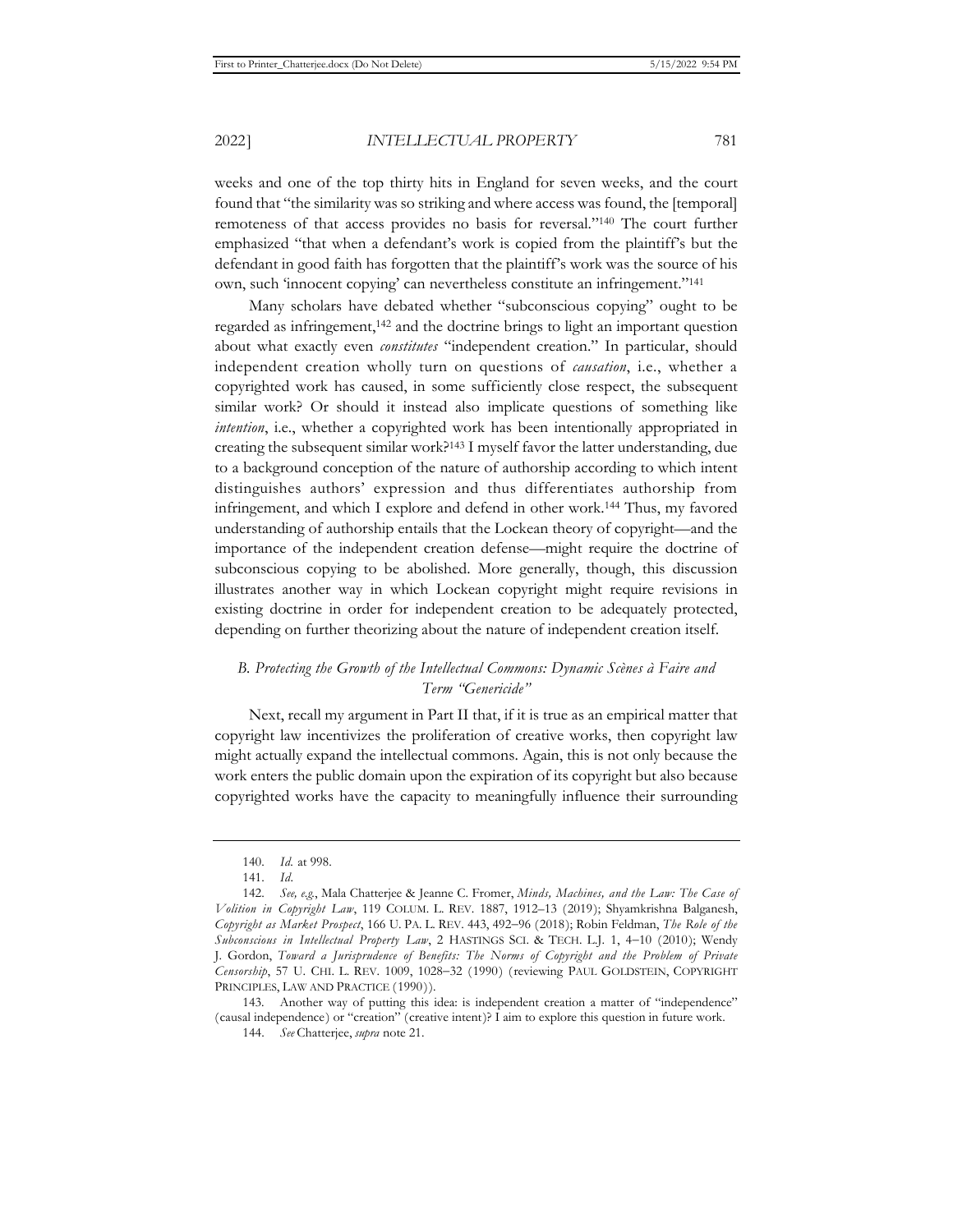weeks and one of the top thirty hits in England for seven weeks, and the court found that "the similarity was so striking and where access was found, the [temporal] remoteness of that access provides no basis for reversal."[140] The court further emphasized "that when a defendant's work is copied from the plaintiff's but the defendant in good faith has forgotten that the plaintiff's work was the source of his own, such 'innocent copying' can nevertheless constitute an infringement."[141]

Many scholars have debated whether "subconscious copying" ought to be regarded as infringement,[142] and the doctrine brings to light an important question about what exactly even *constitutes* "independent creation." In particular, should independent creation wholly turn on questions of *causation*, i.e., whether a copyrighted work has caused, in some sufficiently close respect, the subsequent similar work? Or should it instead also implicate questions of something like *intention*, i.e., whether a copyrighted work has been intentionally appropriated in creating the subsequent similar work?[143] I myself favor the latter understanding, due to a background conception of the nature of authorship according to which intent distinguishes authors' expression and thus differentiates authorship from infringement, and which I explore and defend in other work.[144] Thus, my favored understanding of authorship entails that the Lockean theory of copyright—and the importance of the independent creation defense—might require the doctrine of subconscious copying to be abolished. More generally, though, this discussion illustrates another way in which Lockean copyright might require revisions in existing doctrine in order for independent creation to be adequately protected, depending on further theorizing about the nature of independent creation itself.

### *B. Protecting the Growth of the Intellectual Commons: Dynamic Scènes à Faire and Term "Genericide"*

Next, recall my argument in Part II that, if it is true as an empirical matter that copyright law incentivizes the proliferation of creative works, then copyright law might actually expand the intellectual commons. Again, this is not only because the work enters the public domain upon the expiration of its copyright but also because copyrighted works have the capacity to meaningfully influence their surrounding

---

140. *Id.* at 998.

141. *Id.*

142. *See, e.g.*, Mala Chatterjee & Jeanne C. Fromer, *Minds, Machines, and the Law: The Case of Volition in Copyright Law*, 119 COLUM. L. REV. 1887, 1912–13 (2019); Shyamkrishna Balganesh, *Copyright as Market Prospect*, 166 U. PA. L. REV. 443, 492–96 (2018); Robin Feldman, *The Role of the Subconscious in Intellectual Property Law*, 2 HASTINGS SCI. & TECH. L.J. 1, 4–10 (2010); Wendy J. Gordon, *Toward a Jurisprudence of Benefits: The Norms of Copyright and the Problem of Private Censorship*, 57 U. CHI. L. REV. 1009, 1028–32 (1990) (reviewing PAUL GOLDSTEIN, COPYRIGHT PRINCIPLES, LAW AND PRACTICE (1990)).

143. Another way of putting this idea: is independent creation a matter of "independence" (causal independence) or "creation" (creative intent)? I aim to explore this question in future work.

144. *See* Chatterjee, *supra* note 21.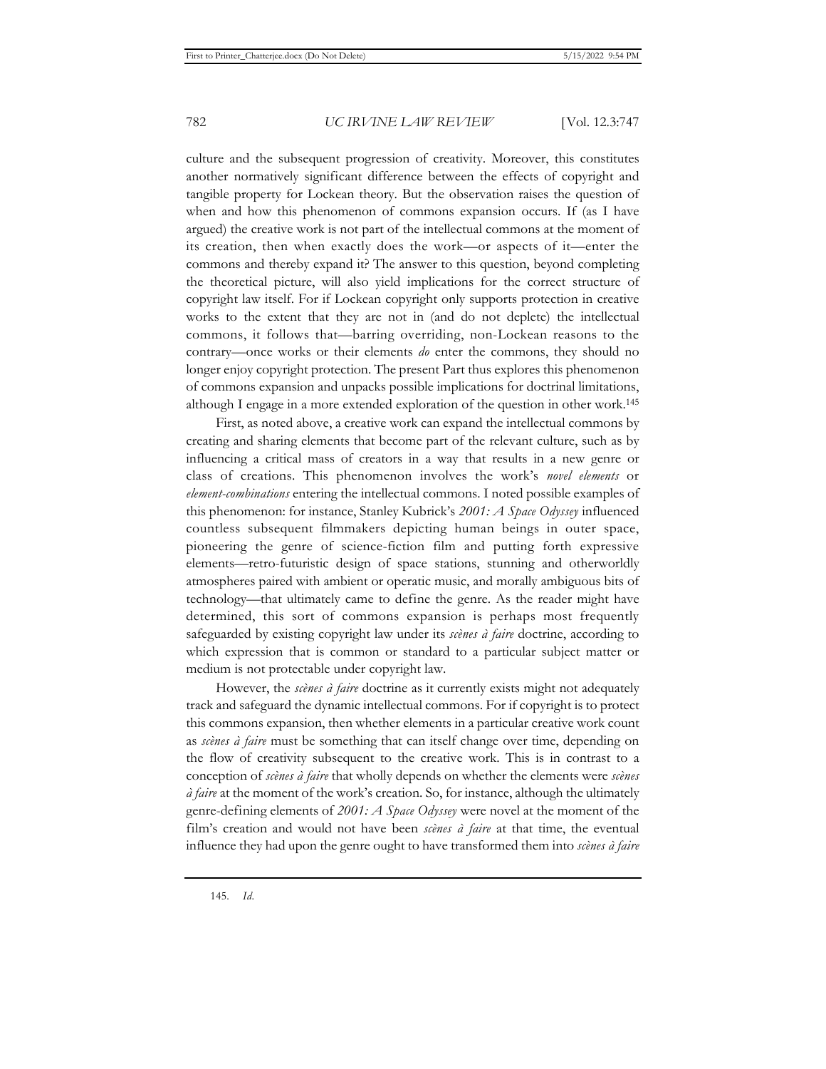culture and the subsequent progression of creativity. Moreover, this constitutes another normatively significant difference between the effects of copyright and tangible property for Lockean theory. But the observation raises the question of when and how this phenomenon of commons expansion occurs. If (as I have argued) the creative work is not part of the intellectual commons at the moment of its creation, then when exactly does the work—or aspects of it—enter the commons and thereby expand it? The answer to this question, beyond completing the theoretical picture, will also yield implications for the correct structure of copyright law itself. For if Lockean copyright only supports protection in creative works to the extent that they are not in (and do not deplete) the intellectual commons, it follows that—barring overriding, non-Lockean reasons to the contrary—once works or their elements *do* enter the commons, they should no longer enjoy copyright protection. The present Part thus explores this phenomenon of commons expansion and unpacks possible implications for doctrinal limitations, although I engage in a more extended exploration of the question in other work.[145]

First, as noted above, a creative work can expand the intellectual commons by creating and sharing elements that become part of the relevant culture, such as by influencing a critical mass of creators in a way that results in a new genre or class of creations. This phenomenon involves the work's *novel elements* or *element-combinations* entering the intellectual commons. I noted possible examples of this phenomenon: for instance, Stanley Kubrick's *2001: A Space Odyssey* influenced countless subsequent filmmakers depicting human beings in outer space, pioneering the genre of science-fiction film and putting forth expressive elements—retro-futuristic design of space stations, stunning and otherworldly atmospheres paired with ambient or operatic music, and morally ambiguous bits of technology—that ultimately came to define the genre. As the reader might have determined, this sort of commons expansion is perhaps most frequently safeguarded by existing copyright law under its *scènes à faire* doctrine, according to which expression that is common or standard to a particular subject matter or medium is not protectable under copyright law.

However, the *scènes à faire* doctrine as it currently exists might not adequately track and safeguard the dynamic intellectual commons. For if copyright is to protect this commons expansion, then whether elements in a particular creative work count as *scènes à faire* must be something that can itself change over time, depending on the flow of creativity subsequent to the creative work. This is in contrast to a conception of *scènes à faire* that wholly depends on whether the elements were *scènes à faire* at the moment of the work's creation. So, for instance, although the ultimately genre-defining elements of *2001: A Space Odyssey* were novel at the moment of the film's creation and would not have been *scènes à faire* at that time, the eventual influence they had upon the genre ought to have transformed them into *scènes à faire*

145. *Id.*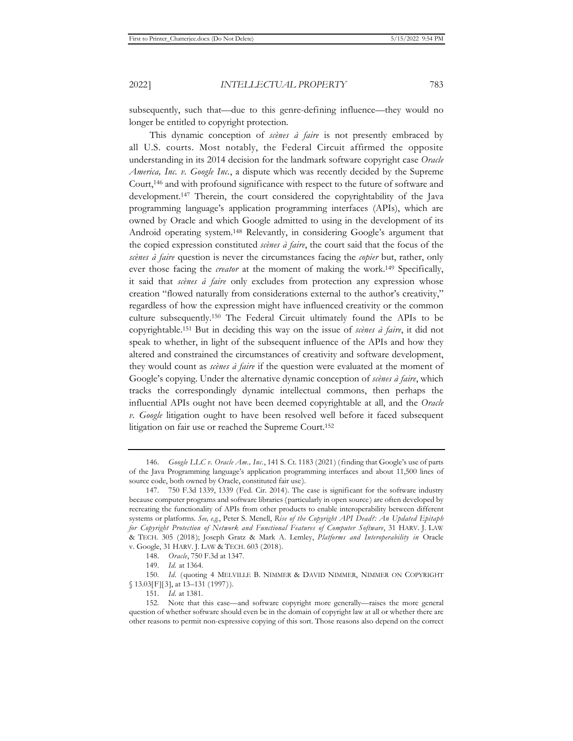subsequently, such that—due to this genre-defining influence—they would no longer be entitled to copyright protection.

This dynamic conception of *scènes à faire* is not presently embraced by all U.S. courts. Most notably, the Federal Circuit affirmed the opposite understanding in its 2014 decision for the landmark software copyright case *Oracle America, Inc. v. Google Inc.*, a dispute which was recently decided by the Supreme Court,[146] and with profound significance with respect to the future of software and development.[147] Therein, the court considered the copyrightability of the Java programming language's application programming interfaces (APIs), which are owned by Oracle and which Google admitted to using in the development of its Android operating system.[148] Relevantly, in considering Google's argument that the copied expression constituted *scènes à faire*, the court said that the focus of the *scènes à faire* question is never the circumstances facing the *copier* but, rather, only ever those facing the *creator* at the moment of making the work.[149] Specifically, it said that *scènes à faire* only excludes from protection any expression whose creation "flowed naturally from considerations external to the author's creativity," regardless of how the expression might have influenced creativity or the common culture subsequently.[150] The Federal Circuit ultimately found the APIs to be copyrightable.[151] But in deciding this way on the issue of *scènes à faire*, it did not speak to whether, in light of the subsequent influence of the APIs and how they altered and constrained the circumstances of creativity and software development, they would count as *scènes à faire* if the question were evaluated at the moment of Google's copying. Under the alternative dynamic conception of *scènes à faire*, which tracks the correspondingly dynamic intellectual commons, then perhaps the influential APIs ought not have been deemed copyrightable at all, and the *Oracle v. Google* litigation ought to have been resolved well before it faced subsequent litigation on fair use or reached the Supreme Court.[152]

---

146. *Google LLC v. Oracle Am., Inc.*, 141 S. Ct. 1183 (2021) (finding that Google's use of parts of the Java Programming language's application programming interfaces and about 11,500 lines of source code, both owned by Oracle, constituted fair use).

147. 750 F.3d 1339, 1339 (Fed. Cir. 2014). The case is significant for the software industry because computer programs and software libraries (particularly in open source) are often developed by recreating the functionality of APIs from other products to enable interoperability between different systems or platforms. *See, e.g.*, Peter S. Menell, *Rise of the Copyright API Dead?: An Updated Epitaph for Copyright Protection of Network and Functional Features of Computer Software*, 31 HARV. J. LAW & TECH. 305 (2018); Joseph Gratz & Mark A. Lemley, *Platforms and Interoperability in* Oracle v. Google, 31 HARV. J. LAW & TECH. 603 (2018).

148. *Oracle*, 750 F.3d at 1347.

149. *Id.* at 1364.

150. *Id.* (quoting 4 MELVILLE B. NIMMER & DAVID NIMMER, NIMMER ON COPYRIGHT § 13.03[F][3], at 13–131 (1997)).

151. *Id.* at 1381.

152. Note that this case—and software copyright more generally—raises the more general question of whether software should even be in the domain of copyright law at all or whether there are other reasons to permit non-expressive copying of this sort. Those reasons also depend on the correct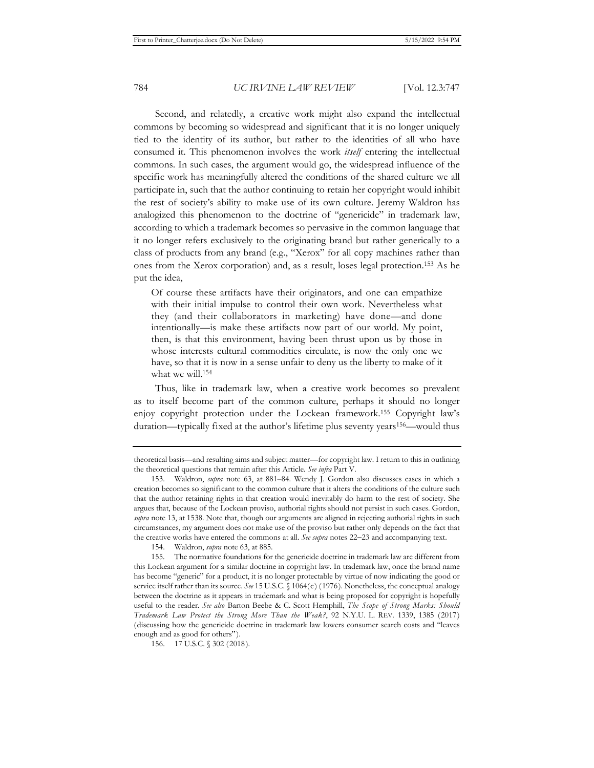Second, and relatedly, a creative work might also expand the intellectual commons by becoming so widespread and significant that it is no longer uniquely tied to the identity of its author, but rather to the identities of all who have consumed it. This phenomenon involves the work *itself* entering the intellectual commons. In such cases, the argument would go, the widespread influence of the specific work has meaningfully altered the conditions of the shared culture we all participate in, such that the author continuing to retain her copyright would inhibit the rest of society's ability to make use of its own culture. Jeremy Waldron has analogized this phenomenon to the doctrine of "genericide" in trademark law, according to which a trademark becomes so pervasive in the common language that it no longer refers exclusively to the originating brand but rather generically to a class of products from any brand (e.g., "Xerox" for all copy machines rather than ones from the Xerox corporation) and, as a result, loses legal protection.[153] As he put the idea,

> Of course these artifacts have their originators, and one can empathize with their initial impulse to control their own work. Nevertheless what they (and their collaborators in marketing) have done—and done intentionally—is make these artifacts now part of our world. My point, then, is that this environment, having been thrust upon us by those in whose interests cultural commodities circulate, is now the only one we have, so that it is now in a sense unfair to deny us the liberty to make of it what we will.[154]

Thus, like in trademark law, when a creative work becomes so prevalent as to itself become part of the common culture, perhaps it should no longer enjoy copyright protection under the Lockean framework.[155] Copyright law's duration—typically fixed at the author's lifetime plus seventy years[156]—would thus

---

theoretical basis—and resulting aims and subject matter—for copyright law. I return to this in outlining the theoretical questions that remain after this Article. *See infra* Part V.

153. Waldron, *supra* note 63, at 881–84. Wendy J. Gordon also discusses cases in which a creation becomes so significant to the common culture that it alters the conditions of the culture such that the author retaining rights in that creation would inevitably do harm to the rest of society. She argues that, because of the Lockean proviso, authorial rights should not persist in such cases. Gordon, *supra* note 13, at 1538. Note that, though our arguments are aligned in rejecting authorial rights in such circumstances, my argument does not make use of the proviso but rather only depends on the fact that the creative works have entered the commons at all. *See supra* notes 22–23 and accompanying text.

154. Waldron, *supra* note 63, at 885.

155. The normative foundations for the genericide doctrine in trademark law are different from this Lockean argument for a similar doctrine in copyright law. In trademark law, once the brand name has become "generic" for a product, it is no longer protectable by virtue of now indicating the good or service itself rather than its source. *See* 15 U.S.C. § 1064(c) (1976). Nonetheless, the conceptual analogy between the doctrine as it appears in trademark and what is being proposed for copyright is hopefully useful to the reader. *See also* Barton Beebe & C. Scott Hemphill, *The Scope of Strong Marks: Should Trademark Law Protect the Strong More Than the Weak?*, 92 N.Y.U. L. REV. 1339, 1385 (2017) (discussing how the genericide doctrine in trademark law lowers consumer search costs and "leaves enough and as good for others").

156. 17 U.S.C. § 302 (2018).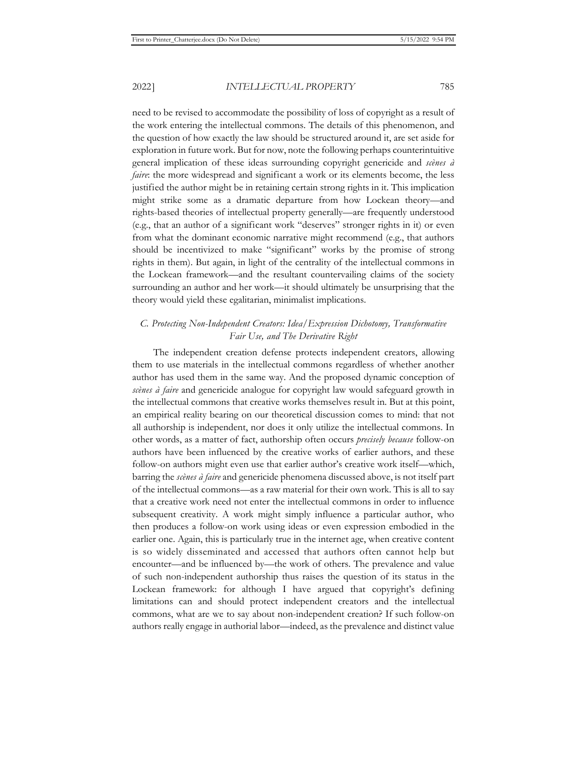need to be revised to accommodate the possibility of loss of copyright as a result of the work entering the intellectual commons. The details of this phenomenon, and the question of how exactly the law should be structured around it, are set aside for exploration in future work. But for now, note the following perhaps counterintuitive general implication of these ideas surrounding copyright genericide and *scènes à faire*: the more widespread and significant a work or its elements become, the less justified the author might be in retaining certain strong rights in it. This implication might strike some as a dramatic departure from how Lockean theory—and rights-based theories of intellectual property generally—are frequently understood (e.g., that an author of a significant work "deserves" stronger rights in it) or even from what the dominant economic narrative might recommend (e.g., that authors should be incentivized to make "significant" works by the promise of strong rights in them). But again, in light of the centrality of the intellectual commons in the Lockean framework—and the resultant countervailing claims of the society surrounding an author and her work—it should ultimately be unsurprising that the theory would yield these egalitarian, minimalist implications.

### *C. Protecting Non-Independent Creators: Idea/Expression Dichotomy, Transformative Fair Use, and The Derivative Right*

The independent creation defense protects independent creators, allowing them to use materials in the intellectual commons regardless of whether another author has used them in the same way. And the proposed dynamic conception of *scènes à faire* and genericide analogue for copyright law would safeguard growth in the intellectual commons that creative works themselves result in. But at this point, an empirical reality bearing on our theoretical discussion comes to mind: that not all authorship is independent, nor does it only utilize the intellectual commons. In other words, as a matter of fact, authorship often occurs *precisely because* follow-on authors have been influenced by the creative works of earlier authors, and these follow-on authors might even use that earlier author's creative work itself—which, barring the *scènes à faire* and genericide phenomena discussed above, is not itself part of the intellectual commons—as a raw material for their own work. This is all to say that a creative work need not enter the intellectual commons in order to influence subsequent creativity. A work might simply influence a particular author, who then produces a follow-on work using ideas or even expression embodied in the earlier one. Again, this is particularly true in the internet age, when creative content is so widely disseminated and accessed that authors often cannot help but encounter—and be influenced by—the work of others. The prevalence and value of such non-independent authorship thus raises the question of its status in the Lockean framework: for although I have argued that copyright's defining limitations can and should protect independent creators and the intellectual commons, what are we to say about non-independent creation? If such follow-on authors really engage in authorial labor—indeed, as the prevalence and distinct value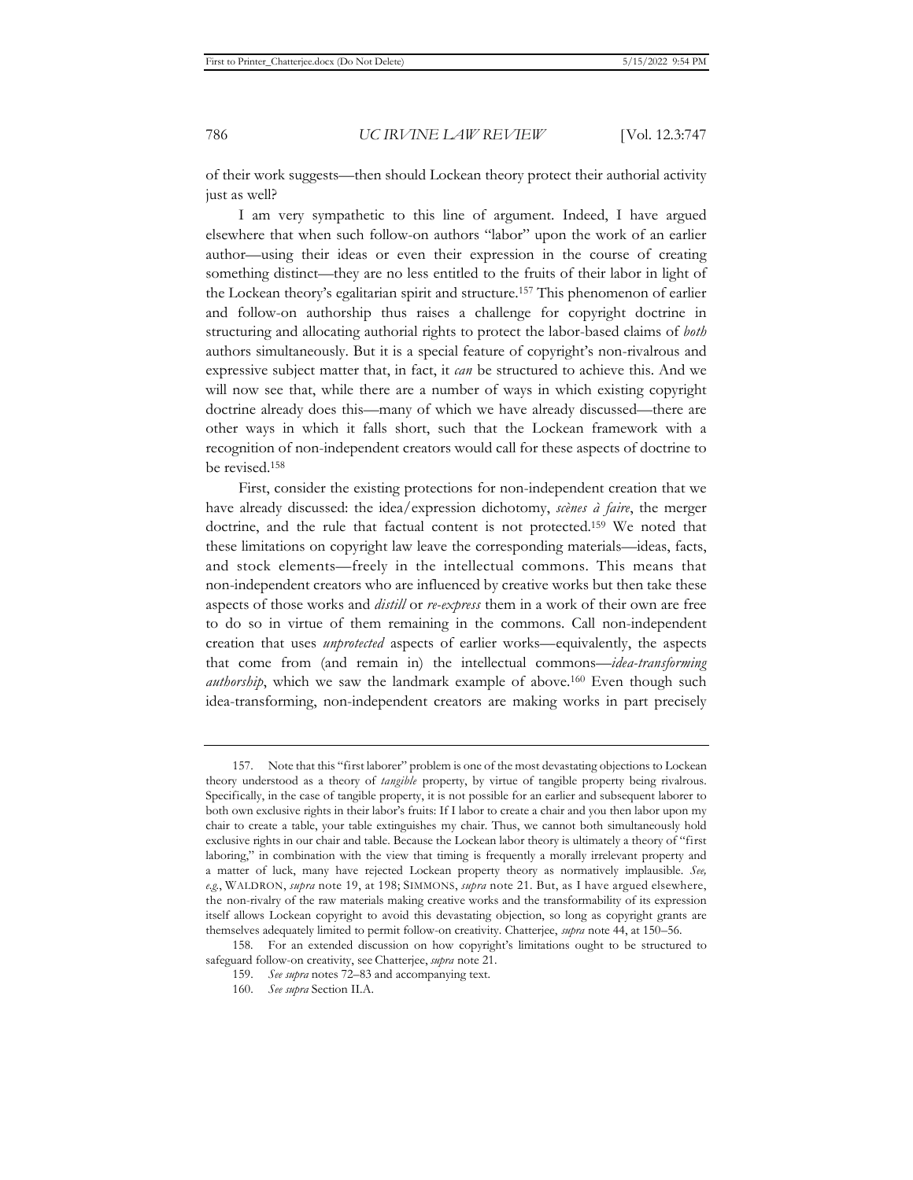of their work suggests—then should Lockean theory protect their authorial activity just as well?

I am very sympathetic to this line of argument. Indeed, I have argued elsewhere that when such follow-on authors "labor" upon the work of an earlier author—using their ideas or even their expression in the course of creating something distinct—they are no less entitled to the fruits of their labor in light of the Lockean theory's egalitarian spirit and structure.[157] This phenomenon of earlier and follow-on authorship thus raises a challenge for copyright doctrine in structuring and allocating authorial rights to protect the labor-based claims of *both* authors simultaneously. But it is a special feature of copyright's non-rivalrous and expressive subject matter that, in fact, it *can* be structured to achieve this. And we will now see that, while there are a number of ways in which existing copyright doctrine already does this—many of which we have already discussed—there are other ways in which it falls short, such that the Lockean framework with a recognition of non-independent creators would call for these aspects of doctrine to be revised.[158]

First, consider the existing protections for non-independent creation that we have already discussed: the idea/expression dichotomy, *scènes à faire*, the merger doctrine, and the rule that factual content is not protected.[159] We noted that these limitations on copyright law leave the corresponding materials—ideas, facts, and stock elements—freely in the intellectual commons. This means that non-independent creators who are influenced by creative works but then take these aspects of those works and *distill* or *re-express* them in a work of their own are free to do so in virtue of them remaining in the commons. Call non-independent creation that uses *unprotected* aspects of earlier works—equivalently, the aspects that come from (and remain in) the intellectual commons—*idea-transforming authorship*, which we saw the landmark example of above.[160] Even though such idea-transforming, non-independent creators are making works in part precisely

---

157. Note that this "first laborer" problem is one of the most devastating objections to Lockean theory understood as a theory of *tangible* property, by virtue of tangible property being rivalrous. Specifically, in the case of tangible property, it is not possible for an earlier and subsequent laborer to both own exclusive rights in their labor's fruits: If I labor to create a chair and you then labor upon my chair to create a table, your table extinguishes my chair. Thus, we cannot both simultaneously hold exclusive rights in our chair and table. Because the Lockean labor theory is ultimately a theory of "first laboring," in combination with the view that timing is frequently a morally irrelevant property and a matter of luck, many have rejected Lockean property theory as normatively implausible. *See, e.g.*, WALDRON, *supra* note 19, at 198; SIMMONS, *supra* note 21. But, as I have argued elsewhere, the non-rivalry of the raw materials making creative works and the transformability of its expression itself allows Lockean copyright to avoid this devastating objection, so long as copyright grants are themselves adequately limited to permit follow-on creativity. Chatterjee, *supra* note 44, at 150–56.

158. For an extended discussion on how copyright's limitations ought to be structured to safeguard follow-on creativity, see Chatterjee, *supra* note 21.

159. *See supra* notes 72–83 and accompanying text.

160. *See supra* Section II.A.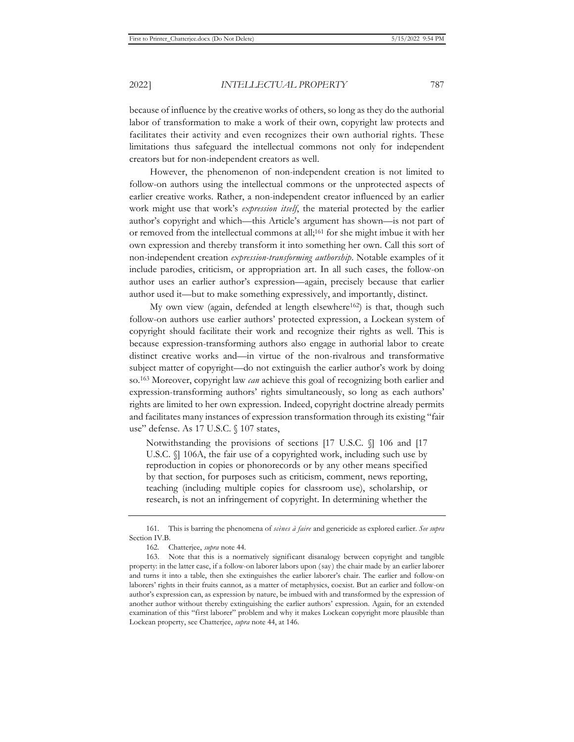because of influence by the creative works of others, so long as they do the authorial labor of transformation to make a work of their own, copyright law protects and facilitates their activity and even recognizes their own authorial rights. These limitations thus safeguard the intellectual commons not only for independent creators but for non-independent creators as well.

However, the phenomenon of non-independent creation is not limited to follow-on authors using the intellectual commons or the unprotected aspects of earlier creative works. Rather, a non-independent creator influenced by an earlier work might use that work's *expression itself*, the material protected by the earlier author's copyright and which—this Article's argument has shown—is not part of or removed from the intellectual commons at all;[161] for she might imbue it with her own expression and thereby transform it into something her own. Call this sort of non-independent creation *expression-transforming authorship*. Notable examples of it include parodies, criticism, or appropriation art. In all such cases, the follow-on author uses an earlier author's expression—again, precisely because that earlier author used it—but to make something expressively, and importantly, distinct.

My own view (again, defended at length elsewhere[162]) is that, though such follow-on authors use earlier authors' protected expression, a Lockean system of copyright should facilitate their work and recognize their rights as well. This is because expression-transforming authors also engage in authorial labor to create distinct creative works and—in virtue of the non-rivalrous and transformative subject matter of copyright—do not extinguish the earlier author's work by doing so.[163] Moreover, copyright law *can* achieve this goal of recognizing both earlier and expression-transforming authors' rights simultaneously, so long as each authors' rights are limited to her own expression. Indeed, copyright doctrine already permits and facilitates many instances of expression transformation through its existing "fair use" defense. As 17 U.S.C. § 107 states,

> Notwithstanding the provisions of sections [17 U.S.C. §] 106 and [17 U.S.C. §] 106A, the fair use of a copyrighted work, including such use by reproduction in copies or phonorecords or by any other means specified by that section, for purposes such as criticism, comment, news reporting, teaching (including multiple copies for classroom use), scholarship, or research, is not an infringement of copyright. In determining whether the

---

161. This is barring the phenomena of *scènes à faire* and genericide as explored earlier. *See supra* Section IV.B.

162. Chatterjee, *supra* note 44.

163. Note that this is a normatively significant disanalogy between copyright and tangible property: in the latter case, if a follow-on laborer labors upon (say) the chair made by an earlier laborer and turns it into a table, then she extinguishes the earlier laborer's chair. The earlier and follow-on laborers' rights in their fruits cannot, as a matter of metaphysics, coexist. But an earlier and follow-on author's expression can, as expression by nature, be imbued with and transformed by the expression of another author without thereby extinguishing the earlier authors' expression. Again, for an extended examination of this "first laborer" problem and why it makes Lockean copyright more plausible than Lockean property, see Chatterjee, *supra* note 44, at 146.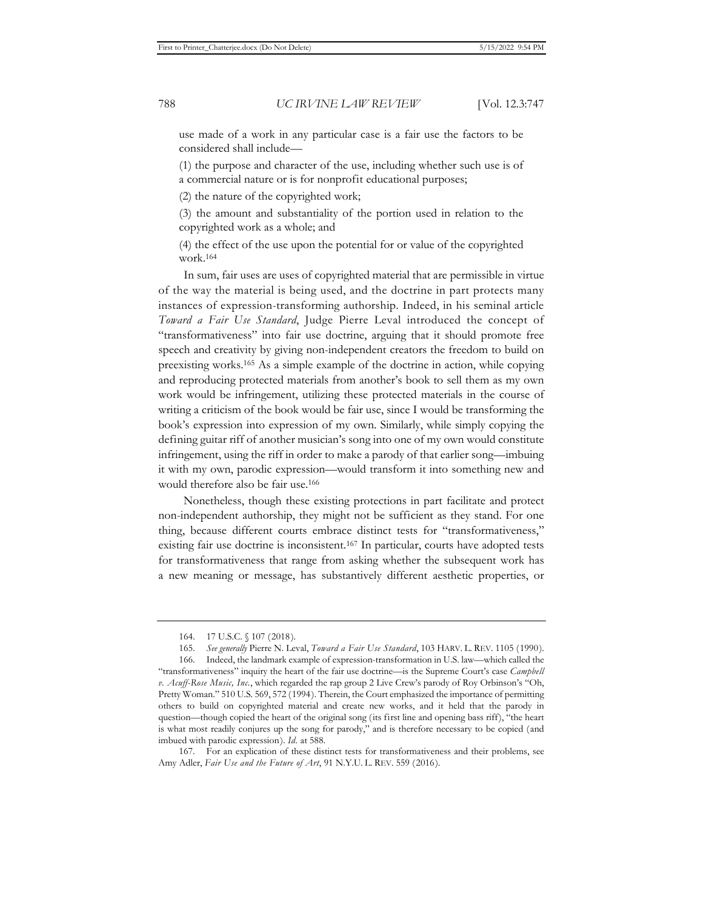use made of a work in any particular case is a fair use the factors to be considered shall include—

(1) the purpose and character of the use, including whether such use is of a commercial nature or is for nonprofit educational purposes;

(2) the nature of the copyrighted work;

(3) the amount and substantiality of the portion used in relation to the copyrighted work as a whole; and

(4) the effect of the use upon the potential for or value of the copyrighted work.[164]

In sum, fair uses are uses of copyrighted material that are permissible in virtue of the way the material is being used, and the doctrine in part protects many instances of expression-transforming authorship. Indeed, in his seminal article *Toward a Fair Use Standard*, Judge Pierre Leval introduced the concept of "transformativeness" into fair use doctrine, arguing that it should promote free speech and creativity by giving non-independent creators the freedom to build on preexisting works.[165] As a simple example of the doctrine in action, while copying and reproducing protected materials from another's book to sell them as my own work would be infringement, utilizing these protected materials in the course of writing a criticism of the book would be fair use, since I would be transforming the book's expression into expression of my own. Similarly, while simply copying the defining guitar riff of another musician's song into one of my own would constitute infringement, using the riff in order to make a parody of that earlier song—imbuing it with my own, parodic expression—would transform it into something new and would therefore also be fair use.[166]

Nonetheless, though these existing protections in part facilitate and protect non-independent authorship, they might not be sufficient as they stand. For one thing, because different courts embrace distinct tests for "transformativeness," existing fair use doctrine is inconsistent.[167] In particular, courts have adopted tests for transformativeness that range from asking whether the subsequent work has a new meaning or message, has substantively different aesthetic properties, or

---

164. 17 U.S.C. § 107 (2018).

165. *See generally* Pierre N. Leval, *Toward a Fair Use Standard*, 103 HARV. L. REV. 1105 (1990).

166. Indeed, the landmark example of expression-transformation in U.S. law—which called the "transformativeness" inquiry the heart of the fair use doctrine—is the Supreme Court's case *Campbell v. Acuff-Rose Music, Inc.*, which regarded the rap group 2 Live Crew's parody of Roy Orbinson's "Oh, Pretty Woman." 510 U.S. 569, 572 (1994). Therein, the Court emphasized the importance of permitting others to build on copyrighted material and create new works, and it held that the parody in question—though copied the heart of the original song (its first line and opening bass riff), "the heart is what most readily conjures up the song for parody," and is therefore necessary to be copied (and imbued with parodic expression). *Id.* at 588.

167. For an explication of these distinct tests for transformativeness and their problems, see Amy Adler, *Fair Use and the Future of Art*, 91 N.Y.U. L. REV. 559 (2016).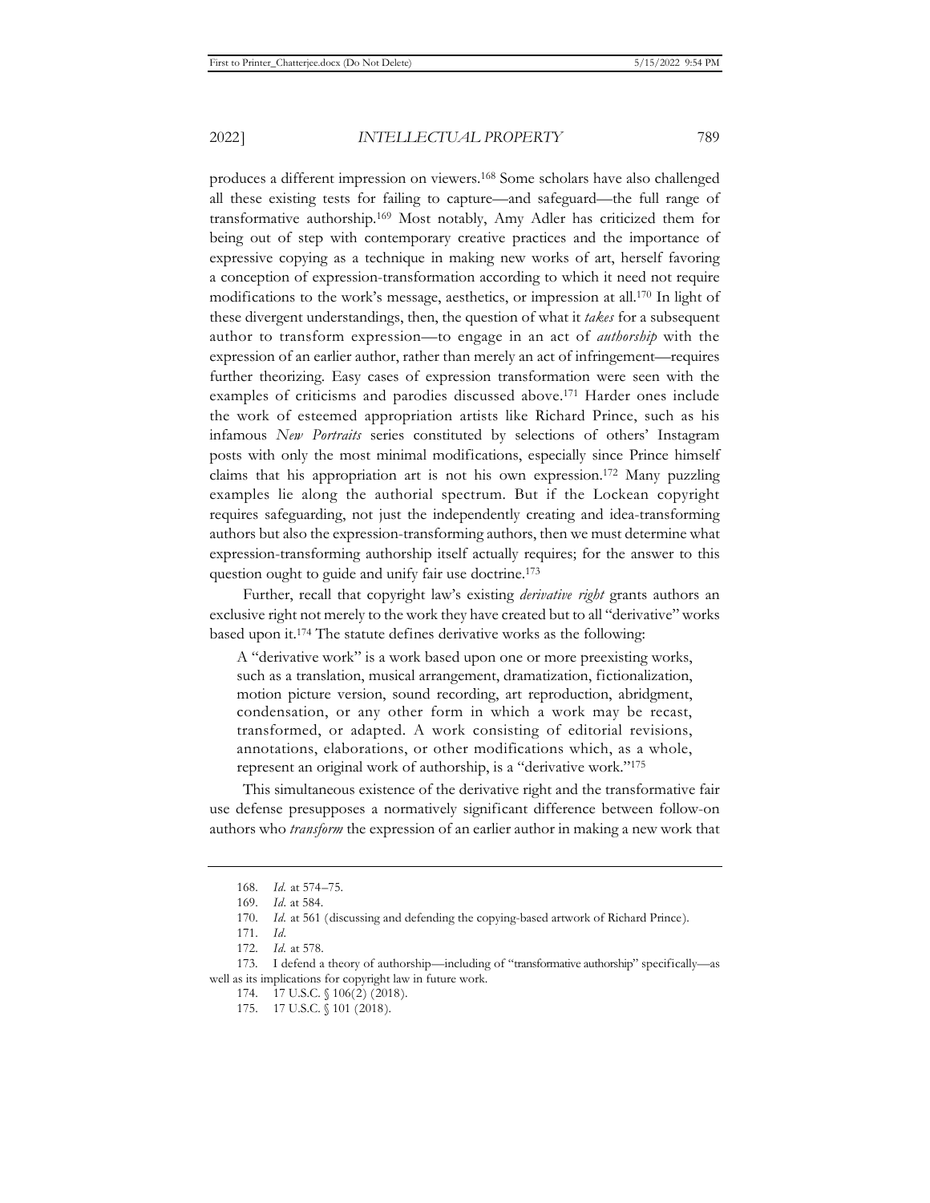produces a different impression on viewers.[168] Some scholars have also challenged all these existing tests for failing to capture—and safeguard—the full range of transformative authorship.[169] Most notably, Amy Adler has criticized them for being out of step with contemporary creative practices and the importance of expressive copying as a technique in making new works of art, herself favoring a conception of expression-transformation according to which it need not require modifications to the work's message, aesthetics, or impression at all.[170] In light of these divergent understandings, then, the question of what it *takes* for a subsequent author to transform expression—to engage in an act of *authorship* with the expression of an earlier author, rather than merely an act of infringement—requires further theorizing. Easy cases of expression transformation were seen with the examples of criticisms and parodies discussed above.[171] Harder ones include the work of esteemed appropriation artists like Richard Prince, such as his infamous *New Portraits* series constituted by selections of others' Instagram posts with only the most minimal modifications, especially since Prince himself claims that his appropriation art is not his own expression.[172] Many puzzling examples lie along the authorial spectrum. But if the Lockean copyright requires safeguarding, not just the independently creating and idea-transforming authors but also the expression-transforming authors, then we must determine what expression-transforming authorship itself actually requires; for the answer to this question ought to guide and unify fair use doctrine.[173]

Further, recall that copyright law's existing *derivative right* grants authors an exclusive right not merely to the work they have created but to all "derivative" works based upon it.[174] The statute defines derivative works as the following:

> A "derivative work" is a work based upon one or more preexisting works, such as a translation, musical arrangement, dramatization, fictionalization, motion picture version, sound recording, art reproduction, abridgment, condensation, or any other form in which a work may be recast, transformed, or adapted. A work consisting of editorial revisions, annotations, elaborations, or other modifications which, as a whole, represent an original work of authorship, is a "derivative work."[175]

This simultaneous existence of the derivative right and the transformative fair use defense presupposes a normatively significant difference between follow-on authors who *transform* the expression of an earlier author in making a new work that

---

168. *Id.* at 574–75.

169. *Id.* at 584.

170. *Id.* at 561 (discussing and defending the copying-based artwork of Richard Prince).

171. *Id.*

172. *Id.* at 578.

173. I defend a theory of authorship—including of "transformative authorship" specifically—as well as its implications for copyright law in future work.

174. 17 U.S.C. § 106(2) (2018).

175. 17 U.S.C. § 101 (2018).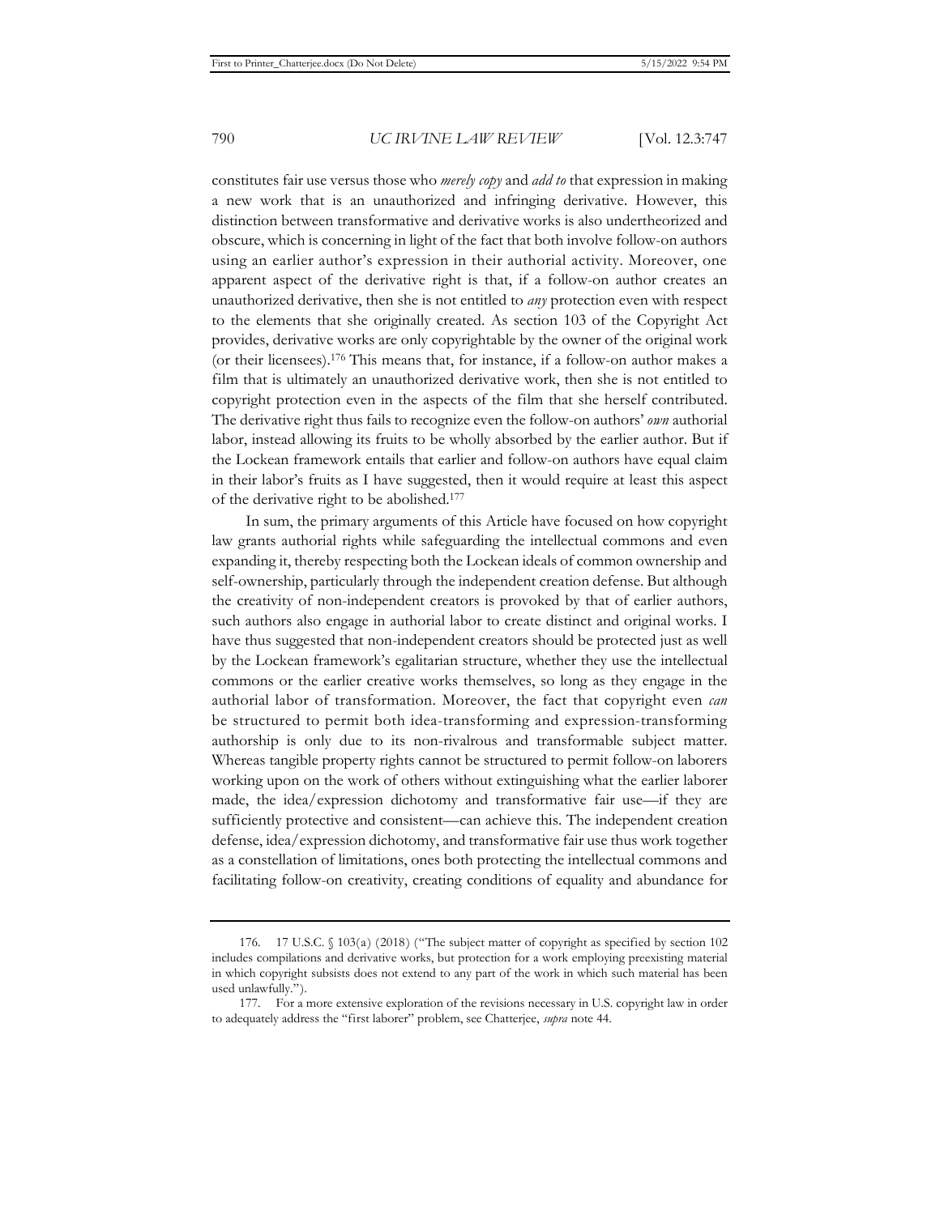constitutes fair use versus those who *merely copy* and *add to* that expression in making a new work that is an unauthorized and infringing derivative. However, this distinction between transformative and derivative works is also undertheorized and obscure, which is concerning in light of the fact that both involve follow-on authors using an earlier author's expression in their authorial activity. Moreover, one apparent aspect of the derivative right is that, if a follow-on author creates an unauthorized derivative, then she is not entitled to *any* protection even with respect to the elements that she originally created. As section 103 of the Copyright Act provides, derivative works are only copyrightable by the owner of the original work (or their licensees).[176] This means that, for instance, if a follow-on author makes a film that is ultimately an unauthorized derivative work, then she is not entitled to copyright protection even in the aspects of the film that she herself contributed. The derivative right thus fails to recognize even the follow-on authors' *own* authorial labor, instead allowing its fruits to be wholly absorbed by the earlier author. But if the Lockean framework entails that earlier and follow-on authors have equal claim in their labor's fruits as I have suggested, then it would require at least this aspect of the derivative right to be abolished.[177]

In sum, the primary arguments of this Article have focused on how copyright law grants authorial rights while safeguarding the intellectual commons and even expanding it, thereby respecting both the Lockean ideals of common ownership and self-ownership, particularly through the independent creation defense. But although the creativity of non-independent creators is provoked by that of earlier authors, such authors also engage in authorial labor to create distinct and original works. I have thus suggested that non-independent creators should be protected just as well by the Lockean framework's egalitarian structure, whether they use the intellectual commons or the earlier creative works themselves, so long as they engage in the authorial labor of transformation. Moreover, the fact that copyright even *can* be structured to permit both idea-transforming and expression-transforming authorship is only due to its non-rivalrous and transformable subject matter. Whereas tangible property rights cannot be structured to permit follow-on laborers working upon on the work of others without extinguishing what the earlier laborer made, the idea/expression dichotomy and transformative fair use—if they are sufficiently protective and consistent—can achieve this. The independent creation defense, idea/expression dichotomy, and transformative fair use thus work together as a constellation of limitations, ones both protecting the intellectual commons and facilitating follow-on creativity, creating conditions of equality and abundance for

---

176. 17 U.S.C. § 103(a) (2018) ("The subject matter of copyright as specified by section 102 includes compilations and derivative works, but protection for a work employing preexisting material in which copyright subsists does not extend to any part of the work in which such material has been used unlawfully.").

177. For a more extensive exploration of the revisions necessary in U.S. copyright law in order to adequately address the "first laborer" problem, see Chatterjee, *supra* note 44.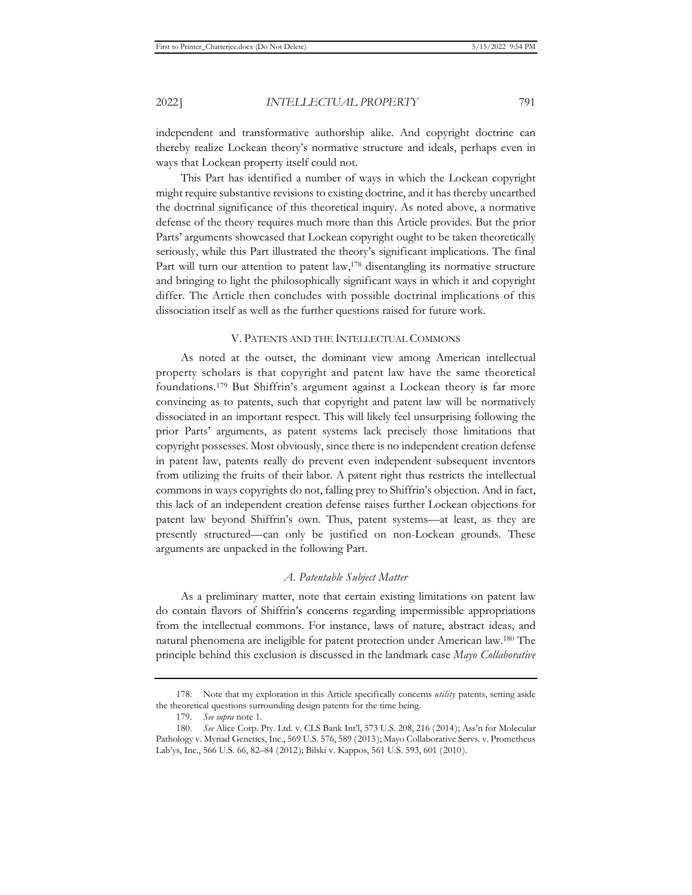independent and transformative authorship alike. And copyright doctrine can thereby realize Lockean theory's normative structure and ideals, perhaps even in ways that Lockean property itself could not.

This Part has identified a number of ways in which the Lockean copyright might require substantive revisions to existing doctrine, and it has thereby unearthed the doctrinal significance of this theoretical inquiry. As noted above, a normative defense of the theory requires much more than this Article provides. But the prior Parts' arguments showcased that Lockean copyright ought to be taken theoretically seriously, while this Part illustrated the theory's significant implications. The final Part will turn our attention to patent law,[178] disentangling its normative structure and bringing to light the philosophically significant ways in which it and copyright differ. The Article then concludes with possible doctrinal implications of this dissociation itself as well as the further questions raised for future work.

## V. Patents and the Intellectual Commons

As noted at the outset, the dominant view among American intellectual property scholars is that copyright and patent law have the same theoretical foundations.[179] But Shiffrin's argument against a Lockean theory is far more convincing as to patents, such that copyright and patent law will be normatively dissociated in an important respect. This will likely feel unsurprising following the prior Parts' arguments, as patent systems lack precisely those limitations that copyright possesses. Most obviously, since there is no independent creation defense in patent law, patents really do prevent even independent subsequent inventors from utilizing the fruits of their labor. A patent right thus restricts the intellectual commons in ways copyrights do not, falling prey to Shiffrin's objection. And in fact, this lack of an independent creation defense raises further Lockean objections for patent law beyond Shiffrin's own. Thus, patent systems—at least, as they are presently structured—can only be justified on non-Lockean grounds. These arguments are unpacked in the following Part.

### *A. Patentable Subject Matter*

As a preliminary matter, note that certain existing limitations on patent law do contain flavors of Shiffrin's concerns regarding impermissible appropriations from the intellectual commons. For instance, laws of nature, abstract ideas, and natural phenomena are ineligible for patent protection under American law.[180] The principle behind this exclusion is discussed in the landmark case *Mayo Collaborative*

---

178. Note that my exploration in this Article specifically concerns *utility* patents, setting aside the theoretical questions surrounding design patents for the time being.

179. *See supra* note 1.

180. *See* Alice Corp. Pty. Ltd. v. CLS Bank Int'l, 573 U.S. 208, 216 (2014); Ass'n for Molecular Pathology v. Myriad Genetics, Inc., 569 U.S. 576, 589 (2013); Mayo Collaborative Servs. v. Prometheus Lab'ys, Inc., 566 U.S. 66, 82–84 (2012); Bilski v. Kappos, 561 U.S. 593, 601 (2010).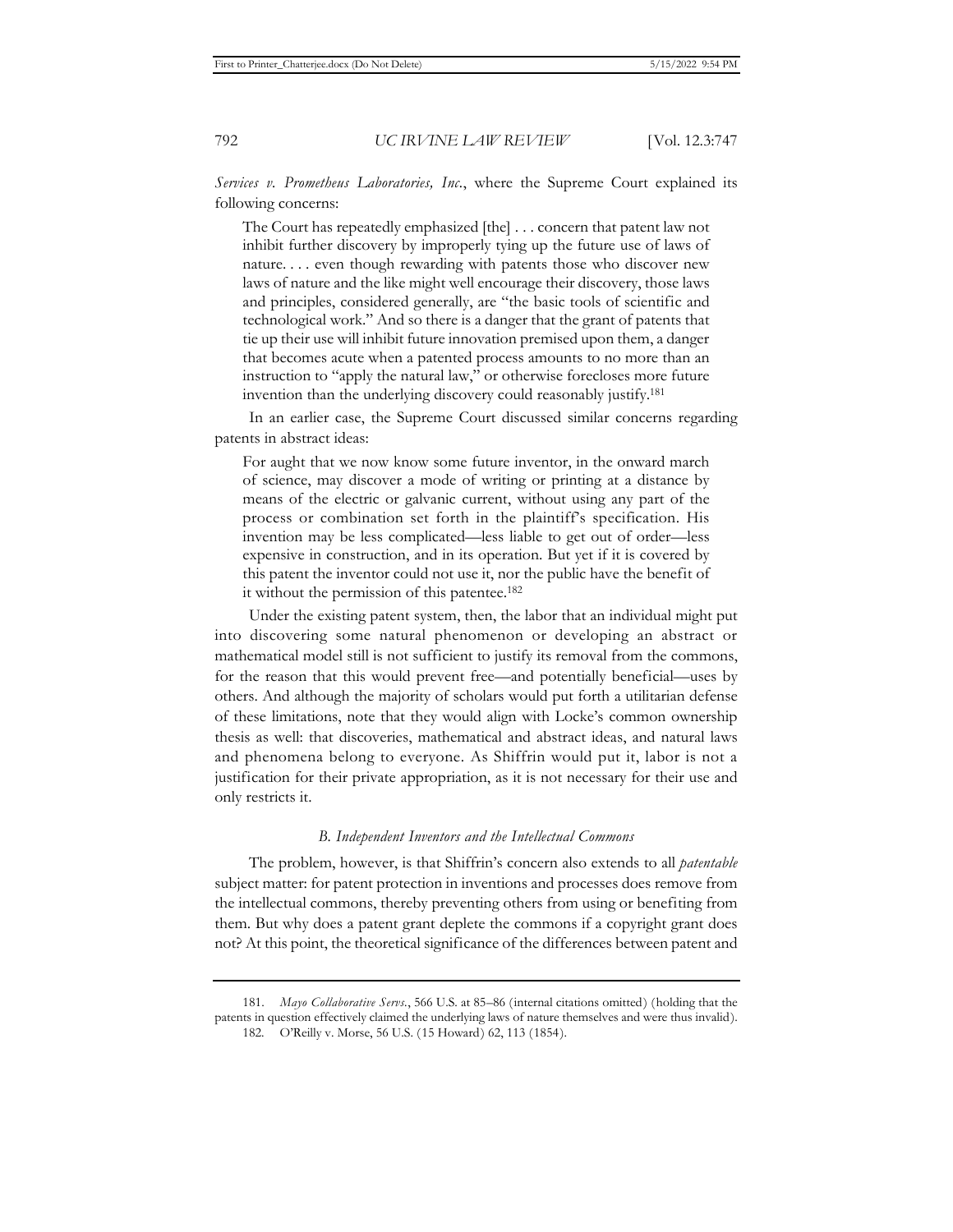*Services v. Prometheus Laboratories, Inc.*, where the Supreme Court explained its following concerns:

> The Court has repeatedly emphasized [the] . . . concern that patent law not inhibit further discovery by improperly tying up the future use of laws of nature. . . . even though rewarding with patents those who discover new laws of nature and the like might well encourage their discovery, those laws and principles, considered generally, are "the basic tools of scientific and technological work." And so there is a danger that the grant of patents that tie up their use will inhibit future innovation premised upon them, a danger that becomes acute when a patented process amounts to no more than an instruction to "apply the natural law," or otherwise forecloses more future invention than the underlying discovery could reasonably justify.[181]

In an earlier case, the Supreme Court discussed similar concerns regarding patents in abstract ideas:

> For aught that we now know some future inventor, in the onward march of science, may discover a mode of writing or printing at a distance by means of the electric or galvanic current, without using any part of the process or combination set forth in the plaintiff's specification. His invention may be less complicated—less liable to get out of order—less expensive in construction, and in its operation. But yet if it is covered by this patent the inventor could not use it, nor the public have the benefit of it without the permission of this patentee.[182]

Under the existing patent system, then, the labor that an individual might put into discovering some natural phenomenon or developing an abstract or mathematical model still is not sufficient to justify its removal from the commons, for the reason that this would prevent free—and potentially beneficial—uses by others. And although the majority of scholars would put forth a utilitarian defense of these limitations, note that they would align with Locke's common ownership thesis as well: that discoveries, mathematical and abstract ideas, and natural laws and phenomena belong to everyone. As Shiffrin would put it, labor is not a justification for their private appropriation, as it is not necessary for their use and only restricts it.

### *B. Independent Inventors and the Intellectual Commons*

The problem, however, is that Shiffrin's concern also extends to all *patentable* subject matter: for patent protection in inventions and processes does remove from the intellectual commons, thereby preventing others from using or benefiting from them. But why does a patent grant deplete the commons if a copyright grant does not? At this point, the theoretical significance of the differences between patent and

181. *Mayo Collaborative Servs.*, 566 U.S. at 85–86 (internal citations omitted) (holding that the patents in question effectively claimed the underlying laws of nature themselves and were thus invalid).

182. O'Reilly v. Morse, 56 U.S. (15 Howard) 62, 113 (1854).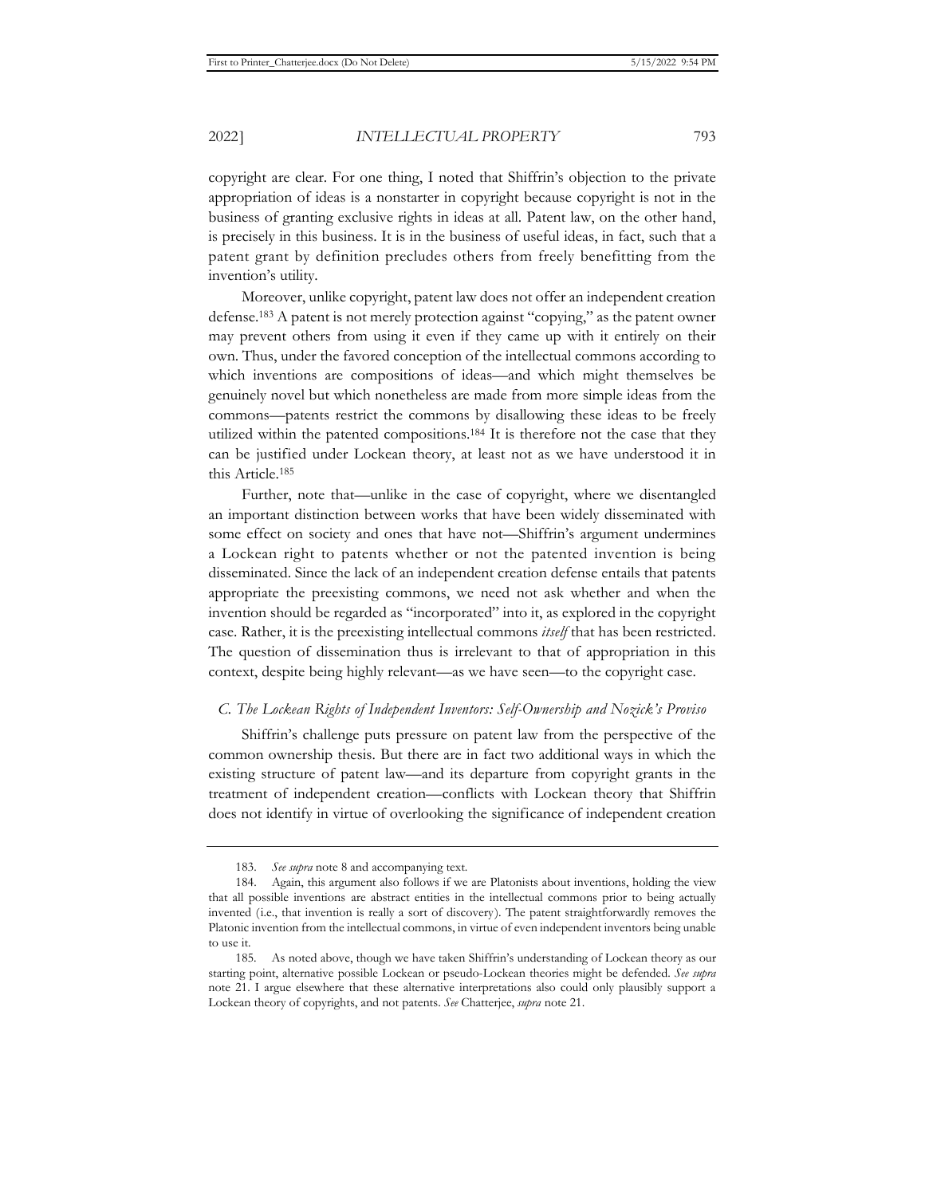copyright are clear. For one thing, I noted that Shiffrin's objection to the private appropriation of ideas is a nonstarter in copyright because copyright is not in the business of granting exclusive rights in ideas at all. Patent law, on the other hand, is precisely in this business. It is in the business of useful ideas, in fact, such that a patent grant by definition precludes others from freely benefitting from the invention's utility.

Moreover, unlike copyright, patent law does not offer an independent creation defense.[183] A patent is not merely protection against "copying," as the patent owner may prevent others from using it even if they came up with it entirely on their own. Thus, under the favored conception of the intellectual commons according to which inventions are compositions of ideas—and which might themselves be genuinely novel but which nonetheless are made from more simple ideas from the commons—patents restrict the commons by disallowing these ideas to be freely utilized within the patented compositions.[184] It is therefore not the case that they can be justified under Lockean theory, at least not as we have understood it in this Article.[185]

Further, note that—unlike in the case of copyright, where we disentangled an important distinction between works that have been widely disseminated with some effect on society and ones that have not—Shiffrin's argument undermines a Lockean right to patents whether or not the patented invention is being disseminated. Since the lack of an independent creation defense entails that patents appropriate the preexisting commons, we need not ask whether and when the invention should be regarded as "incorporated" into it, as explored in the copyright case. Rather, it is the preexisting intellectual commons *itself* that has been restricted. The question of dissemination thus is irrelevant to that of appropriation in this context, despite being highly relevant—as we have seen—to the copyright case.

### *C. The Lockean Rights of Independent Inventors: Self-Ownership and Nozick's Proviso*

Shiffrin's challenge puts pressure on patent law from the perspective of the common ownership thesis. But there are in fact two additional ways in which the existing structure of patent law—and its departure from copyright grants in the treatment of independent creation—conflicts with Lockean theory that Shiffrin does not identify in virtue of overlooking the significance of independent creation

---

183. *See supra* note 8 and accompanying text.

184. Again, this argument also follows if we are Platonists about inventions, holding the view that all possible inventions are abstract entities in the intellectual commons prior to being actually invented (i.e., that invention is really a sort of discovery). The patent straightforwardly removes the Platonic invention from the intellectual commons, in virtue of even independent inventors being unable to use it.

185. As noted above, though we have taken Shiffrin's understanding of Lockean theory as our starting point, alternative possible Lockean or pseudo-Lockean theories might be defended. *See supra* note 21. I argue elsewhere that these alternative interpretations also could only plausibly support a Lockean theory of copyrights, and not patents. *See* Chatterjee, *supra* note 21.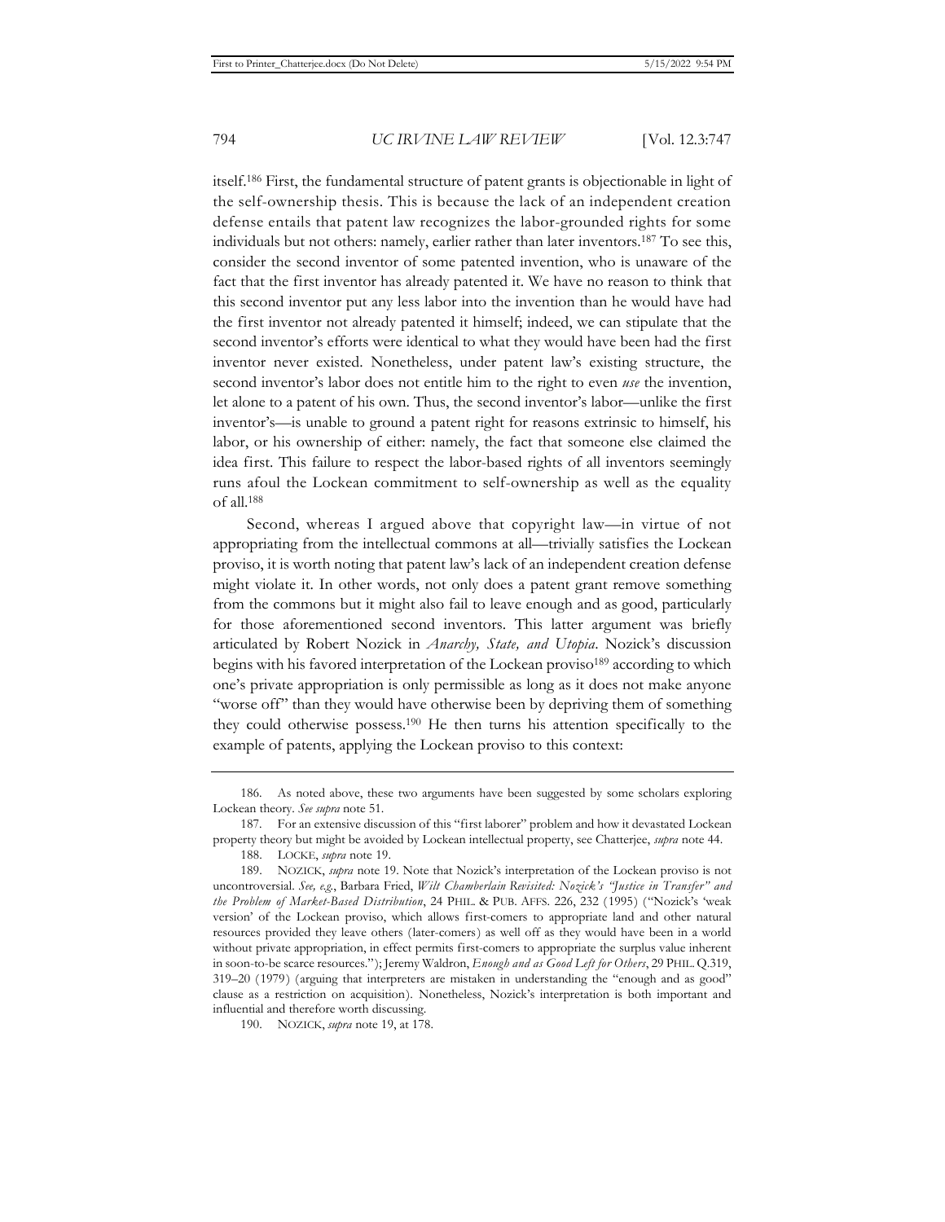itself.[186] First, the fundamental structure of patent grants is objectionable in light of the self-ownership thesis. This is because the lack of an independent creation defense entails that patent law recognizes the labor-grounded rights for some individuals but not others: namely, earlier rather than later inventors.[187] To see this, consider the second inventor of some patented invention, who is unaware of the fact that the first inventor has already patented it. We have no reason to think that this second inventor put any less labor into the invention than he would have had the first inventor not already patented it himself; indeed, we can stipulate that the second inventor's efforts were identical to what they would have been had the first inventor never existed. Nonetheless, under patent law's existing structure, the second inventor's labor does not entitle him to the right to even *use* the invention, let alone to a patent of his own. Thus, the second inventor's labor—unlike the first inventor's—is unable to ground a patent right for reasons extrinsic to himself, his labor, or his ownership of either: namely, the fact that someone else claimed the idea first. This failure to respect the labor-based rights of all inventors seemingly runs afoul the Lockean commitment to self-ownership as well as the equality of all.[188]

Second, whereas I argued above that copyright law—in virtue of not appropriating from the intellectual commons at all—trivially satisfies the Lockean proviso, it is worth noting that patent law's lack of an independent creation defense might violate it. In other words, not only does a patent grant remove something from the commons but it might also fail to leave enough and as good, particularly for those aforementioned second inventors. This latter argument was briefly articulated by Robert Nozick in *Anarchy, State, and Utopia*. Nozick's discussion begins with his favored interpretation of the Lockean proviso[189] according to which one's private appropriation is only permissible as long as it does not make anyone "worse off" than they would have otherwise been by depriving them of something they could otherwise possess.[190] He then turns his attention specifically to the example of patents, applying the Lockean proviso to this context:

---

186. As noted above, these two arguments have been suggested by some scholars exploring Lockean theory. *See supra* note 51.

187. For an extensive discussion of this "first laborer" problem and how it devastated Lockean property theory but might be avoided by Lockean intellectual property, see Chatterjee, *supra* note 44.

188. LOCKE, *supra* note 19.

189. NOZICK, *supra* note 19. Note that Nozick's interpretation of the Lockean proviso is not uncontroversial. *See, e.g.*, Barbara Fried, *Wilt Chamberlain Revisited: Nozick's "Justice in Transfer" and the Problem of Market-Based Distribution*, 24 PHIL. & PUB. AFFS. 226, 232 (1995) ("Nozick's 'weak version' of the Lockean proviso, which allows first-comers to appropriate land and other natural resources provided they leave others (later-comers) as well off as they would have been in a world without private appropriation, in effect permits first-comers to appropriate the surplus value inherent in soon-to-be scarce resources."); Jeremy Waldron, *Enough and as Good Left for Others*, 29 PHIL. Q.319, 319–20 (1979) (arguing that interpreters are mistaken in understanding the "enough and as good" clause as a restriction on acquisition). Nonetheless, Nozick's interpretation is both important and influential and therefore worth discussing.

190. NOZICK, *supra* note 19, at 178.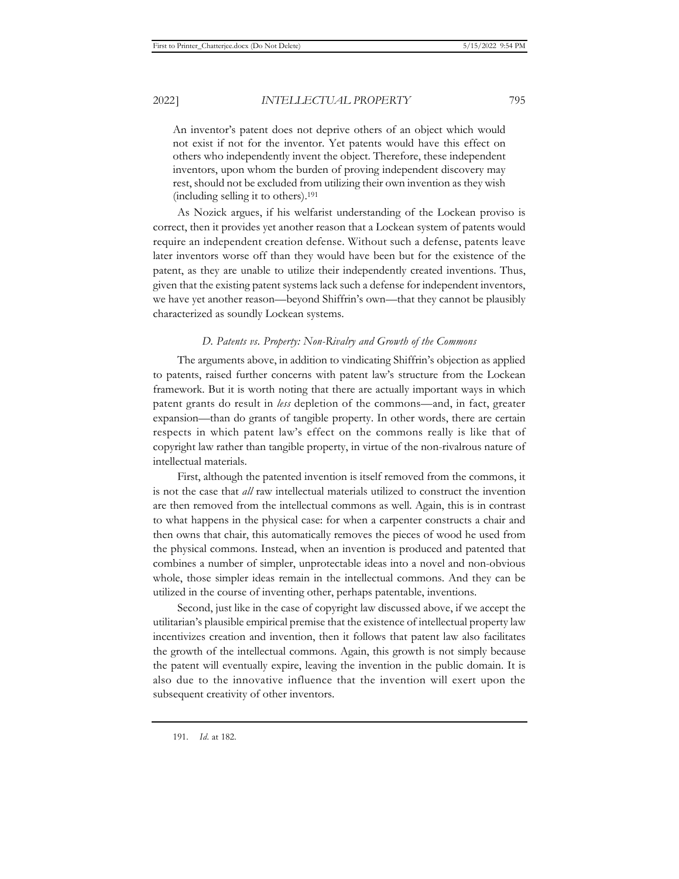> An inventor's patent does not deprive others of an object which would not exist if not for the inventor. Yet patents would have this effect on others who independently invent the object. Therefore, these independent inventors, upon whom the burden of proving independent discovery may rest, should not be excluded from utilizing their own invention as they wish (including selling it to others).[191]

As Nozick argues, if his welfarist understanding of the Lockean proviso is correct, then it provides yet another reason that a Lockean system of patents would require an independent creation defense. Without such a defense, patents leave later inventors worse off than they would have been but for the existence of the patent, as they are unable to utilize their independently created inventions. Thus, given that the existing patent systems lack such a defense for independent inventors, we have yet another reason—beyond Shiffrin's own—that they cannot be plausibly characterized as soundly Lockean systems.

### *D. Patents vs. Property: Non-Rivalry and Growth of the Commons*

The arguments above, in addition to vindicating Shiffrin's objection as applied to patents, raised further concerns with patent law's structure from the Lockean framework. But it is worth noting that there are actually important ways in which patent grants do result in *less* depletion of the commons—and, in fact, greater expansion—than do grants of tangible property. In other words, there are certain respects in which patent law's effect on the commons really is like that of copyright law rather than tangible property, in virtue of the non-rivalrous nature of intellectual materials.

First, although the patented invention is itself removed from the commons, it is not the case that *all* raw intellectual materials utilized to construct the invention are then removed from the intellectual commons as well. Again, this is in contrast to what happens in the physical case: for when a carpenter constructs a chair and then owns that chair, this automatically removes the pieces of wood he used from the physical commons. Instead, when an invention is produced and patented that combines a number of simpler, unprotectable ideas into a novel and non-obvious whole, those simpler ideas remain in the intellectual commons. And they can be utilized in the course of inventing other, perhaps patentable, inventions.

Second, just like in the case of copyright law discussed above, if we accept the utilitarian's plausible empirical premise that the existence of intellectual property law incentivizes creation and invention, then it follows that patent law also facilitates the growth of the intellectual commons. Again, this growth is not simply because the patent will eventually expire, leaving the invention in the public domain. It is also due to the innovative influence that the invention will exert upon the subsequent creativity of other inventors.

---

191. *Id.* at 182.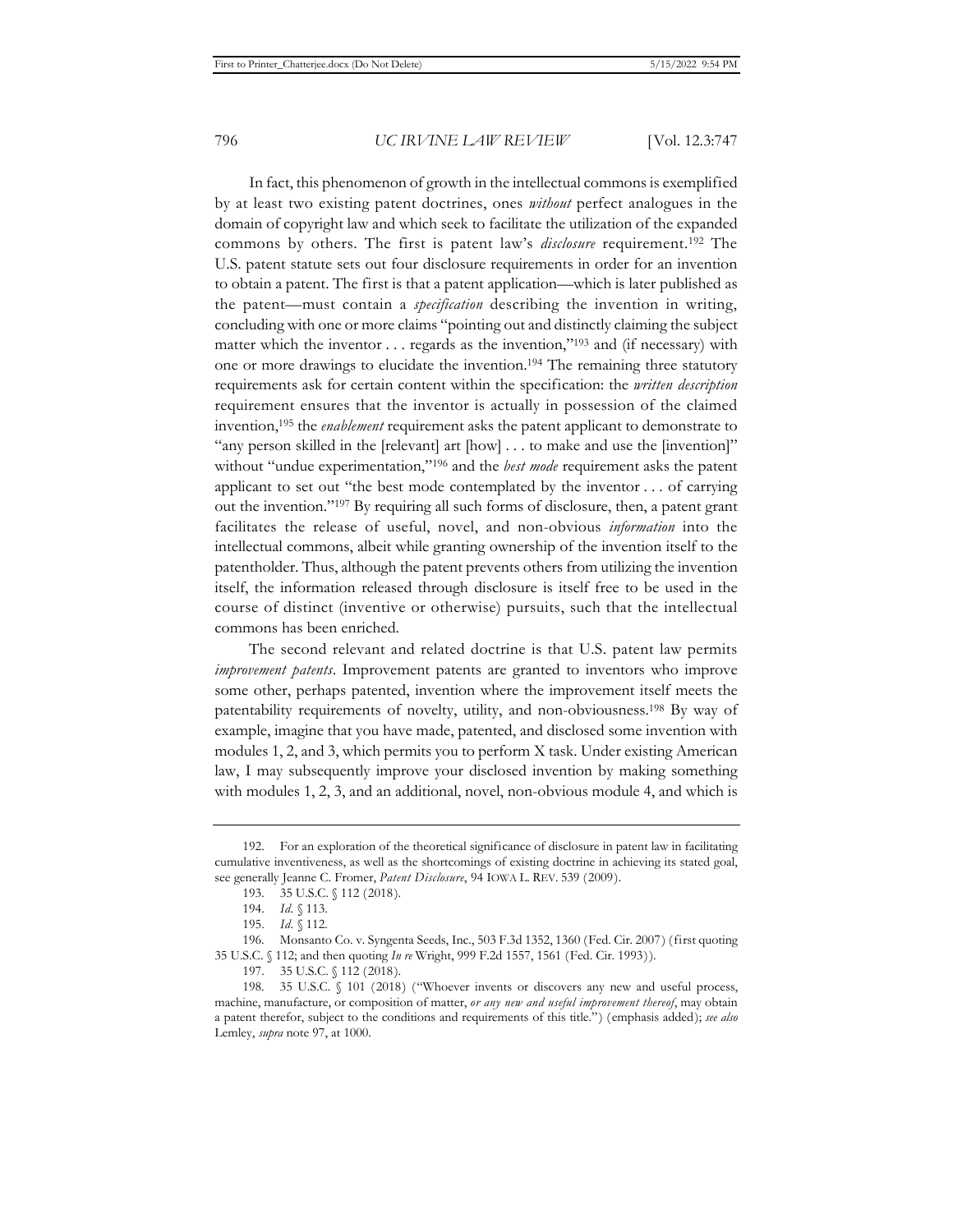In fact, this phenomenon of growth in the intellectual commons is exemplified by at least two existing patent doctrines, ones *without* perfect analogues in the domain of copyright law and which seek to facilitate the utilization of the expanded commons by others. The first is patent law's *disclosure* requirement.[192] The U.S. patent statute sets out four disclosure requirements in order for an invention to obtain a patent. The first is that a patent application—which is later published as the patent—must contain a *specification* describing the invention in writing, concluding with one or more claims "pointing out and distinctly claiming the subject matter which the inventor . . . regards as the invention,"[193] and (if necessary) with one or more drawings to elucidate the invention.[194] The remaining three statutory requirements ask for certain content within the specification: the *written description* requirement ensures that the inventor is actually in possession of the claimed invention,[195] the *enablement* requirement asks the patent applicant to demonstrate to "any person skilled in the [relevant] art [how] . . . to make and use the [invention]" without "undue experimentation,"[196] and the *best mode* requirement asks the patent applicant to set out "the best mode contemplated by the inventor . . . of carrying out the invention."[197] By requiring all such forms of disclosure, then, a patent grant facilitates the release of useful, novel, and non-obvious *information* into the intellectual commons, albeit while granting ownership of the invention itself to the patentholder. Thus, although the patent prevents others from utilizing the invention itself, the information released through disclosure is itself free to be used in the course of distinct (inventive or otherwise) pursuits, such that the intellectual commons has been enriched.

The second relevant and related doctrine is that U.S. patent law permits *improvement patents*. Improvement patents are granted to inventors who improve some other, perhaps patented, invention where the improvement itself meets the patentability requirements of novelty, utility, and non-obviousness.[198] By way of example, imagine that you have made, patented, and disclosed some invention with modules 1, 2, and 3, which permits you to perform X task. Under existing American law, I may subsequently improve your disclosed invention by making something with modules 1, 2, 3, and an additional, novel, non-obvious module 4, and which is

---

192. For an exploration of the theoretical significance of disclosure in patent law in facilitating cumulative inventiveness, as well as the shortcomings of existing doctrine in achieving its stated goal, see generally Jeanne C. Fromer, *Patent Disclosure*, 94 IOWA L. REV. 539 (2009).

193. 35 U.S.C. § 112 (2018).

194. *Id.* § 113.

195. *Id.* § 112.

196. Monsanto Co. v. Syngenta Seeds, Inc., 503 F.3d 1352, 1360 (Fed. Cir. 2007) (first quoting 35 U.S.C. § 112; and then quoting *In re* Wright, 999 F.2d 1557, 1561 (Fed. Cir. 1993)).

197. 35 U.S.C. § 112 (2018).

198. 35 U.S.C. § 101 (2018) ("Whoever invents or discovers any new and useful process, machine, manufacture, or composition of matter, *or any new and useful improvement thereof*, may obtain a patent therefor, subject to the conditions and requirements of this title.") (emphasis added); *see also* Lemley, *supra* note 97, at 1000.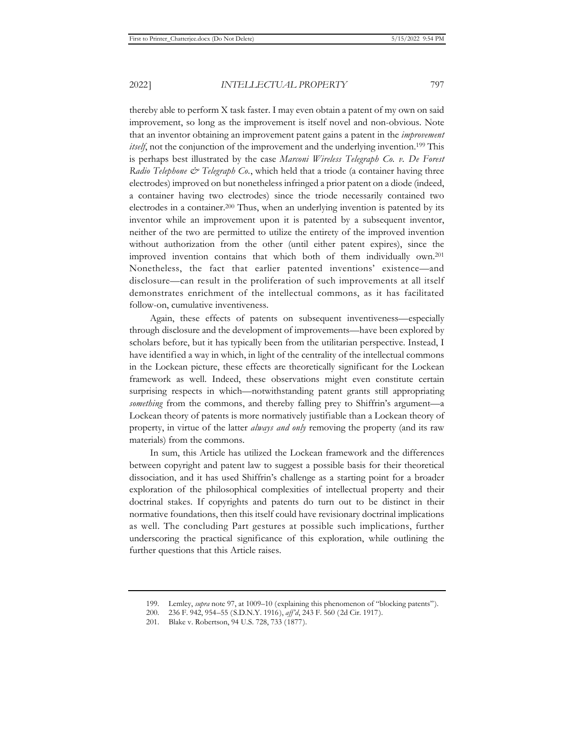thereby able to perform X task faster. I may even obtain a patent of my own on said improvement, so long as the improvement is itself novel and non-obvious. Note that an inventor obtaining an improvement patent gains a patent in the *improvement itself*, not the conjunction of the improvement and the underlying invention.[199] This is perhaps best illustrated by the case *Marconi Wireless Telegraph Co. v. De Forest Radio Telephone & Telegraph Co.*, which held that a triode (a container having three electrodes) improved on but nonetheless infringed a prior patent on a diode (indeed, a container having two electrodes) since the triode necessarily contained two electrodes in a container.[200] Thus, when an underlying invention is patented by its inventor while an improvement upon it is patented by a subsequent inventor, neither of the two are permitted to utilize the entirety of the improved invention without authorization from the other (until either patent expires), since the improved invention contains that which both of them individually own.[201] Nonetheless, the fact that earlier patented inventions' existence—and disclosure—can result in the proliferation of such improvements at all itself demonstrates enrichment of the intellectual commons, as it has facilitated follow-on, cumulative inventiveness.

Again, these effects of patents on subsequent inventiveness—especially through disclosure and the development of improvements—have been explored by scholars before, but it has typically been from the utilitarian perspective. Instead, I have identified a way in which, in light of the centrality of the intellectual commons in the Lockean picture, these effects are theoretically significant for the Lockean framework as well. Indeed, these observations might even constitute certain surprising respects in which—notwithstanding patent grants still appropriating *something* from the commons, and thereby falling prey to Shiffrin's argument—a Lockean theory of patents is more normatively justifiable than a Lockean theory of property, in virtue of the latter *always and only* removing the property (and its raw materials) from the commons.

In sum, this Article has utilized the Lockean framework and the differences between copyright and patent law to suggest a possible basis for their theoretical dissociation, and it has used Shiffrin's challenge as a starting point for a broader exploration of the philosophical complexities of intellectual property and their doctrinal stakes. If copyrights and patents do turn out to be distinct in their normative foundations, then this itself could have revisionary doctrinal implications as well. The concluding Part gestures at possible such implications, further underscoring the practical significance of this exploration, while outlining the further questions that this Article raises.

---

199. Lemley, *supra* note 97, at 1009–10 (explaining this phenomenon of "blocking patents").

200. 236 F. 942, 954–55 (S.D.N.Y. 1916), *aff'd*, 243 F. 560 (2d Cir. 1917).

201. Blake v. Robertson, 94 U.S. 728, 733 (1877).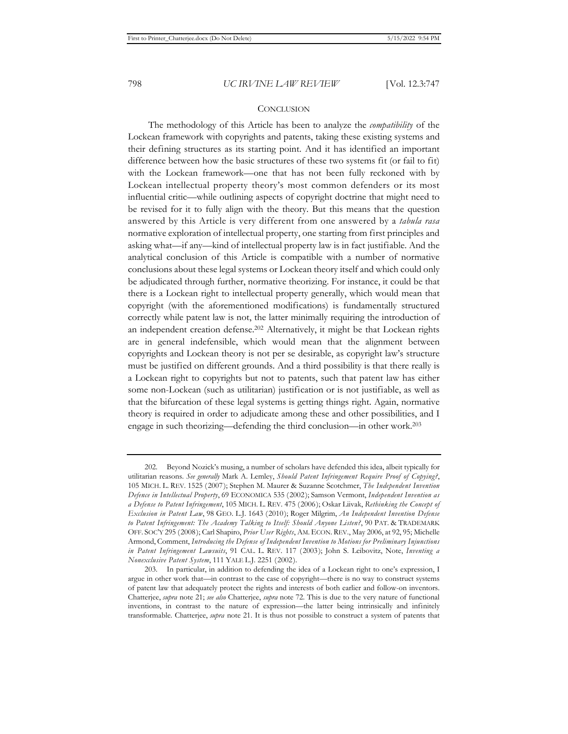## CONCLUSION

The methodology of this Article has been to analyze the *compatibility* of the Lockean framework with copyrights and patents, taking these existing systems and their defining structures as its starting point. And it has identified an important difference between how the basic structures of these two systems fit (or fail to fit) with the Lockean framework—one that has not been fully reckoned with by Lockean intellectual property theory's most common defenders or its most influential critic—while outlining aspects of copyright doctrine that might need to be revised for it to fully align with the theory. But this means that the question answered by this Article is very different from one answered by a *tabula rasa* normative exploration of intellectual property, one starting from first principles and asking what—if any—kind of intellectual property law is in fact justifiable. And the analytical conclusion of this Article is compatible with a number of normative conclusions about these legal systems or Lockean theory itself and which could only be adjudicated through further, normative theorizing. For instance, it could be that there is a Lockean right to intellectual property generally, which would mean that copyright (with the aforementioned modifications) is fundamentally structured correctly while patent law is not, the latter minimally requiring the introduction of an independent creation defense.[202] Alternatively, it might be that Lockean rights are in general indefensible, which would mean that the alignment between copyrights and Lockean theory is not per se desirable, as copyright law's structure must be justified on different grounds. And a third possibility is that there really is a Lockean right to copyrights but not to patents, such that patent law has either some non-Lockean (such as utilitarian) justification or is not justifiable, as well as that the bifurcation of these legal systems is getting things right. Again, normative theory is required in order to adjudicate among these and other possibilities, and I engage in such theorizing—defending the third conclusion—in other work.[203]

---

202. Beyond Nozick's musing, a number of scholars have defended this idea, albeit typically for utilitarian reasons. *See generally* Mark A. Lemley, *Should Patent Infringement Require Proof of Copying?*, 105 MICH. L. REV. 1525 (2007); Stephen M. Maurer & Suzanne Scotchmer, *The Independent Invention Defence in Intellectual Property*, 69 ECONOMICA 535 (2002); Samson Vermont, *Independent Invention as a Defense to Patent Infringement*, 105 MICH. L. REV. 475 (2006); Oskar Liivak, *Rethinking the Concept of Exclusion in Patent Law*, 98 GEO. L.J. 1643 (2010); Roger Milgrim, *An Independent Invention Defense to Patent Infringement: The Academy Talking to Itself: Should Anyone Listen?*, 90 PAT. & TRADEMARK OFF. SOC'Y 295 (2008); Carl Shapiro, *Prior User Rights*, AM. ECON. REV., May 2006, at 92, 95; Michelle Armond, Comment, *Introducing the Defense of Independent Invention to Motions for Preliminary Injunctions in Patent Infringement Lawsuits*, 91 CAL. L. REV. 117 (2003); John S. Leibovitz, Note, *Inventing a Nonexclusive Patent System*, 111 YALE L.J. 2251 (2002).

203. In particular, in addition to defending the idea of a Lockean right to one's expression, I argue in other work that—in contrast to the case of copyright—there is no way to construct systems of patent law that adequately protect the rights and interests of both earlier and follow-on inventors. Chatterjee, *supra* note 21; *see also* Chatterjee, *supra* note 72. This is due to the very nature of functional inventions, in contrast to the nature of expression—the latter being intrinsically and infinitely transformable. Chatterjee, *supra* note 21. It is thus not possible to construct a system of patents that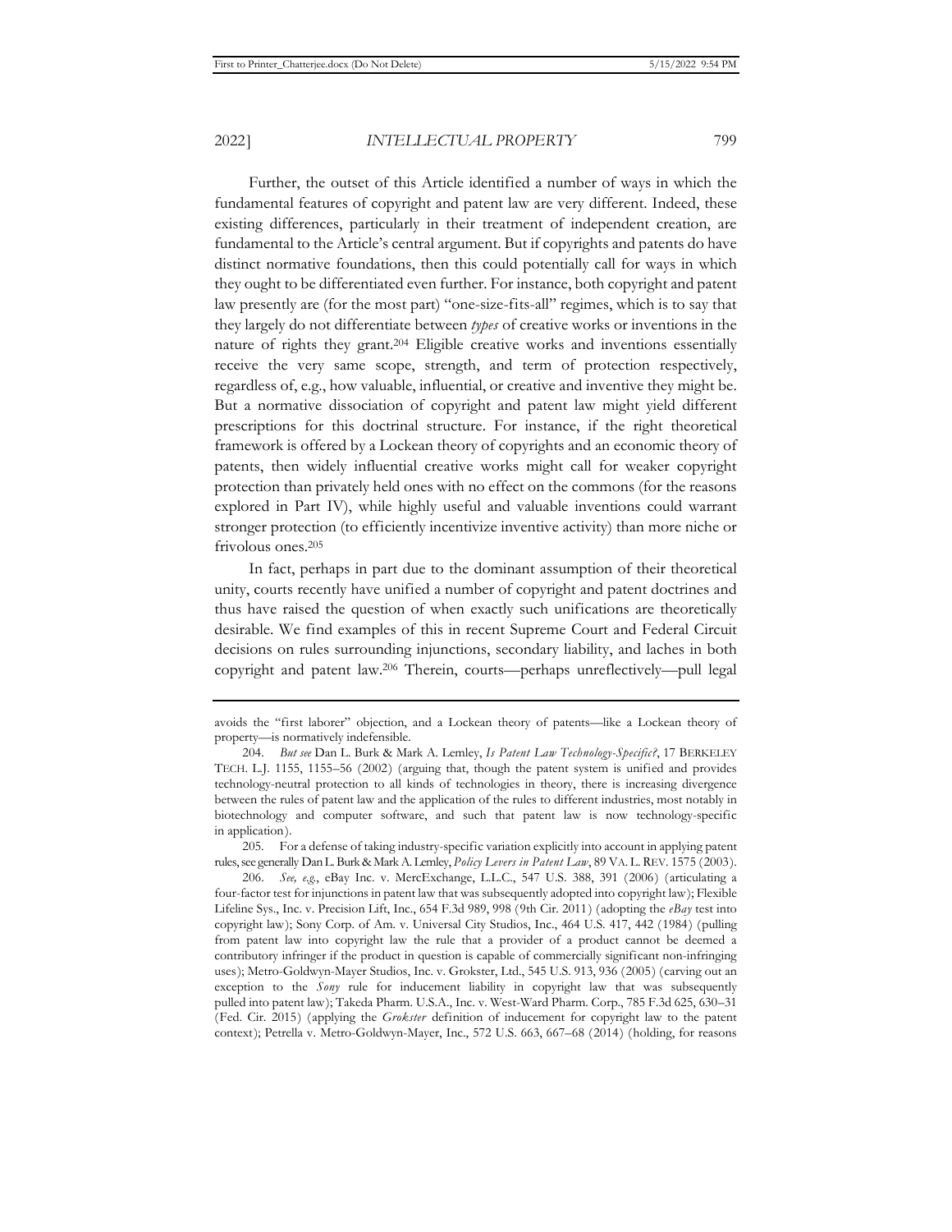Further, the outset of this Article identified a number of ways in which the fundamental features of copyright and patent law are very different. Indeed, these existing differences, particularly in their treatment of independent creation, are fundamental to the Article's central argument. But if copyrights and patents do have distinct normative foundations, then this could potentially call for ways in which they ought to be differentiated even further. For instance, both copyright and patent law presently are (for the most part) "one-size-fits-all" regimes, which is to say that they largely do not differentiate between *types* of creative works or inventions in the nature of rights they grant.[204] Eligible creative works and inventions essentially receive the very same scope, strength, and term of protection respectively, regardless of, e.g., how valuable, influential, or creative and inventive they might be. But a normative dissociation of copyright and patent law might yield different prescriptions for this doctrinal structure. For instance, if the right theoretical framework is offered by a Lockean theory of copyrights and an economic theory of patents, then widely influential creative works might call for weaker copyright protection than privately held ones with no effect on the commons (for the reasons explored in Part IV), while highly useful and valuable inventions could warrant stronger protection (to efficiently incentivize inventive activity) than more niche or frivolous ones.[205]

In fact, perhaps in part due to the dominant assumption of their theoretical unity, courts recently have unified a number of copyright and patent doctrines and thus have raised the question of when exactly such unifications are theoretically desirable. We find examples of this in recent Supreme Court and Federal Circuit decisions on rules surrounding injunctions, secondary liability, and laches in both copyright and patent law.[206] Therein, courts—perhaps unreflectively—pull legal

---

avoids the "first laborer" objection, and a Lockean theory of patents—like a Lockean theory of property—is normatively indefensible.

204. *But see* Dan L. Burk & Mark A. Lemley, *Is Patent Law Technology-Specific?*, 17 BERKELEY TECH. L.J. 1155, 1155–56 (2002) (arguing that, though the patent system is unified and provides technology-neutral protection to all kinds of technologies in theory, there is increasing divergence between the rules of patent law and the application of the rules to different industries, most notably in biotechnology and computer software, and such that patent law is now technology-specific in application).

205. For a defense of taking industry-specific variation explicitly into account in applying patent rules, see generally Dan L. Burk & Mark A. Lemley, *Policy Levers in Patent Law*, 89 VA. L. REV. 1575 (2003).

206. *See, e.g.*, eBay Inc. v. MercExchange, L.L.C., 547 U.S. 388, 391 (2006) (articulating a four-factor test for injunctions in patent law that was subsequently adopted into copyright law); Flexible Lifeline Sys., Inc. v. Precision Lift, Inc., 654 F.3d 989, 998 (9th Cir. 2011) (adopting the *eBay* test into copyright law); Sony Corp. of Am. v. Universal City Studios, Inc., 464 U.S. 417, 442 (1984) (pulling from patent law into copyright law the rule that a provider of a product cannot be deemed a contributory infringer if the product in question is capable of commercially significant non-infringing uses); Metro-Goldwyn-Mayer Studios, Inc. v. Grokster, Ltd., 545 U.S. 913, 936 (2005) (carving out an exception to the *Sony* rule for inducement liability in copyright law that was subsequently pulled into patent law); Takeda Pharm. U.S.A., Inc. v. West-Ward Pharm. Corp., 785 F.3d 625, 630–31 (Fed. Cir. 2015) (applying the *Grokster* definition of inducement for copyright law to the patent context); Petrella v. Metro-Goldwyn-Mayer, Inc., 572 U.S. 663, 667–68 (2014) (holding, for reasons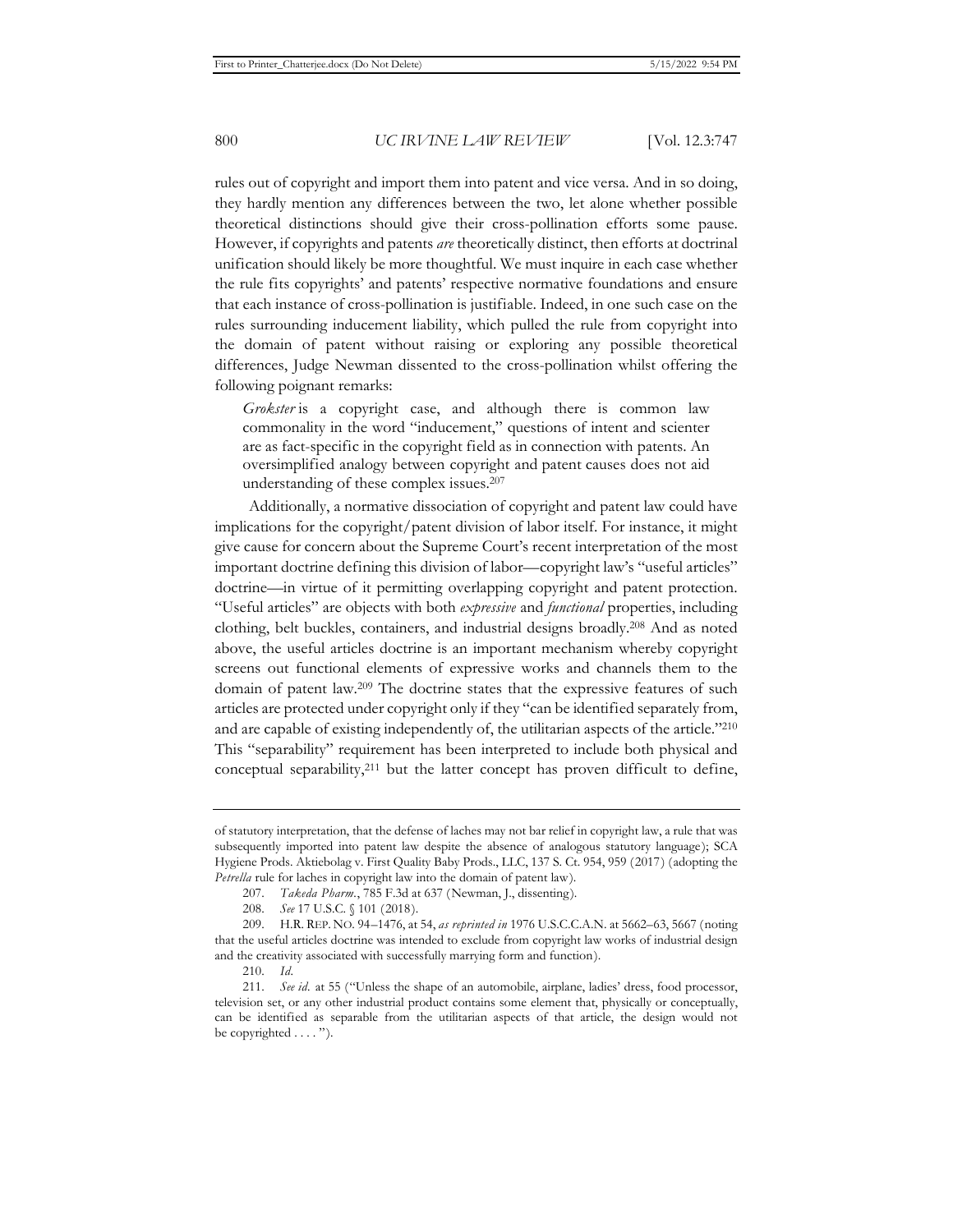rules out of copyright and import them into patent and vice versa. And in so doing, they hardly mention any differences between the two, let alone whether possible theoretical distinctions should give their cross-pollination efforts some pause. However, if copyrights and patents *are* theoretically distinct, then efforts at doctrinal unification should likely be more thoughtful. We must inquire in each case whether the rule fits copyrights' and patents' respective normative foundations and ensure that each instance of cross-pollination is justifiable. Indeed, in one such case on the rules surrounding inducement liability, which pulled the rule from copyright into the domain of patent without raising or exploring any possible theoretical differences, Judge Newman dissented to the cross-pollination whilst offering the following poignant remarks:

> *Grokster* is a copyright case, and although there is common law commonality in the word "inducement," questions of intent and scienter are as fact-specific in the copyright field as in connection with patents. An oversimplified analogy between copyright and patent causes does not aid understanding of these complex issues.[207]

Additionally, a normative dissociation of copyright and patent law could have implications for the copyright/patent division of labor itself. For instance, it might give cause for concern about the Supreme Court's recent interpretation of the most important doctrine defining this division of labor—copyright law's "useful articles" doctrine—in virtue of it permitting overlapping copyright and patent protection. "Useful articles" are objects with both *expressive* and *functional* properties, including clothing, belt buckles, containers, and industrial designs broadly.[208] And as noted above, the useful articles doctrine is an important mechanism whereby copyright screens out functional elements of expressive works and channels them to the domain of patent law.[209] The doctrine states that the expressive features of such articles are protected under copyright only if they "can be identified separately from, and are capable of existing independently of, the utilitarian aspects of the article."[210] This "separability" requirement has been interpreted to include both physical and conceptual separability,[211] but the latter concept has proven difficult to define,

---

of statutory interpretation, that the defense of laches may not bar relief in copyright law, a rule that was subsequently imported into patent law despite the absence of analogous statutory language); SCA Hygiene Prods. Aktiebolag v. First Quality Baby Prods., LLC, 137 S. Ct. 954, 959 (2017) (adopting the *Petrella* rule for laches in copyright law into the domain of patent law).

207. *Takeda Pharm.*, 785 F.3d at 637 (Newman, J., dissenting).

208. *See* 17 U.S.C. § 101 (2018).

209. H.R. REP. NO. 94–1476, at 54, *as reprinted in* 1976 U.S.C.C.A.N. at 5662–63, 5667 (noting that the useful articles doctrine was intended to exclude from copyright law works of industrial design and the creativity associated with successfully marrying form and function).

210. *Id.*

211. *See id.* at 55 ("Unless the shape of an automobile, airplane, ladies' dress, food processor, television set, or any other industrial product contains some element that, physically or conceptually, can be identified as separable from the utilitarian aspects of that article, the design would not be copyrighted . . . .").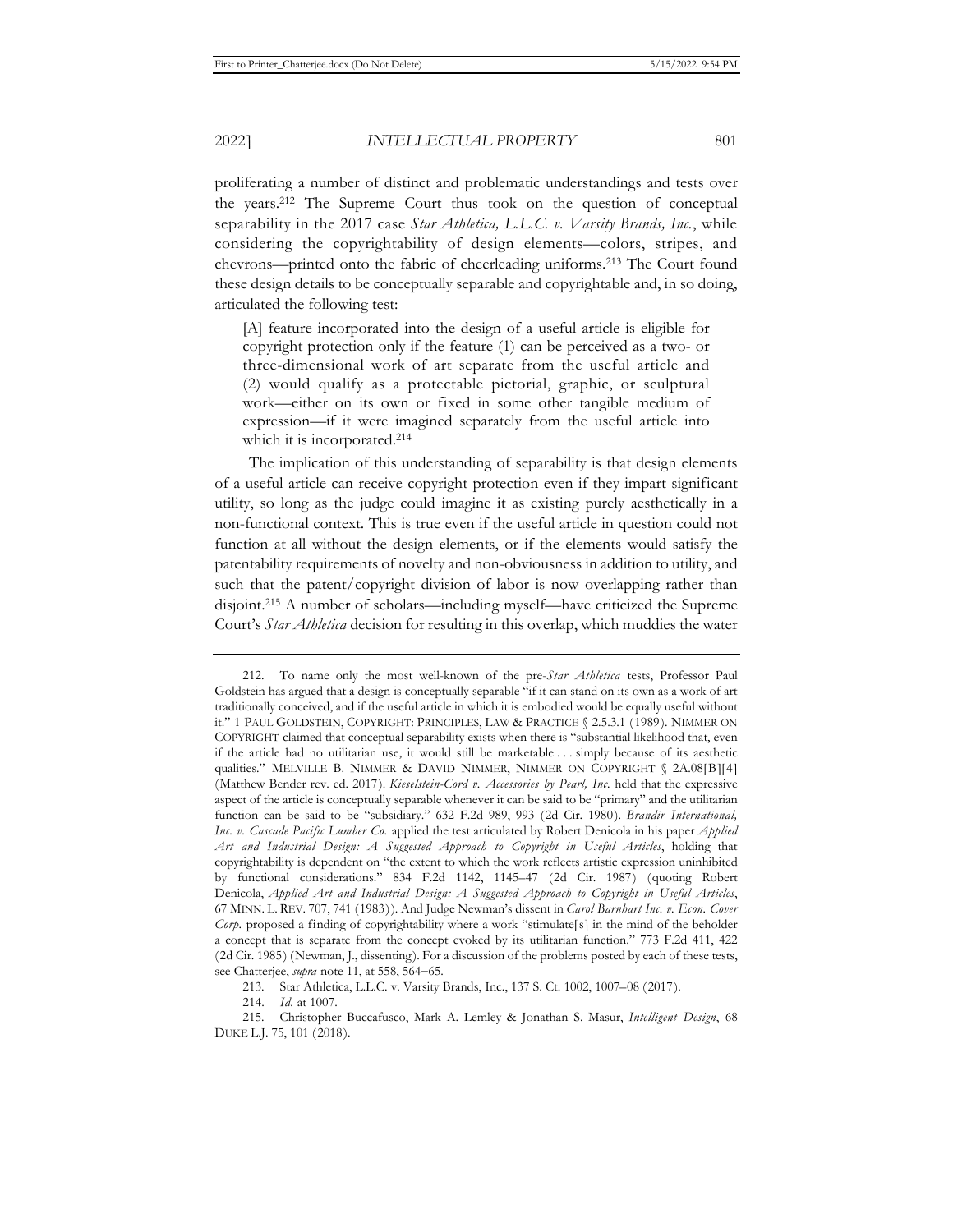proliferating a number of distinct and problematic understandings and tests over the years.[212] The Supreme Court thus took on the question of conceptual separability in the 2017 case *Star Athletica, L.L.C. v. Varsity Brands, Inc.*, while considering the copyrightability of design elements—colors, stripes, and chevrons—printed onto the fabric of cheerleading uniforms.[213] The Court found these design details to be conceptually separable and copyrightable and, in so doing, articulated the following test:

> [A] feature incorporated into the design of a useful article is eligible for copyright protection only if the feature (1) can be perceived as a two- or three-dimensional work of art separate from the useful article and (2) would qualify as a protectable pictorial, graphic, or sculptural work—either on its own or fixed in some other tangible medium of expression—if it were imagined separately from the useful article into which it is incorporated.[214]

The implication of this understanding of separability is that design elements of a useful article can receive copyright protection even if they impart significant utility, so long as the judge could imagine it as existing purely aesthetically in a non-functional context. This is true even if the useful article in question could not function at all without the design elements, or if the elements would satisfy the patentability requirements of novelty and non-obviousness in addition to utility, and such that the patent/copyright division of labor is now overlapping rather than disjoint.[215] A number of scholars—including myself—have criticized the Supreme Court's *Star Athletica* decision for resulting in this overlap, which muddies the water

---

212. To name only the most well-known of the pre-*Star Athletica* tests, Professor Paul Goldstein has argued that a design is conceptually separable "if it can stand on its own as a work of art traditionally conceived, and if the useful article in which it is embodied would be equally useful without it." 1 PAUL GOLDSTEIN, COPYRIGHT: PRINCIPLES, LAW & PRACTICE § 2.5.3.1 (1989). NIMMER ON COPYRIGHT claimed that conceptual separability exists when there is "substantial likelihood that, even if the article had no utilitarian use, it would still be marketable . . . simply because of its aesthetic qualities." MELVILLE B. NIMMER & DAVID NIMMER, NIMMER ON COPYRIGHT § 2A.08[B][4] (Matthew Bender rev. ed. 2017). *Kieselstein-Cord v. Accessories by Pearl, Inc.* held that the expressive aspect of the article is conceptually separable whenever it can be said to be "primary" and the utilitarian function can be said to be "subsidiary." 632 F.2d 989, 993 (2d Cir. 1980). *Brandir International, Inc. v. Cascade Pacific Lumber Co.* applied the test articulated by Robert Denicola in his paper *Applied Art and Industrial Design: A Suggested Approach to Copyright in Useful Articles*, holding that copyrightability is dependent on "the extent to which the work reflects artistic expression uninhibited by functional considerations." 834 F.2d 1142, 1145–47 (2d Cir. 1987) (quoting Robert Denicola, *Applied Art and Industrial Design: A Suggested Approach to Copyright in Useful Articles*, 67 MINN. L. REV. 707, 741 (1983)). And Judge Newman's dissent in *Carol Barnhart Inc. v. Econ. Cover Corp.* proposed a finding of copyrightability where a work "stimulate[s] in the mind of the beholder a concept that is separate from the concept evoked by its utilitarian function." 773 F.2d 411, 422 (2d Cir. 1985) (Newman, J., dissenting). For a discussion of the problems posted by each of these tests, see Chatterjee, *supra* note 11, at 558, 564–65.

213. Star Athletica, L.L.C. v. Varsity Brands, Inc., 137 S. Ct. 1002, 1007–08 (2017).

214. *Id.* at 1007.

215. Christopher Buccafusco, Mark A. Lemley & Jonathan S. Masur, *Intelligent Design*, 68 DUKE L.J. 75, 101 (2018).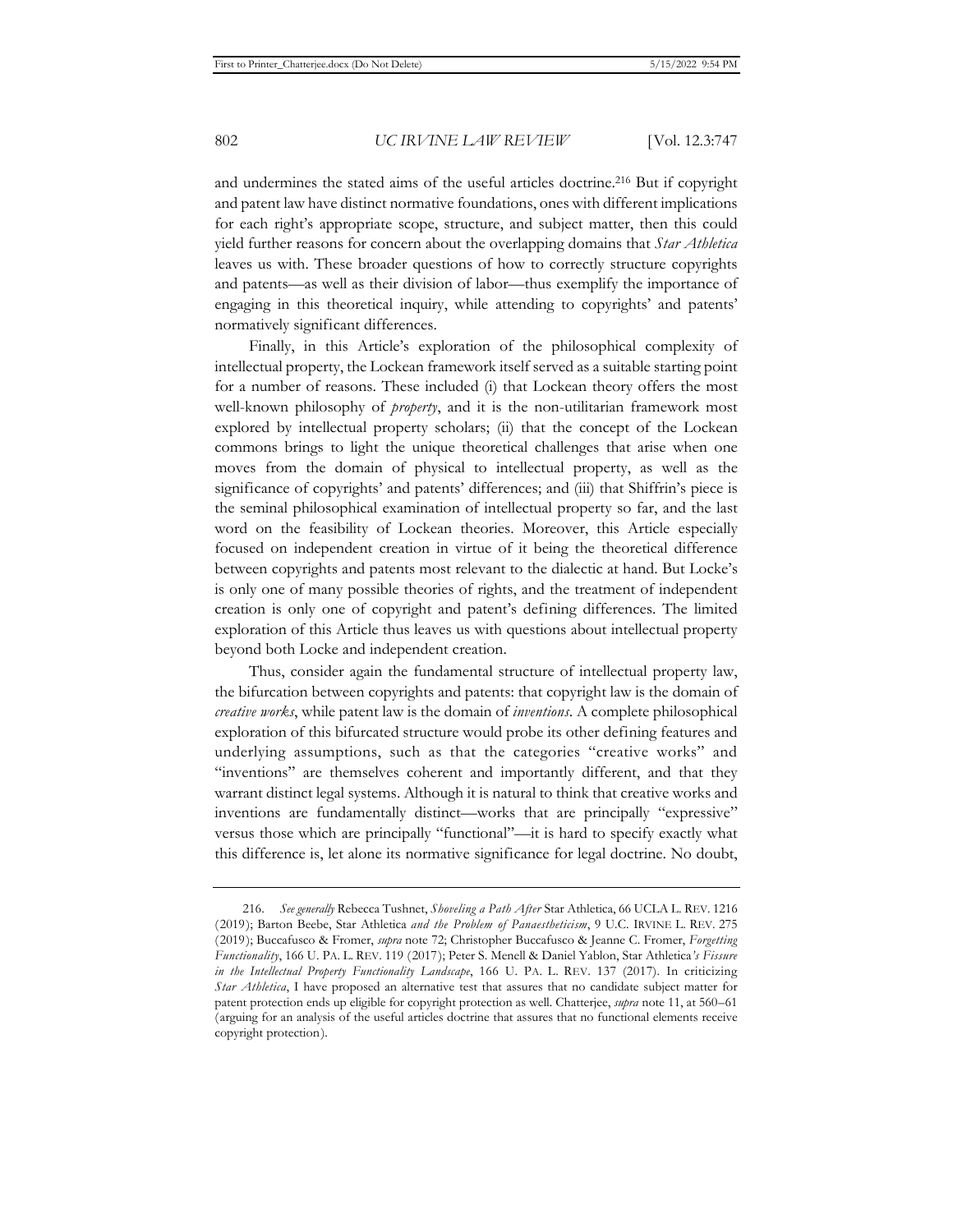and undermines the stated aims of the useful articles doctrine.[216] But if copyright and patent law have distinct normative foundations, ones with different implications for each right's appropriate scope, structure, and subject matter, then this could yield further reasons for concern about the overlapping domains that *Star Athletica* leaves us with. These broader questions of how to correctly structure copyrights and patents—as well as their division of labor—thus exemplify the importance of engaging in this theoretical inquiry, while attending to copyrights' and patents' normatively significant differences.

Finally, in this Article's exploration of the philosophical complexity of intellectual property, the Lockean framework itself served as a suitable starting point for a number of reasons. These included (i) that Lockean theory offers the most well-known philosophy of *property*, and it is the non-utilitarian framework most explored by intellectual property scholars; (ii) that the concept of the Lockean commons brings to light the unique theoretical challenges that arise when one moves from the domain of physical to intellectual property, as well as the significance of copyrights' and patents' differences; and (iii) that Shiffrin's piece is the seminal philosophical examination of intellectual property so far, and the last word on the feasibility of Lockean theories. Moreover, this Article especially focused on independent creation in virtue of it being the theoretical difference between copyrights and patents most relevant to the dialectic at hand. But Locke's is only one of many possible theories of rights, and the treatment of independent creation is only one of copyright and patent's defining differences. The limited exploration of this Article thus leaves us with questions about intellectual property beyond both Locke and independent creation.

Thus, consider again the fundamental structure of intellectual property law, the bifurcation between copyrights and patents: that copyright law is the domain of *creative works*, while patent law is the domain of *inventions*. A complete philosophical exploration of this bifurcated structure would probe its other defining features and underlying assumptions, such as that the categories "creative works" and "inventions" are themselves coherent and importantly different, and that they warrant distinct legal systems. Although it is natural to think that creative works and inventions are fundamentally distinct—works that are principally "expressive" versus those which are principally "functional"—it is hard to specify exactly what this difference is, let alone its normative significance for legal doctrine. No doubt,

---

216. *See generally* Rebecca Tushnet, *Shoveling a Path After* Star Athletica, 66 UCLA L. REV. 1216 (2019); Barton Beebe, Star Athletica *and the Problem of Panaestheticism*, 9 U.C. IRVINE L. REV. 275 (2019); Buccafusco & Fromer, *supra* note 72; Christopher Buccafusco & Jeanne C. Fromer, *Forgetting Functionality*, 166 U. PA. L. REV. 119 (2017); Peter S. Menell & Daniel Yablon, Star Athletica*'s Fissure in the Intellectual Property Functionality Landscape*, 166 U. PA. L. REV. 137 (2017). In criticizing *Star Athletica*, I have proposed an alternative test that assures that no candidate subject matter for patent protection ends up eligible for copyright protection as well. Chatterjee, *supra* note 11, at 560–61 (arguing for an analysis of the useful articles doctrine that assures that no functional elements receive copyright protection).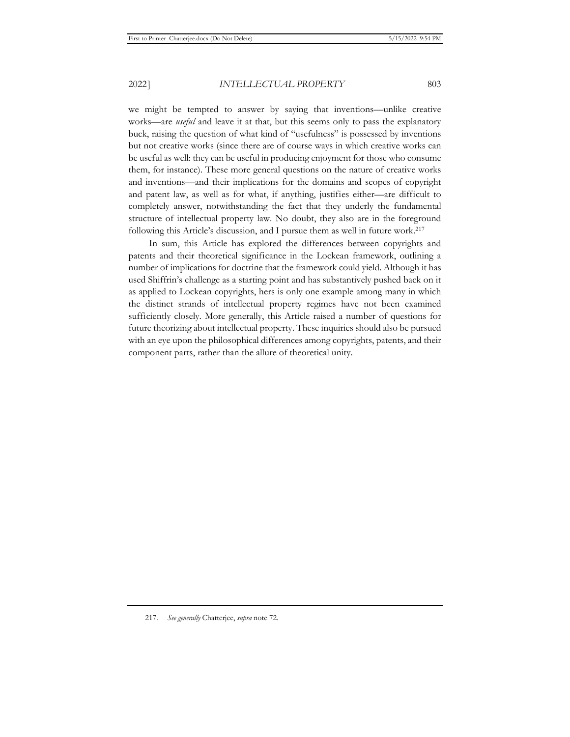we might be tempted to answer by saying that inventions—unlike creative works—are *useful* and leave it at that, but this seems only to pass the explanatory buck, raising the question of what kind of "usefulness" is possessed by inventions but not creative works (since there are of course ways in which creative works can be useful as well: they can be useful in producing enjoyment for those who consume them, for instance). These more general questions on the nature of creative works and inventions—and their implications for the domains and scopes of copyright and patent law, as well as for what, if anything, justifies either—are difficult to completely answer, notwithstanding the fact that they underly the fundamental structure of intellectual property law. No doubt, they also are in the foreground following this Article's discussion, and I pursue them as well in future work.[217]

In sum, this Article has explored the differences between copyrights and patents and their theoretical significance in the Lockean framework, outlining a number of implications for doctrine that the framework could yield. Although it has used Shiffrin's challenge as a starting point and has substantively pushed back on it as applied to Lockean copyrights, hers is only one example among many in which the distinct strands of intellectual property regimes have not been examined sufficiently closely. More generally, this Article raised a number of questions for future theorizing about intellectual property. These inquiries should also be pursued with an eye upon the philosophical differences among copyrights, patents, and their component parts, rather than the allure of theoretical unity.

217. *See generally* Chatterjee, *supra* note 72.